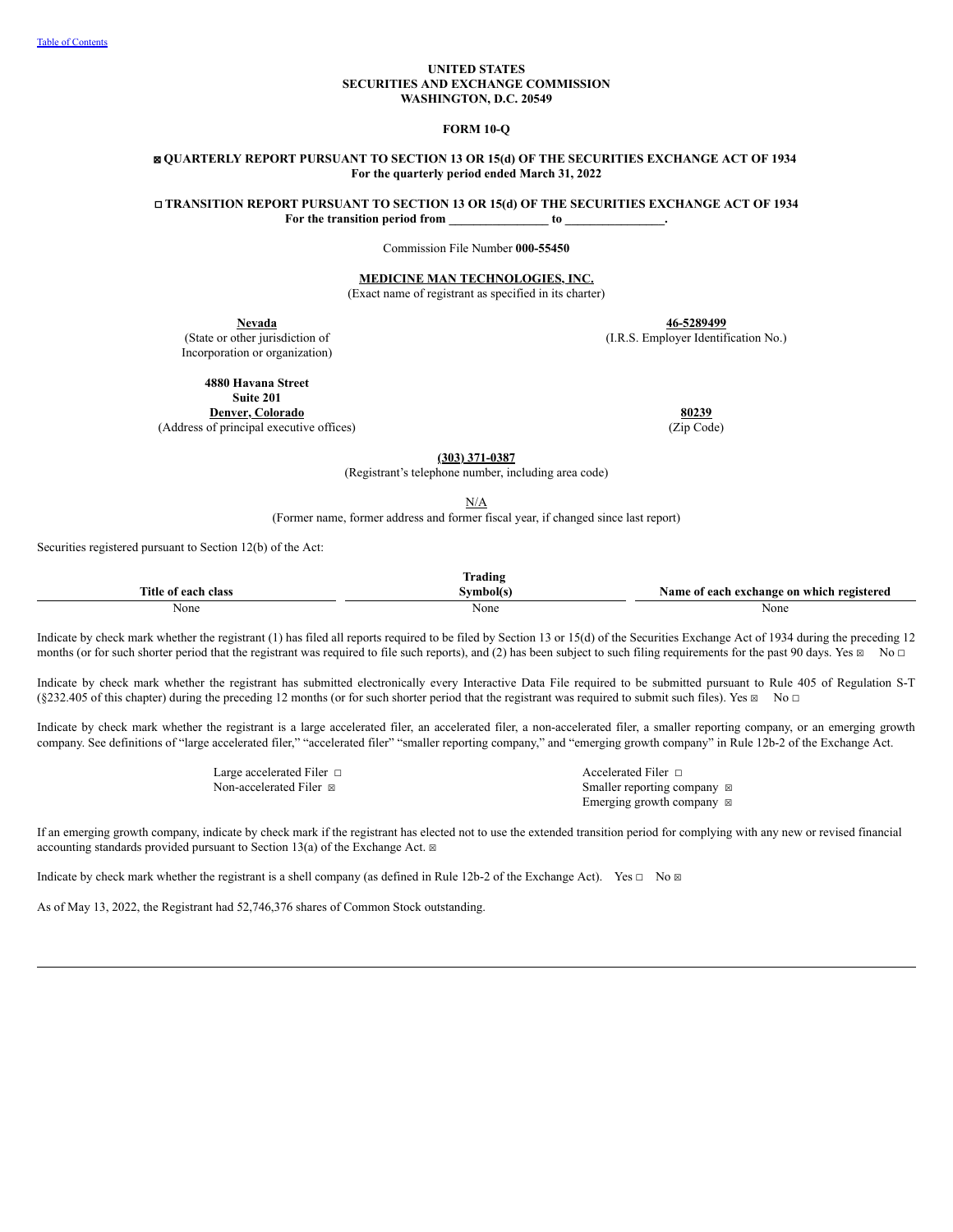Table of Contents

**UNITED STATES**
**SECURITIES AND EXCHANGE COMMISSION**
**WASHINGTON, D.C. 20549**

**FORM 10-Q**

☒ **QUARTERLY REPORT PURSUANT TO SECTION 13 OR 15(d) OF THE SECURITIES EXCHANGE ACT OF 1934**
**For the quarterly period ended March 31, 2022**

☐ **TRANSITION REPORT PURSUANT TO SECTION 13 OR 15(d) OF THE SECURITIES EXCHANGE ACT OF 1934**
**For the transition period from _______________ to _______________.**

Commission File Number **000-55450**

**MEDICINE MAN TECHNOLOGIES, INC.**
(Exact name of registrant as specified in its charter)

| **Nevada** | **46-5289499** |
|---|---|
| (State or other jurisdiction of Incorporation or organization) | (I.R.S. Employer Identification No.) |

| **4880 Havana Street Suite 201 Denver, Colorado** | **80239** |
|---|---|
| (Address of principal executive offices) | (Zip Code) |

**(303) 371-0387**
(Registrant's telephone number, including area code)

N/A
(Former name, former address and former fiscal year, if changed since last report)

Securities registered pursuant to Section 12(b) of the Act:

| Title of each class | Trading Symbol(s) | Name of each exchange on which registered |
|---|---|---|
| None | None | None |

Indicate by check mark whether the registrant (1) has filed all reports required to be filed by Section 13 or 15(d) of the Securities Exchange Act of 1934 during the preceding 12 months (or for such shorter period that the registrant was required to file such reports), and (2) has been subject to such filing requirements for the past 90 days. Yes ☒ No ☐

Indicate by check mark whether the registrant has submitted electronically every Interactive Data File required to be submitted pursuant to Rule 405 of Regulation S-T (§232.405 of this chapter) during the preceding 12 months (or for such shorter period that the registrant was required to submit such files). Yes ☒ No ☐

Indicate by check mark whether the registrant is a large accelerated filer, an accelerated filer, a non-accelerated filer, a smaller reporting company, or an emerging growth company. See definitions of "large accelerated filer," "accelerated filer" "smaller reporting company," and "emerging growth company" in Rule 12b-2 of the Exchange Act.

| | |
|---|---|
| Large accelerated Filer ☐ | Accelerated Filer ☐ |
| Non-accelerated Filer ☒ | Smaller reporting company ☒ |
| | Emerging growth company ☒ |

If an emerging growth company, indicate by check mark if the registrant has elected not to use the extended transition period for complying with any new or revised financial accounting standards provided pursuant to Section 13(a) of the Exchange Act. ☒

Indicate by check mark whether the registrant is a shell company (as defined in Rule 12b-2 of the Exchange Act). Yes ☐ No ☒

As of May 13, 2022, the Registrant had 52,746,376 shares of Common Stock outstanding.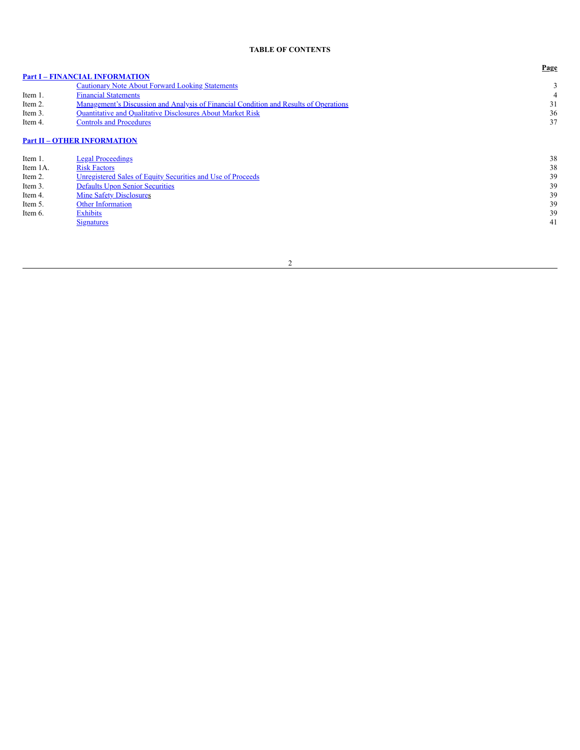# TABLE OF CONTENTS

| | | Page |
|---|---|---|
| **Part I – FINANCIAL INFORMATION** | | |
| | Cautionary Note About Forward Looking Statements | 3 |
| Item 1. | Financial Statements | 4 |
| Item 2. | Management's Discussion and Analysis of Financial Condition and Results of Operations | 31 |
| Item 3. | Quantitative and Qualitative Disclosures About Market Risk | 36 |
| Item 4. | Controls and Procedures | 37 |
| **Part II – OTHER INFORMATION** | | |
| Item 1. | Legal Proceedings | 38 |
| Item 1A. | Risk Factors | 38 |
| Item 2. | Unregistered Sales of Equity Securities and Use of Proceeds | 39 |
| Item 3. | Defaults Upon Senior Securities | 39 |
| Item 4. | Mine Safety Disclosures | 39 |
| Item 5. | Other Information | 39 |
| Item 6. | Exhibits | 39 |
| | Signatures | 41 |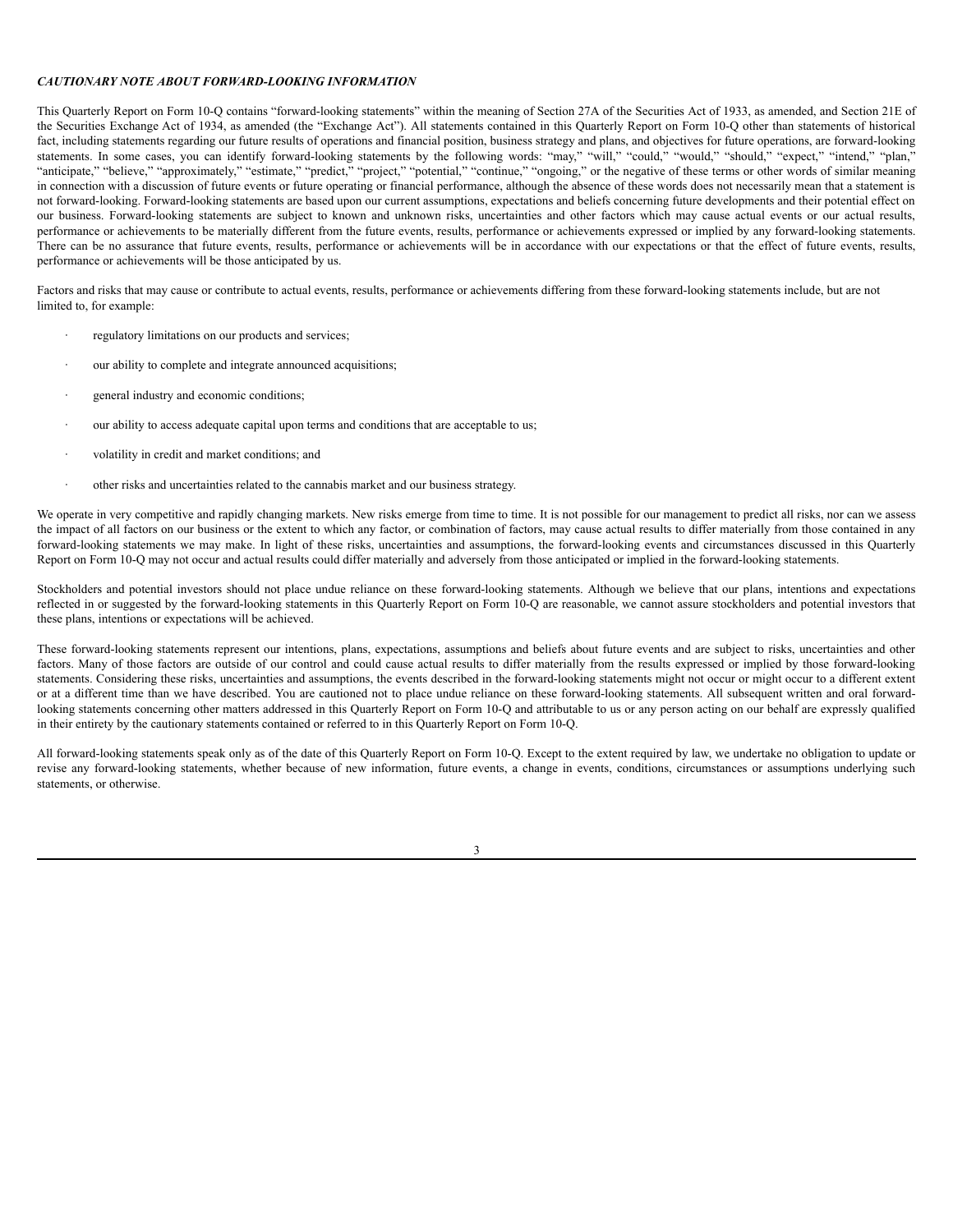***CAUTIONARY NOTE ABOUT FORWARD-LOOKING INFORMATION***

This Quarterly Report on Form 10-Q contains "forward-looking statements" within the meaning of Section 27A of the Securities Act of 1933, as amended, and Section 21E of the Securities Exchange Act of 1934, as amended (the "Exchange Act"). All statements contained in this Quarterly Report on Form 10-Q other than statements of historical fact, including statements regarding our future results of operations and financial position, business strategy and plans, and objectives for future operations, are forward-looking statements. In some cases, you can identify forward-looking statements by the following words: "may," "will," "could," "would," "should," "expect," "intend," "plan," "anticipate," "believe," "approximately," "estimate," "predict," "project," "potential," "continue," "ongoing," or the negative of these terms or other words of similar meaning in connection with a discussion of future events or future operating or financial performance, although the absence of these words does not necessarily mean that a statement is not forward-looking. Forward-looking statements are based upon our current assumptions, expectations and beliefs concerning future developments and their potential effect on our business. Forward-looking statements are subject to known and unknown risks, uncertainties and other factors which may cause actual events or our actual results, performance or achievements to be materially different from the future events, results, performance or achievements expressed or implied by any forward-looking statements. There can be no assurance that future events, results, performance or achievements will be in accordance with our expectations or that the effect of future events, results, performance or achievements will be those anticipated by us.

Factors and risks that may cause or contribute to actual events, results, performance or achievements differing from these forward-looking statements include, but are not limited to, for example:

- regulatory limitations on our products and services;
- our ability to complete and integrate announced acquisitions;
- general industry and economic conditions;
- our ability to access adequate capital upon terms and conditions that are acceptable to us;
- volatility in credit and market conditions; and
- other risks and uncertainties related to the cannabis market and our business strategy.

We operate in very competitive and rapidly changing markets. New risks emerge from time to time. It is not possible for our management to predict all risks, nor can we assess the impact of all factors on our business or the extent to which any factor, or combination of factors, may cause actual results to differ materially from those contained in any forward-looking statements we may make. In light of these risks, uncertainties and assumptions, the forward-looking events and circumstances discussed in this Quarterly Report on Form 10-Q may not occur and actual results could differ materially and adversely from those anticipated or implied in the forward-looking statements.

Stockholders and potential investors should not place undue reliance on these forward-looking statements. Although we believe that our plans, intentions and expectations reflected in or suggested by the forward-looking statements in this Quarterly Report on Form 10-Q are reasonable, we cannot assure stockholders and potential investors that these plans, intentions or expectations will be achieved.

These forward-looking statements represent our intentions, plans, expectations, assumptions and beliefs about future events and are subject to risks, uncertainties and other factors. Many of those factors are outside of our control and could cause actual results to differ materially from the results expressed or implied by those forward-looking statements. Considering these risks, uncertainties and assumptions, the events described in the forward-looking statements might not occur or might occur to a different extent or at a different time than we have described. You are cautioned not to place undue reliance on these forward-looking statements. All subsequent written and oral forward-looking statements concerning other matters addressed in this Quarterly Report on Form 10-Q and attributable to us or any person acting on our behalf are expressly qualified in their entirety by the cautionary statements contained or referred to in this Quarterly Report on Form 10-Q.

All forward-looking statements speak only as of the date of this Quarterly Report on Form 10-Q. Except to the extent required by law, we undertake no obligation to update or revise any forward-looking statements, whether because of new information, future events, a change in events, conditions, circumstances or assumptions underlying such statements, or otherwise.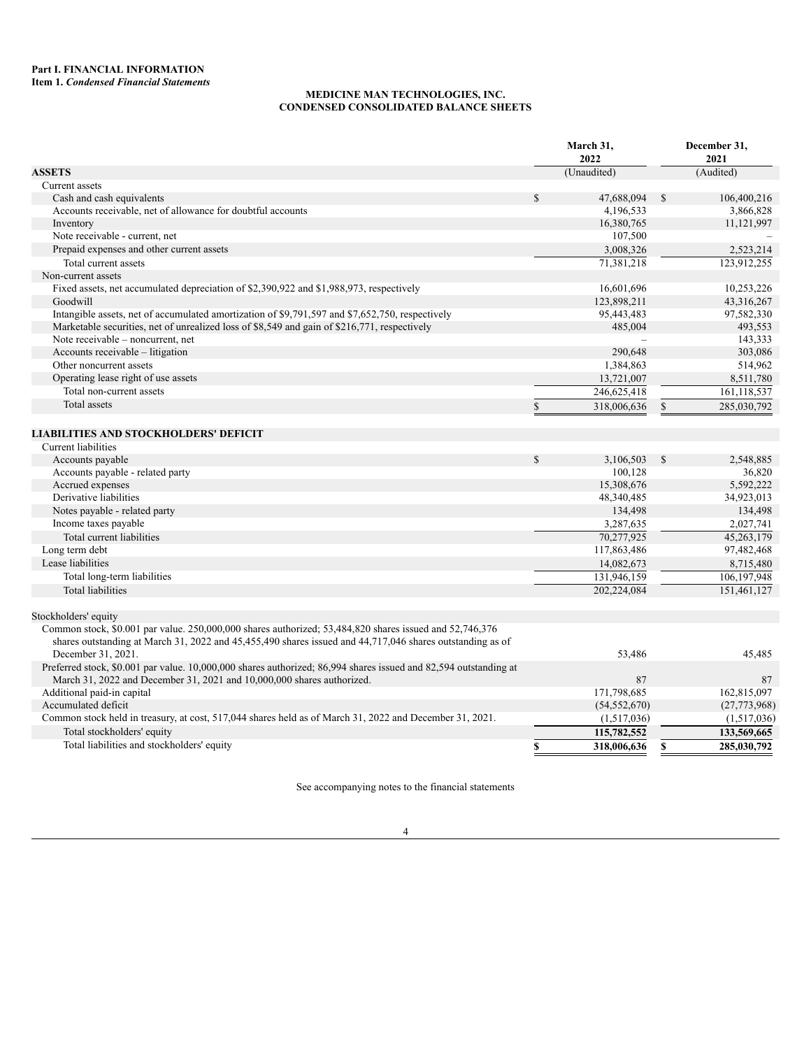**Part I. FINANCIAL INFORMATION**
**Item 1.** ***Condensed Financial Statements***

**MEDICINE MAN TECHNOLOGIES, INC.**
**CONDENSED CONSOLIDATED BALANCE SHEETS**

| | March 31, 2022 | December 31, 2021 |
|---|---|---|
| **ASSETS** | (Unaudited) | (Audited) |
| Current assets | | |
| Cash and cash equivalents | $ 47,688,094 | $ 106,400,216 |
| Accounts receivable, net of allowance for doubtful accounts | 4,196,533 | 3,866,828 |
| Inventory | 16,380,765 | 11,121,997 |
| Note receivable - current, net | 107,500 | – |
| Prepaid expenses and other current assets | 3,008,326 | 2,523,214 |
| Total current assets | 71,381,218 | 123,912,255 |
| Non-current assets | | |
| Fixed assets, net accumulated depreciation of $2,390,922 and $1,988,973, respectively | 16,601,696 | 10,253,226 |
| Goodwill | 123,898,211 | 43,316,267 |
| Intangible assets, net of accumulated amortization of $9,791,597 and $7,652,750, respectively | 95,443,483 | 97,582,330 |
| Marketable securities, net of unrealized loss of $8,549 and gain of $216,771, respectively | 485,004 | 493,553 |
| Note receivable – noncurrent, net | – | 143,333 |
| Accounts receivable – litigation | 290,648 | 303,086 |
| Other noncurrent assets | 1,384,863 | 514,962 |
| Operating lease right of use assets | 13,721,007 | 8,511,780 |
| Total non-current assets | 246,625,418 | 161,118,537 |
| Total assets | $ 318,006,636 | $ 285,030,792 |
| | | |
| **LIABILITIES AND STOCKHOLDERS' DEFICIT** | | |
| Current liabilities | | |
| Accounts payable | $ 3,106,503 | $ 2,548,885 |
| Accounts payable - related party | 100,128 | 36,820 |
| Accrued expenses | 15,308,676 | 5,592,222 |
| Derivative liabilities | 48,340,485 | 34,923,013 |
| Notes payable - related party | 134,498 | 134,498 |
| Income taxes payable | 3,287,635 | 2,027,741 |
| Total current liabilities | 70,277,925 | 45,263,179 |
| Long term debt | 117,863,486 | 97,482,468 |
| Lease liabilities | 14,082,673 | 8,715,480 |
| Total long-term liabilities | 131,946,159 | 106,197,948 |
| Total liabilities | 202,224,084 | 151,461,127 |
| | | |
| Stockholders' equity | | |
| Common stock, $0.001 par value. 250,000,000 shares authorized; 53,484,820 shares issued and 52,746,376 shares outstanding at March 31, 2022 and 45,455,490 shares issued and 44,717,046 shares outstanding as of December 31, 2021. | 53,486 | 45,485 |
| Preferred stock, $0.001 par value. 10,000,000 shares authorized; 86,994 shares issued and 82,594 outstanding at March 31, 2022 and December 31, 2021 and 10,000,000 shares authorized. | 87 | 87 |
| Additional paid-in capital | 171,798,685 | 162,815,097 |
| Accumulated deficit | (54,552,670) | (27,773,968) |
| Common stock held in treasury, at cost, 517,044 shares held as of March 31, 2022 and December 31, 2021. | (1,517,036) | (1,517,036) |
| Total stockholders' equity | **115,782,552** | **133,569,665** |
| Total liabilities and stockholders' equity | **$ 318,006,636** | **$ 285,030,792** |

See accompanying notes to the financial statements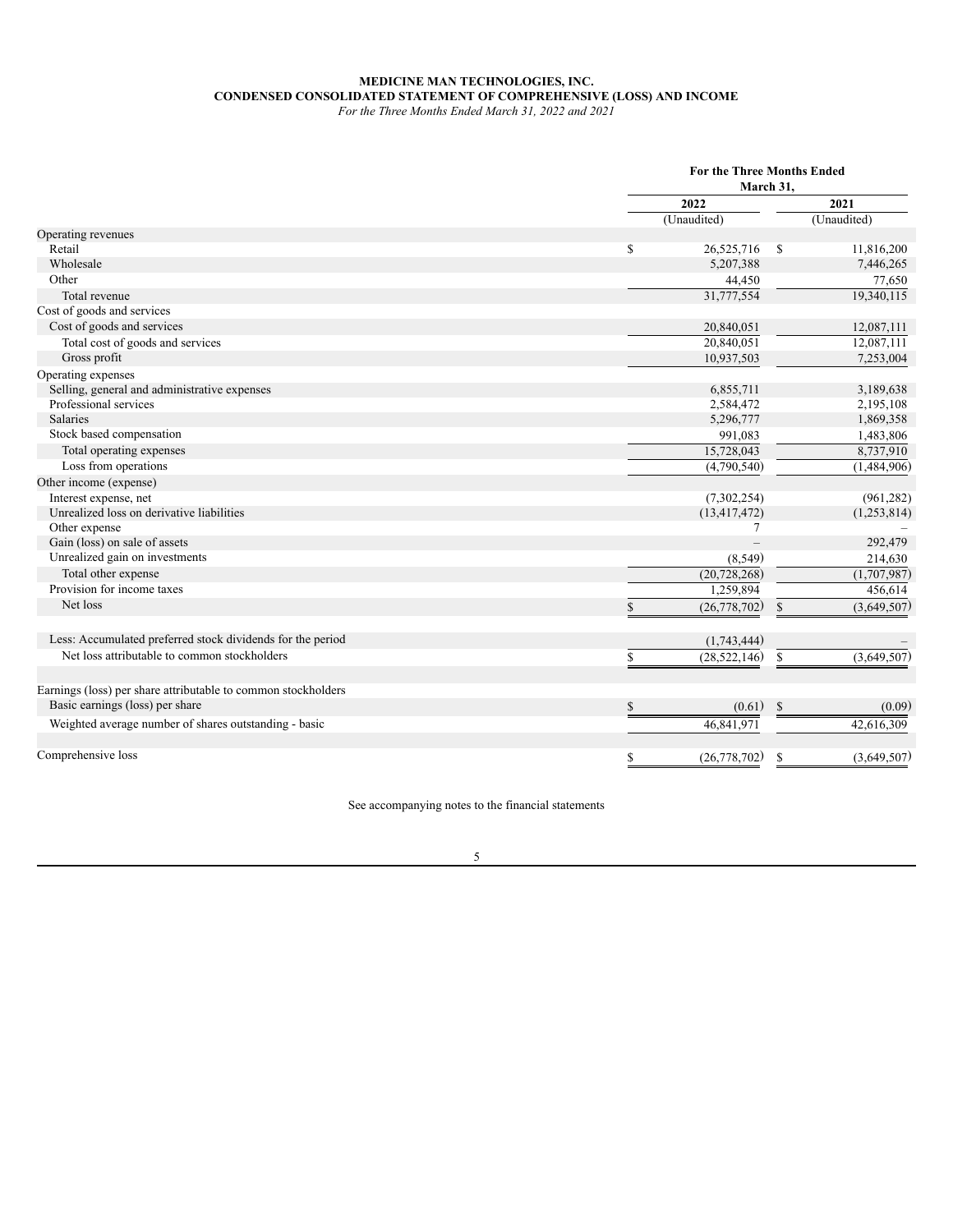**MEDICINE MAN TECHNOLOGIES, INC.**
**CONDENSED CONSOLIDATED STATEMENT OF COMPREHENSIVE (LOSS) AND INCOME**
*For the Three Months Ended March 31, 2022 and 2021*

| | For the Three Months Ended March 31, | |
|---|---|---|
| | 2022 | 2021 |
| | (Unaudited) | (Unaudited) |
| Operating revenues | | |
| Retail | $ 26,525,716 | $ 11,816,200 |
| Wholesale | 5,207,388 | 7,446,265 |
| Other | 44,450 | 77,650 |
| Total revenue | 31,777,554 | 19,340,115 |
| Cost of goods and services | | |
| Cost of goods and services | 20,840,051 | 12,087,111 |
| Total cost of goods and services | 20,840,051 | 12,087,111 |
| Gross profit | 10,937,503 | 7,253,004 |
| Operating expenses | | |
| Selling, general and administrative expenses | 6,855,711 | 3,189,638 |
| Professional services | 2,584,472 | 2,195,108 |
| Salaries | 5,296,777 | 1,869,358 |
| Stock based compensation | 991,083 | 1,483,806 |
| Total operating expenses | 15,728,043 | 8,737,910 |
| Loss from operations | (4,790,540) | (1,484,906) |
| Other income (expense) | | |
| Interest expense, net | (7,302,254) | (961,282) |
| Unrealized loss on derivative liabilities | (13,417,472) | (1,253,814) |
| Other expense | 7 | – |
| Gain (loss) on sale of assets | – | 292,479 |
| Unrealized gain on investments | (8,549) | 214,630 |
| Total other expense | (20,728,268) | (1,707,987) |
| Provision for income taxes | 1,259,894 | 456,614 |
| Net loss | $ (26,778,702) | $ (3,649,507) |
| | | |
| Less: Accumulated preferred stock dividends for the period | (1,743,444) | – |
| Net loss attributable to common stockholders | $ (28,522,146) | $ (3,649,507) |
| | | |
| Earnings (loss) per share attributable to common stockholders | | |
| Basic earnings (loss) per share | $ (0.61) | $ (0.09) |
| Weighted average number of shares outstanding - basic | 46,841,971 | 42,616,309 |
| | | |
| Comprehensive loss | $ (26,778,702) | $ (3,649,507) |

See accompanying notes to the financial statements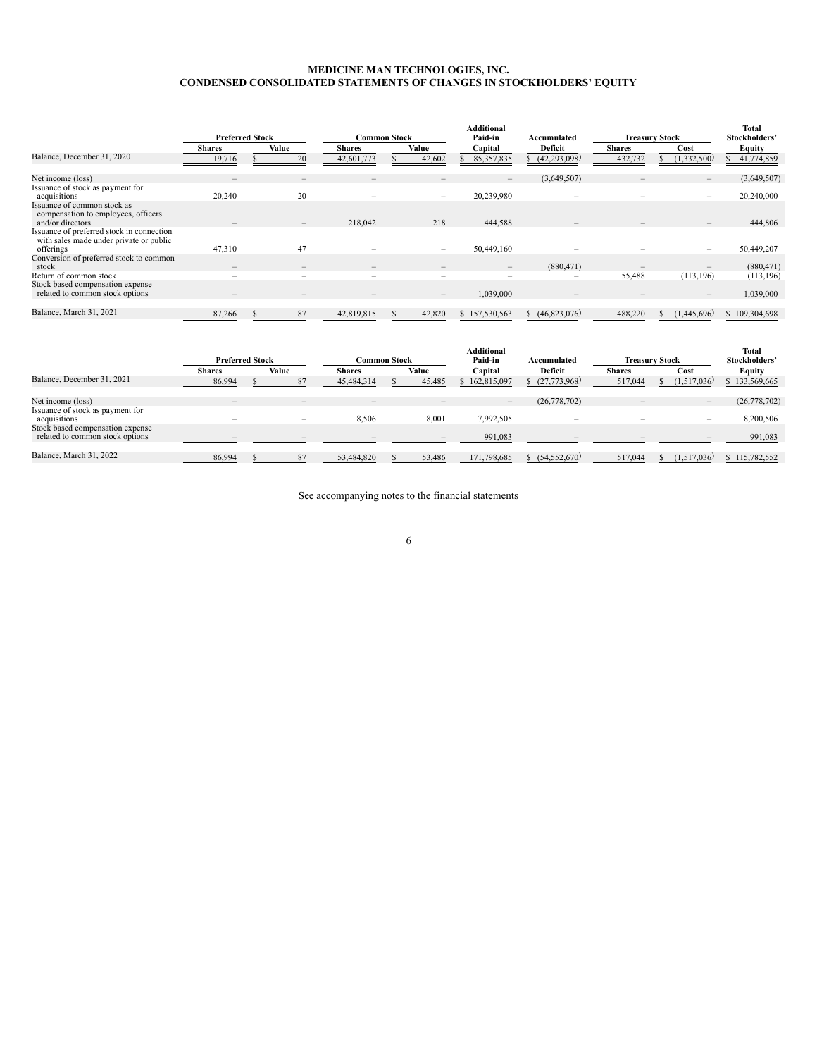**MEDICINE MAN TECHNOLOGIES, INC.**
**CONDENSED CONSOLIDATED STATEMENTS OF CHANGES IN STOCKHOLDERS' EQUITY**

| | Preferred Stock | | Common Stock | | Additional Paid-in | Accumulated | Treasury Stock | | Total Stockholders' |
|---|---|---|---|---|---|---|---|---|---|
| | Shares | Value | Shares | Value | Capital | Deficit | Shares | Cost | Equity |
| Balance, December 31, 2020 | 19,716 | $ 20 | 42,601,773 | $ 42,602 | $ 85,357,835 | $ (42,293,098) | 432,732 | $ (1,332,500) | $ 41,774,859 |
| Net income (loss) | – | – | – | – | – | (3,649,507) | – | – | (3,649,507) |
| Issuance of stock as payment for acquisitions | 20,240 | 20 | – | – | 20,239,980 | – | – | – | 20,240,000 |
| Issuance of common stock as compensation to employees, officers and/or directors | – | – | 218,042 | 218 | 444,588 | – | – | – | 444,806 |
| Issuance of preferred stock in connection with sales made under private or public offerings | 47,310 | 47 | – | – | 50,449,160 | – | – | – | 50,449,207 |
| Conversion of preferred stock to common stock | – | – | – | – | – | (880,471) | – | – | (880,471) |
| Return of common stock | – | – | – | – | – | – | 55,488 | (113,196) | (113,196) |
| Stock based compensation expense related to common stock options | – | – | – | – | 1,039,000 | – | – | – | 1,039,000 |
| Balance, March 31, 2021 | 87,266 | $ 87 | 42,819,815 | $ 42,820 | $ 157,530,563 | $ (46,823,076) | 488,220 | $ (1,445,696) | $ 109,304,698 |

| | Preferred Stock | | Common Stock | | Additional Paid-in | Accumulated | Treasury Stock | | Total Stockholders' |
|---|---|---|---|---|---|---|---|---|---|
| | Shares | Value | Shares | Value | Capital | Deficit | Shares | Cost | Equity |
| Balance, December 31, 2021 | 86,994 | $ 87 | 45,484,314 | $ 45,485 | $ 162,815,097 | $ (27,773,968) | 517,044 | $ (1,517,036) | $ 133,569,665 |
| Net income (loss) | – | – | – | – | – | (26,778,702) | – | – | (26,778,702) |
| Issuance of stock as payment for acquisitions | – | – | 8,506 | 8,001 | 7,992,505 | – | – | – | 8,200,506 |
| Stock based compensation expense related to common stock options | – | – | – | – | 991,083 | – | – | – | 991,083 |
| Balance, March 31, 2022 | 86,994 | $ 87 | 53,484,820 | $ 53,486 | 171,798,685 | $ (54,552,670) | 517,044 | $ (1,517,036) | $ 115,782,552 |

See accompanying notes to the financial statements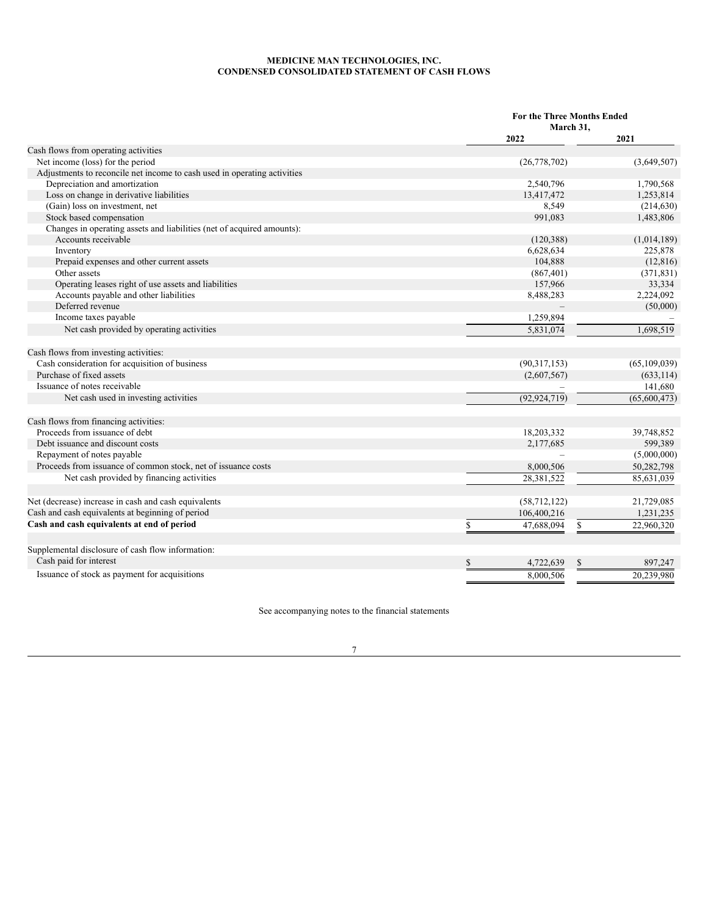**MEDICINE MAN TECHNOLOGIES, INC.**
**CONDENSED CONSOLIDATED STATEMENT OF CASH FLOWS**

| | For the Three Months Ended March 31, | |
|---|---|---|
| | 2022 | 2021 |
| Cash flows from operating activities | | |
| Net income (loss) for the period | (26,778,702) | (3,649,507) |
| Adjustments to reconcile net income to cash used in operating activities | | |
| Depreciation and amortization | 2,540,796 | 1,790,568 |
| Loss on change in derivative liabilities | 13,417,472 | 1,253,814 |
| (Gain) loss on investment, net | 8,549 | (214,630) |
| Stock based compensation | 991,083 | 1,483,806 |
| Changes in operating assets and liabilities (net of acquired amounts): | | |
| Accounts receivable | (120,388) | (1,014,189) |
| Inventory | 6,628,634 | 225,878 |
| Prepaid expenses and other current assets | 104,888 | (12,816) |
| Other assets | (867,401) | (371,831) |
| Operating leases right of use assets and liabilities | 157,966 | 33,334 |
| Accounts payable and other liabilities | 8,488,283 | 2,224,092 |
| Deferred revenue | – | (50,000) |
| Income taxes payable | 1,259,894 | – |
| Net cash provided by operating activities | 5,831,074 | 1,698,519 |
| | | |
| Cash flows from investing activities: | | |
| Cash consideration for acquisition of business | (90,317,153) | (65,109,039) |
| Purchase of fixed assets | (2,607,567) | (633,114) |
| Issuance of notes receivable | – | 141,680 |
| Net cash used in investing activities | (92,924,719) | (65,600,473) |
| | | |
| Cash flows from financing activities: | | |
| Proceeds from issuance of debt | 18,203,332 | 39,748,852 |
| Debt issuance and discount costs | 2,177,685 | 599,389 |
| Repayment of notes payable | – | (5,000,000) |
| Proceeds from issuance of common stock, net of issuance costs | 8,000,506 | 50,282,798 |
| Net cash provided by financing activities | 28,381,522 | 85,631,039 |
| | | |
| Net (decrease) increase in cash and cash equivalents | (58,712,122) | 21,729,085 |
| Cash and cash equivalents at beginning of period | 106,400,216 | 1,231,235 |
| **Cash and cash equivalents at end of period** | $ 47,688,094 | $ 22,960,320 |
| | | |
| Supplemental disclosure of cash flow information: | | |
| Cash paid for interest | $ 4,722,639 | $ 897,247 |
| Issuance of stock as payment for acquisitions | 8,000,506 | 20,239,980 |

See accompanying notes to the financial statements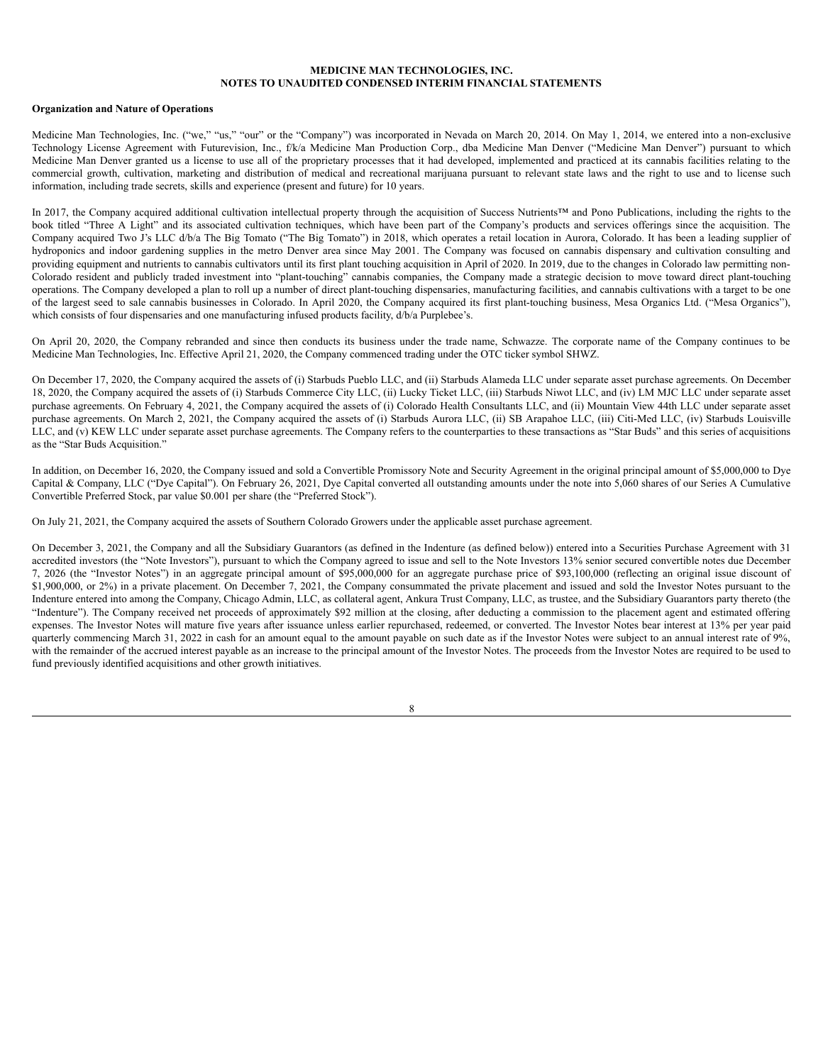**MEDICINE MAN TECHNOLOGIES, INC.**
**NOTES TO UNAUDITED CONDENSED INTERIM FINANCIAL STATEMENTS**

**Organization and Nature of Operations**

Medicine Man Technologies, Inc. ("we," "us," "our" or the "Company") was incorporated in Nevada on March 20, 2014. On May 1, 2014, we entered into a non-exclusive Technology License Agreement with Futurevision, Inc., f/k/a Medicine Man Production Corp., dba Medicine Man Denver ("Medicine Man Denver") pursuant to which Medicine Man Denver granted us a license to use all of the proprietary processes that it had developed, implemented and practiced at its cannabis facilities relating to the commercial growth, cultivation, marketing and distribution of medical and recreational marijuana pursuant to relevant state laws and the right to use and to license such information, including trade secrets, skills and experience (present and future) for 10 years.

In 2017, the Company acquired additional cultivation intellectual property through the acquisition of Success Nutrients™ and Pono Publications, including the rights to the book titled "Three A Light" and its associated cultivation techniques, which have been part of the Company's products and services offerings since the acquisition. The Company acquired Two J's LLC d/b/a The Big Tomato ("The Big Tomato") in 2018, which operates a retail location in Aurora, Colorado. It has been a leading supplier of hydroponics and indoor gardening supplies in the metro Denver area since May 2001. The Company was focused on cannabis dispensary and cultivation consulting and providing equipment and nutrients to cannabis cultivators until its first plant touching acquisition in April of 2020. In 2019, due to the changes in Colorado law permitting non-Colorado resident and publicly traded investment into "plant-touching" cannabis companies, the Company made a strategic decision to move toward direct plant-touching operations. The Company developed a plan to roll up a number of direct plant-touching dispensaries, manufacturing facilities, and cannabis cultivations with a target to be one of the largest seed to sale cannabis businesses in Colorado. In April 2020, the Company acquired its first plant-touching business, Mesa Organics Ltd. ("Mesa Organics"), which consists of four dispensaries and one manufacturing infused products facility, d/b/a Purplebee's.

On April 20, 2020, the Company rebranded and since then conducts its business under the trade name, Schwazze. The corporate name of the Company continues to be Medicine Man Technologies, Inc. Effective April 21, 2020, the Company commenced trading under the OTC ticker symbol SHWZ.

On December 17, 2020, the Company acquired the assets of (i) Starbuds Pueblo LLC, and (ii) Starbuds Alameda LLC under separate asset purchase agreements. On December 18, 2020, the Company acquired the assets of (i) Starbuds Commerce City LLC, (ii) Lucky Ticket LLC, (iii) Starbuds Niwot LLC, and (iv) LM MJC LLC under separate asset purchase agreements. On February 4, 2021, the Company acquired the assets of (i) Colorado Health Consultants LLC, and (ii) Mountain View 44th LLC under separate asset purchase agreements. On March 2, 2021, the Company acquired the assets of (i) Starbuds Aurora LLC, (ii) SB Arapahoe LLC, (iii) Citi-Med LLC, (iv) Starbuds Louisville LLC, and (v) KEW LLC under separate asset purchase agreements. The Company refers to the counterparties to these transactions as "Star Buds" and this series of acquisitions as the "Star Buds Acquisition."

In addition, on December 16, 2020, the Company issued and sold a Convertible Promissory Note and Security Agreement in the original principal amount of $5,000,000 to Dye Capital & Company, LLC ("Dye Capital"). On February 26, 2021, Dye Capital converted all outstanding amounts under the note into 5,060 shares of our Series A Cumulative Convertible Preferred Stock, par value $0.001 per share (the "Preferred Stock").

On July 21, 2021, the Company acquired the assets of Southern Colorado Growers under the applicable asset purchase agreement.

On December 3, 2021, the Company and all the Subsidiary Guarantors (as defined in the Indenture (as defined below)) entered into a Securities Purchase Agreement with 31 accredited investors (the "Note Investors"), pursuant to which the Company agreed to issue and sell to the Note Investors 13% senior secured convertible notes due December 7, 2026 (the "Investor Notes") in an aggregate principal amount of $95,000,000 for an aggregate purchase price of $93,100,000 (reflecting an original issue discount of $1,900,000, or 2%) in a private placement. On December 7, 2021, the Company consummated the private placement and issued and sold the Investor Notes pursuant to the Indenture entered into among the Company, Chicago Admin, LLC, as collateral agent, Ankura Trust Company, LLC, as trustee, and the Subsidiary Guarantors party thereto (the "Indenture"). The Company received net proceeds of approximately $92 million at the closing, after deducting a commission to the placement agent and estimated offering expenses. The Investor Notes will mature five years after issuance unless earlier repurchased, redeemed, or converted. The Investor Notes bear interest at 13% per year paid quarterly commencing March 31, 2022 in cash for an amount equal to the amount payable on such date as if the Investor Notes were subject to an annual interest rate of 9%, with the remainder of the accrued interest payable as an increase to the principal amount of the Investor Notes. The proceeds from the Investor Notes are required to be used to fund previously identified acquisitions and other growth initiatives.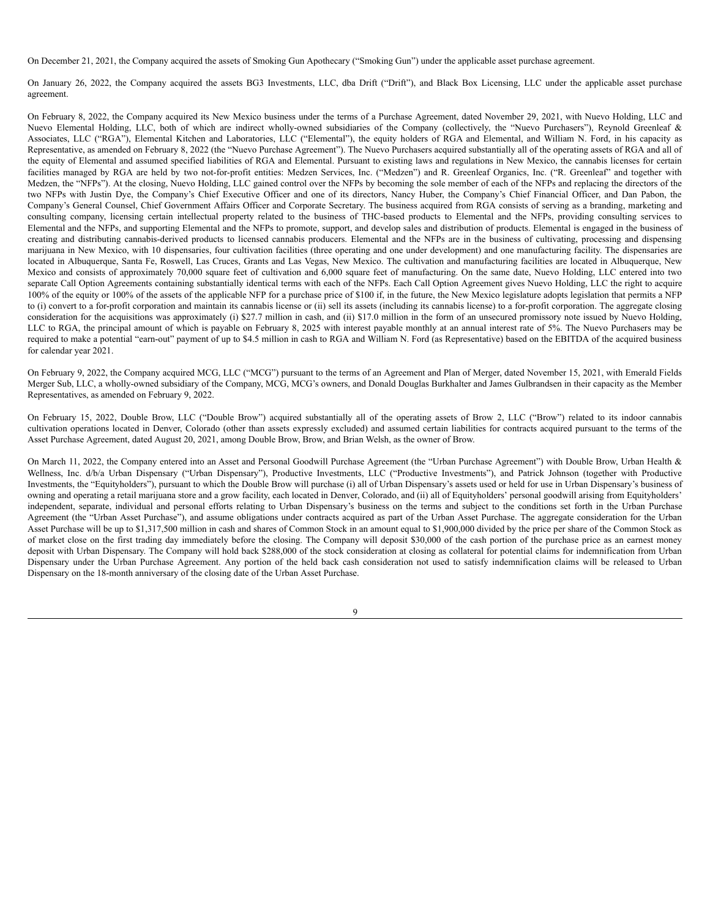On December 21, 2021, the Company acquired the assets of Smoking Gun Apothecary ("Smoking Gun") under the applicable asset purchase agreement.

On January 26, 2022, the Company acquired the assets BG3 Investments, LLC, dba Drift ("Drift"), and Black Box Licensing, LLC under the applicable asset purchase agreement.

On February 8, 2022, the Company acquired its New Mexico business under the terms of a Purchase Agreement, dated November 29, 2021, with Nuevo Holding, LLC and Nuevo Elemental Holding, LLC, both of which are indirect wholly-owned subsidiaries of the Company (collectively, the "Nuevo Purchasers"), Reynold Greenleaf & Associates, LLC ("RGA"), Elemental Kitchen and Laboratories, LLC ("Elemental"), the equity holders of RGA and Elemental, and William N. Ford, in his capacity as Representative, as amended on February 8, 2022 (the "Nuevo Purchase Agreement"). The Nuevo Purchasers acquired substantially all of the operating assets of RGA and all of the equity of Elemental and assumed specified liabilities of RGA and Elemental. Pursuant to existing laws and regulations in New Mexico, the cannabis licenses for certain facilities managed by RGA are held by two not-for-profit entities: Medzen Services, Inc. ("Medzen") and R. Greenleaf Organics, Inc. ("R. Greenleaf" and together with Medzen, the "NFPs"). At the closing, Nuevo Holding, LLC gained control over the NFPs by becoming the sole member of each of the NFPs and replacing the directors of the two NFPs with Justin Dye, the Company's Chief Executive Officer and one of its directors, Nancy Huber, the Company's Chief Financial Officer, and Dan Pabon, the Company's General Counsel, Chief Government Affairs Officer and Corporate Secretary. The business acquired from RGA consists of serving as a branding, marketing and consulting company, licensing certain intellectual property related to the business of THC-based products to Elemental and the NFPs, providing consulting services to Elemental and the NFPs, and supporting Elemental and the NFPs to promote, support, and develop sales and distribution of products. Elemental is engaged in the business of creating and distributing cannabis-derived products to licensed cannabis producers. Elemental and the NFPs are in the business of cultivating, processing and dispensing marijuana in New Mexico, with 10 dispensaries, four cultivation facilities (three operating and one under development) and one manufacturing facility. The dispensaries are located in Albuquerque, Santa Fe, Roswell, Las Cruces, Grants and Las Vegas, New Mexico. The cultivation and manufacturing facilities are located in Albuquerque, New Mexico and consists of approximately 70,000 square feet of cultivation and 6,000 square feet of manufacturing. On the same date, Nuevo Holding, LLC entered into two separate Call Option Agreements containing substantially identical terms with each of the NFPs. Each Call Option Agreement gives Nuevo Holding, LLC the right to acquire 100% of the equity or 100% of the assets of the applicable NFP for a purchase price of $100 if, in the future, the New Mexico legislature adopts legislation that permits a NFP to (i) convert to a for-profit corporation and maintain its cannabis license or (ii) sell its assets (including its cannabis license) to a for-profit corporation. The aggregate closing consideration for the acquisitions was approximately (i) $27.7 million in cash, and (ii) $17.0 million in the form of an unsecured promissory note issued by Nuevo Holding, LLC to RGA, the principal amount of which is payable on February 8, 2025 with interest payable monthly at an annual interest rate of 5%. The Nuevo Purchasers may be required to make a potential "earn-out" payment of up to $4.5 million in cash to RGA and William N. Ford (as Representative) based on the EBITDA of the acquired business for calendar year 2021.

On February 9, 2022, the Company acquired MCG, LLC ("MCG") pursuant to the terms of an Agreement and Plan of Merger, dated November 15, 2021, with Emerald Fields Merger Sub, LLC, a wholly-owned subsidiary of the Company, MCG, MCG's owners, and Donald Douglas Burkhalter and James Gulbrandsen in their capacity as the Member Representatives, as amended on February 9, 2022.

On February 15, 2022, Double Brow, LLC ("Double Brow") acquired substantially all of the operating assets of Brow 2, LLC ("Brow") related to its indoor cannabis cultivation operations located in Denver, Colorado (other than assets expressly excluded) and assumed certain liabilities for contracts acquired pursuant to the terms of the Asset Purchase Agreement, dated August 20, 2021, among Double Brow, Brow, and Brian Welsh, as the owner of Brow.

On March 11, 2022, the Company entered into an Asset and Personal Goodwill Purchase Agreement (the "Urban Purchase Agreement") with Double Brow, Urban Health & Wellness, Inc. d/b/a Urban Dispensary ("Urban Dispensary"), Productive Investments, LLC ("Productive Investments"), and Patrick Johnson (together with Productive Investments, the "Equityholders"), pursuant to which the Double Brow will purchase (i) all of Urban Dispensary's assets used or held for use in Urban Dispensary's business of owning and operating a retail marijuana store and a grow facility, each located in Denver, Colorado, and (ii) all of Equityholders' personal goodwill arising from Equityholders' independent, separate, individual and personal efforts relating to Urban Dispensary's business on the terms and subject to the conditions set forth in the Urban Purchase Agreement (the "Urban Asset Purchase"), and assume obligations under contracts acquired as part of the Urban Asset Purchase. The aggregate consideration for the Urban Asset Purchase will be up to $1,317,500 million in cash and shares of Common Stock in an amount equal to $1,900,000 divided by the price per share of the Common Stock as of market close on the first trading day immediately before the closing. The Company will deposit $30,000 of the cash portion of the purchase price as an earnest money deposit with Urban Dispensary. The Company will hold back $288,000 of the stock consideration at closing as collateral for potential claims for indemnification from Urban Dispensary under the Urban Purchase Agreement. Any portion of the held back cash consideration not used to satisfy indemnification claims will be released to Urban Dispensary on the 18-month anniversary of the closing date of the Urban Asset Purchase.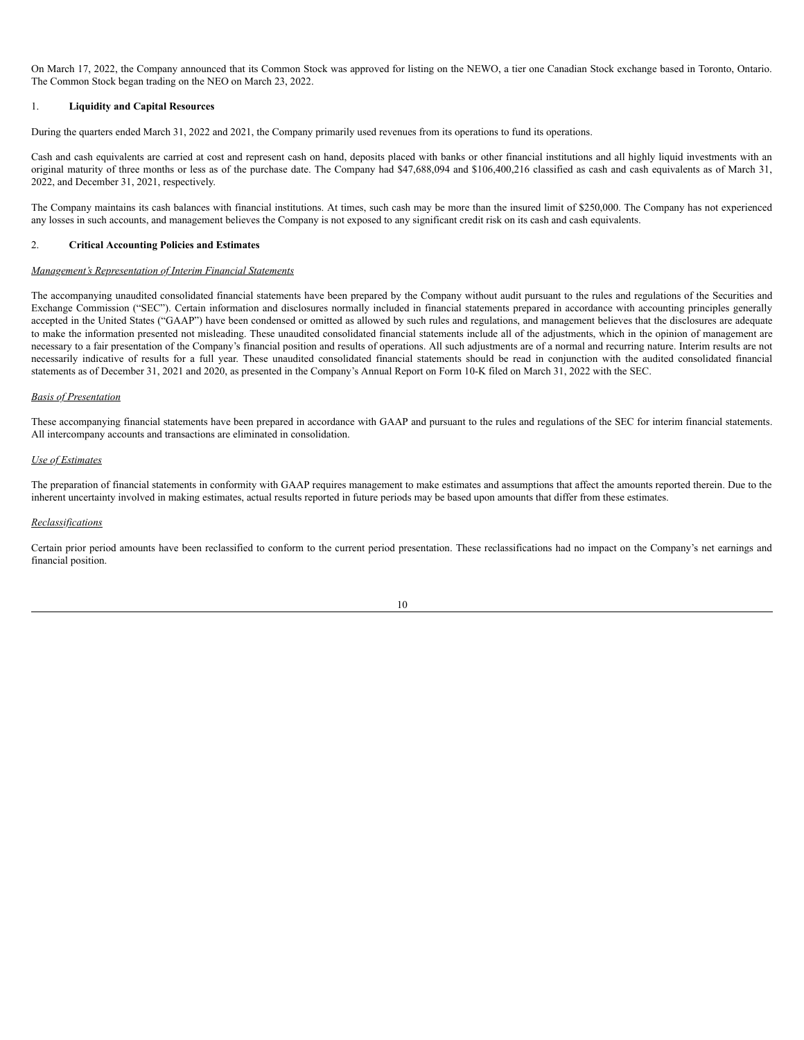On March 17, 2022, the Company announced that its Common Stock was approved for listing on the NEWO, a tier one Canadian Stock exchange based in Toronto, Ontario. The Common Stock began trading on the NEO on March 23, 2022.

1. **Liquidity and Capital Resources**

During the quarters ended March 31, 2022 and 2021, the Company primarily used revenues from its operations to fund its operations.

Cash and cash equivalents are carried at cost and represent cash on hand, deposits placed with banks or other financial institutions and all highly liquid investments with an original maturity of three months or less as of the purchase date. The Company had $47,688,094 and $106,400,216 classified as cash and cash equivalents as of March 31, 2022, and December 31, 2021, respectively.

The Company maintains its cash balances with financial institutions. At times, such cash may be more than the insured limit of $250,000. The Company has not experienced any losses in such accounts, and management believes the Company is not exposed to any significant credit risk on its cash and cash equivalents.

2. **Critical Accounting Policies and Estimates**

*Management's Representation of Interim Financial Statements*

The accompanying unaudited consolidated financial statements have been prepared by the Company without audit pursuant to the rules and regulations of the Securities and Exchange Commission ("SEC"). Certain information and disclosures normally included in financial statements prepared in accordance with accounting principles generally accepted in the United States ("GAAP") have been condensed or omitted as allowed by such rules and regulations, and management believes that the disclosures are adequate to make the information presented not misleading. These unaudited consolidated financial statements include all of the adjustments, which in the opinion of management are necessary to a fair presentation of the Company's financial position and results of operations. All such adjustments are of a normal and recurring nature. Interim results are not necessarily indicative of results for a full year. These unaudited consolidated financial statements should be read in conjunction with the audited consolidated financial statements as of December 31, 2021 and 2020, as presented in the Company's Annual Report on Form 10-K filed on March 31, 2022 with the SEC.

*Basis of Presentation*

These accompanying financial statements have been prepared in accordance with GAAP and pursuant to the rules and regulations of the SEC for interim financial statements. All intercompany accounts and transactions are eliminated in consolidation.

*Use of Estimates*

The preparation of financial statements in conformity with GAAP requires management to make estimates and assumptions that affect the amounts reported therein. Due to the inherent uncertainty involved in making estimates, actual results reported in future periods may be based upon amounts that differ from these estimates.

*Reclassifications*

Certain prior period amounts have been reclassified to conform to the current period presentation. These reclassifications had no impact on the Company's net earnings and financial position.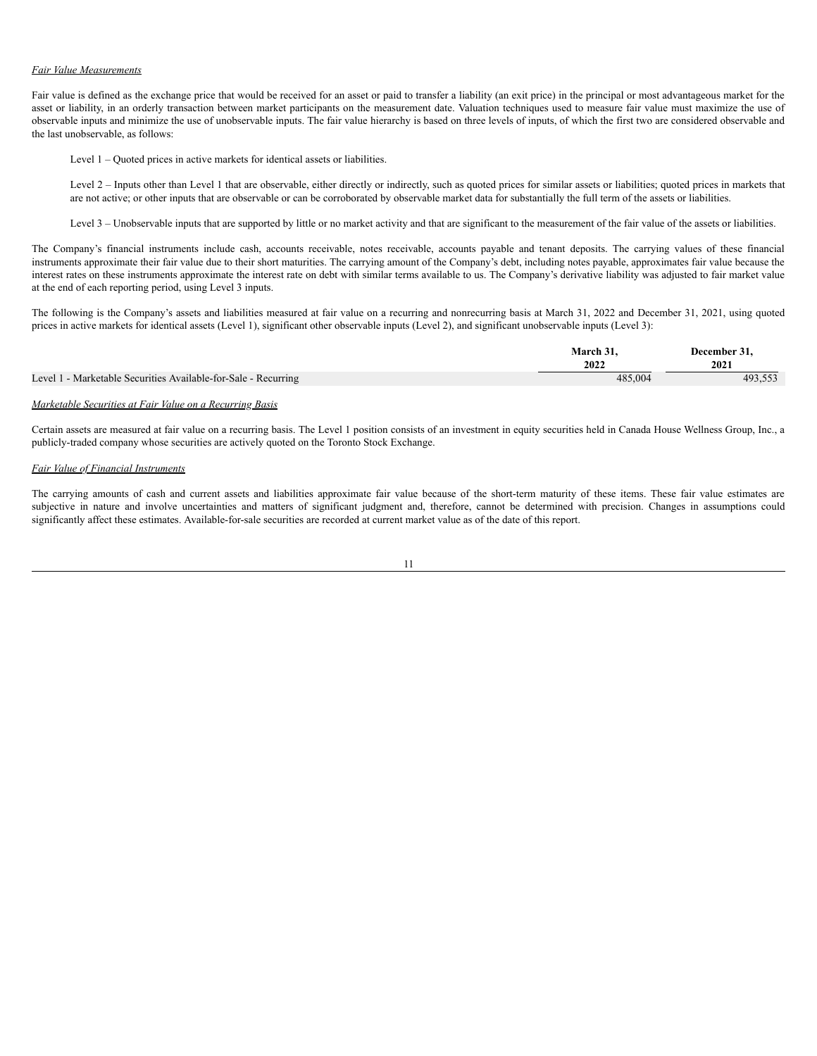*Fair Value Measurements*

Fair value is defined as the exchange price that would be received for an asset or paid to transfer a liability (an exit price) in the principal or most advantageous market for the asset or liability, in an orderly transaction between market participants on the measurement date. Valuation techniques used to measure fair value must maximize the use of observable inputs and minimize the use of unobservable inputs. The fair value hierarchy is based on three levels of inputs, of which the first two are considered observable and the last unobservable, as follows:

Level 1 – Quoted prices in active markets for identical assets or liabilities.

Level 2 – Inputs other than Level 1 that are observable, either directly or indirectly, such as quoted prices for similar assets or liabilities; quoted prices in markets that are not active; or other inputs that are observable or can be corroborated by observable market data for substantially the full term of the assets or liabilities.

Level 3 – Unobservable inputs that are supported by little or no market activity and that are significant to the measurement of the fair value of the assets or liabilities.

The Company's financial instruments include cash, accounts receivable, notes receivable, accounts payable and tenant deposits. The carrying values of these financial instruments approximate their fair value due to their short maturities. The carrying amount of the Company's debt, including notes payable, approximates fair value because the interest rates on these instruments approximate the interest rate on debt with similar terms available to us. The Company's derivative liability was adjusted to fair market value at the end of each reporting period, using Level 3 inputs.

The following is the Company's assets and liabilities measured at fair value on a recurring and nonrecurring basis at March 31, 2022 and December 31, 2021, using quoted prices in active markets for identical assets (Level 1), significant other observable inputs (Level 2), and significant unobservable inputs (Level 3):

| | March 31, 2022 | December 31, 2021 |
|---|---|---|
| Level 1 - Marketable Securities Available-for-Sale - Recurring | 485,004 | 493,553 |

*Marketable Securities at Fair Value on a Recurring Basis*

Certain assets are measured at fair value on a recurring basis. The Level 1 position consists of an investment in equity securities held in Canada House Wellness Group, Inc., a publicly-traded company whose securities are actively quoted on the Toronto Stock Exchange.

*Fair Value of Financial Instruments*

The carrying amounts of cash and current assets and liabilities approximate fair value because of the short-term maturity of these items. These fair value estimates are subjective in nature and involve uncertainties and matters of significant judgment and, therefore, cannot be determined with precision. Changes in assumptions could significantly affect these estimates. Available-for-sale securities are recorded at current market value as of the date of this report.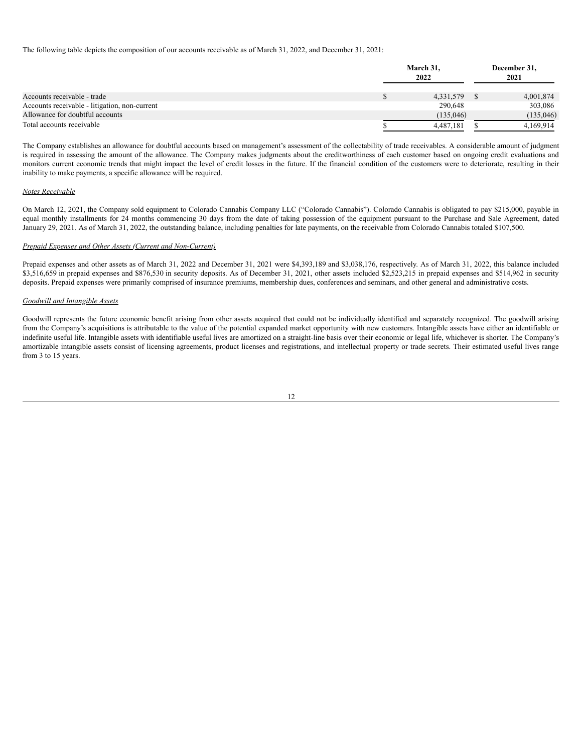The following table depicts the composition of our accounts receivable as of March 31, 2022, and December 31, 2021:

| | March 31, 2022 | December 31, 2021 |
|---|---|---|
| Accounts receivable - trade | $ 4,331,579 | $ 4,001,874 |
| Accounts receivable - litigation, non-current | 290,648 | 303,086 |
| Allowance for doubtful accounts | (135,046) | (135,046) |
| Total accounts receivable | $ 4,487,181 | $ 4,169,914 |

The Company establishes an allowance for doubtful accounts based on management's assessment of the collectability of trade receivables. A considerable amount of judgment is required in assessing the amount of the allowance. The Company makes judgments about the creditworthiness of each customer based on ongoing credit evaluations and monitors current economic trends that might impact the level of credit losses in the future. If the financial condition of the customers were to deteriorate, resulting in their inability to make payments, a specific allowance will be required.

*Notes Receivable*

On March 12, 2021, the Company sold equipment to Colorado Cannabis Company LLC ("Colorado Cannabis"). Colorado Cannabis is obligated to pay $215,000, payable in equal monthly installments for 24 months commencing 30 days from the date of taking possession of the equipment pursuant to the Purchase and Sale Agreement, dated January 29, 2021. As of March 31, 2022, the outstanding balance, including penalties for late payments, on the receivable from Colorado Cannabis totaled $107,500.

*Prepaid Expenses and Other Assets (Current and Non-Current)*

Prepaid expenses and other assets as of March 31, 2022 and December 31, 2021 were $4,393,189 and $3,038,176, respectively. As of March 31, 2022, this balance included $3,516,659 in prepaid expenses and $876,530 in security deposits. As of December 31, 2021, other assets included $2,523,215 in prepaid expenses and $514,962 in security deposits. Prepaid expenses were primarily comprised of insurance premiums, membership dues, conferences and seminars, and other general and administrative costs.

*Goodwill and Intangible Assets*

Goodwill represents the future economic benefit arising from other assets acquired that could not be individually identified and separately recognized. The goodwill arising from the Company's acquisitions is attributable to the value of the potential expanded market opportunity with new customers. Intangible assets have either an identifiable or indefinite useful life. Intangible assets with identifiable useful lives are amortized on a straight-line basis over their economic or legal life, whichever is shorter. The Company's amortizable intangible assets consist of licensing agreements, product licenses and registrations, and intellectual property or trade secrets. Their estimated useful lives range from 3 to 15 years.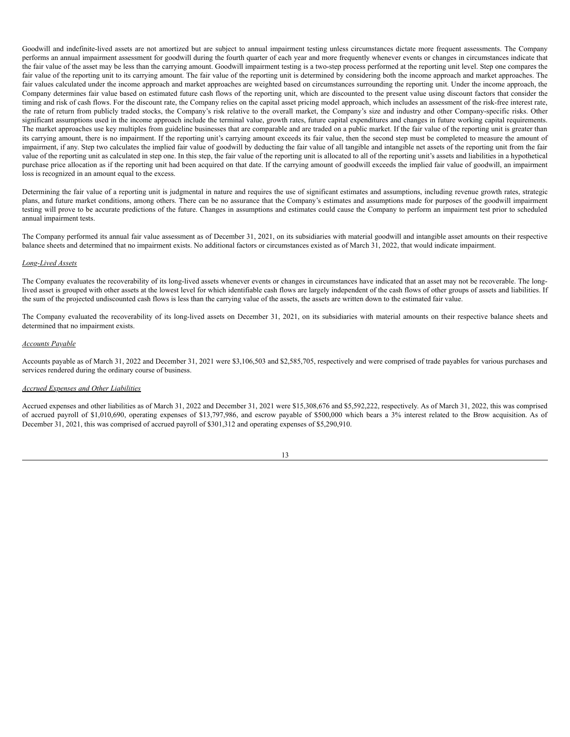Goodwill and indefinite-lived assets are not amortized but are subject to annual impairment testing unless circumstances dictate more frequent assessments. The Company performs an annual impairment assessment for goodwill during the fourth quarter of each year and more frequently whenever events or changes in circumstances indicate that the fair value of the asset may be less than the carrying amount. Goodwill impairment testing is a two-step process performed at the reporting unit level. Step one compares the fair value of the reporting unit to its carrying amount. The fair value of the reporting unit is determined by considering both the income approach and market approaches. The fair values calculated under the income approach and market approaches are weighted based on circumstances surrounding the reporting unit. Under the income approach, the Company determines fair value based on estimated future cash flows of the reporting unit, which are discounted to the present value using discount factors that consider the timing and risk of cash flows. For the discount rate, the Company relies on the capital asset pricing model approach, which includes an assessment of the risk-free interest rate, the rate of return from publicly traded stocks, the Company's risk relative to the overall market, the Company's size and industry and other Company-specific risks. Other significant assumptions used in the income approach include the terminal value, growth rates, future capital expenditures and changes in future working capital requirements. The market approaches use key multiples from guideline businesses that are comparable and are traded on a public market. If the fair value of the reporting unit is greater than its carrying amount, there is no impairment. If the reporting unit's carrying amount exceeds its fair value, then the second step must be completed to measure the amount of impairment, if any. Step two calculates the implied fair value of goodwill by deducting the fair value of all tangible and intangible net assets of the reporting unit from the fair value of the reporting unit as calculated in step one. In this step, the fair value of the reporting unit is allocated to all of the reporting unit's assets and liabilities in a hypothetical purchase price allocation as if the reporting unit had been acquired on that date. If the carrying amount of goodwill exceeds the implied fair value of goodwill, an impairment loss is recognized in an amount equal to the excess.

Determining the fair value of a reporting unit is judgmental in nature and requires the use of significant estimates and assumptions, including revenue growth rates, strategic plans, and future market conditions, among others. There can be no assurance that the Company's estimates and assumptions made for purposes of the goodwill impairment testing will prove to be accurate predictions of the future. Changes in assumptions and estimates could cause the Company to perform an impairment test prior to scheduled annual impairment tests.

The Company performed its annual fair value assessment as of December 31, 2021, on its subsidiaries with material goodwill and intangible asset amounts on their respective balance sheets and determined that no impairment exists. No additional factors or circumstances existed as of March 31, 2022, that would indicate impairment.

*Long-Lived Assets*

The Company evaluates the recoverability of its long-lived assets whenever events or changes in circumstances have indicated that an asset may not be recoverable. The long-lived asset is grouped with other assets at the lowest level for which identifiable cash flows are largely independent of the cash flows of other groups of assets and liabilities. If the sum of the projected undiscounted cash flows is less than the carrying value of the assets, the assets are written down to the estimated fair value.

The Company evaluated the recoverability of its long-lived assets on December 31, 2021, on its subsidiaries with material amounts on their respective balance sheets and determined that no impairment exists.

*Accounts Payable*

Accounts payable as of March 31, 2022 and December 31, 2021 were $3,106,503 and $2,585,705, respectively and were comprised of trade payables for various purchases and services rendered during the ordinary course of business.

*Accrued Expenses and Other Liabilities*

Accrued expenses and other liabilities as of March 31, 2022 and December 31, 2021 were $15,308,676 and $5,592,222, respectively. As of March 31, 2022, this was comprised of accrued payroll of $1,010,690, operating expenses of $13,797,986, and escrow payable of $500,000 which bears a 3% interest related to the Brow acquisition. As of December 31, 2021, this was comprised of accrued payroll of $301,312 and operating expenses of $5,290,910.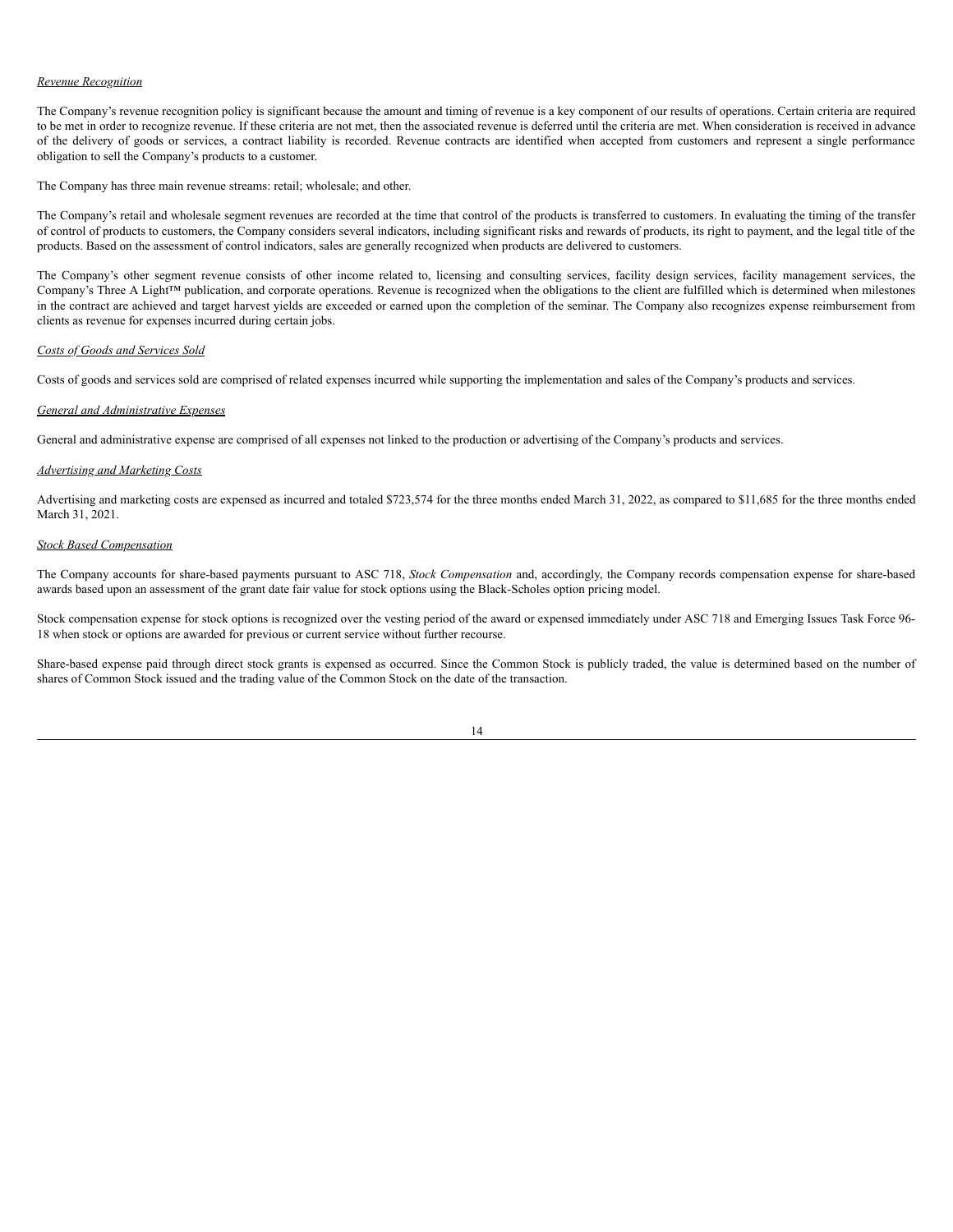*Revenue Recognition*

The Company's revenue recognition policy is significant because the amount and timing of revenue is a key component of our results of operations. Certain criteria are required to be met in order to recognize revenue. If these criteria are not met, then the associated revenue is deferred until the criteria are met. When consideration is received in advance of the delivery of goods or services, a contract liability is recorded. Revenue contracts are identified when accepted from customers and represent a single performance obligation to sell the Company's products to a customer.

The Company has three main revenue streams: retail; wholesale; and other.

The Company's retail and wholesale segment revenues are recorded at the time that control of the products is transferred to customers. In evaluating the timing of the transfer of control of products to customers, the Company considers several indicators, including significant risks and rewards of products, its right to payment, and the legal title of the products. Based on the assessment of control indicators, sales are generally recognized when products are delivered to customers.

The Company's other segment revenue consists of other income related to, licensing and consulting services, facility design services, facility management services, the Company's Three A Light™ publication, and corporate operations. Revenue is recognized when the obligations to the client are fulfilled which is determined when milestones in the contract are achieved and target harvest yields are exceeded or earned upon the completion of the seminar. The Company also recognizes expense reimbursement from clients as revenue for expenses incurred during certain jobs.

*Costs of Goods and Services Sold*

Costs of goods and services sold are comprised of related expenses incurred while supporting the implementation and sales of the Company's products and services.

*General and Administrative Expenses*

General and administrative expense are comprised of all expenses not linked to the production or advertising of the Company's products and services.

*Advertising and Marketing Costs*

Advertising and marketing costs are expensed as incurred and totaled $723,574 for the three months ended March 31, 2022, as compared to $11,685 for the three months ended March 31, 2021.

*Stock Based Compensation*

The Company accounts for share-based payments pursuant to ASC 718, *Stock Compensation* and, accordingly, the Company records compensation expense for share-based awards based upon an assessment of the grant date fair value for stock options using the Black-Scholes option pricing model.

Stock compensation expense for stock options is recognized over the vesting period of the award or expensed immediately under ASC 718 and Emerging Issues Task Force 96-18 when stock or options are awarded for previous or current service without further recourse.

Share-based expense paid through direct stock grants is expensed as occurred. Since the Common Stock is publicly traded, the value is determined based on the number of shares of Common Stock issued and the trading value of the Common Stock on the date of the transaction.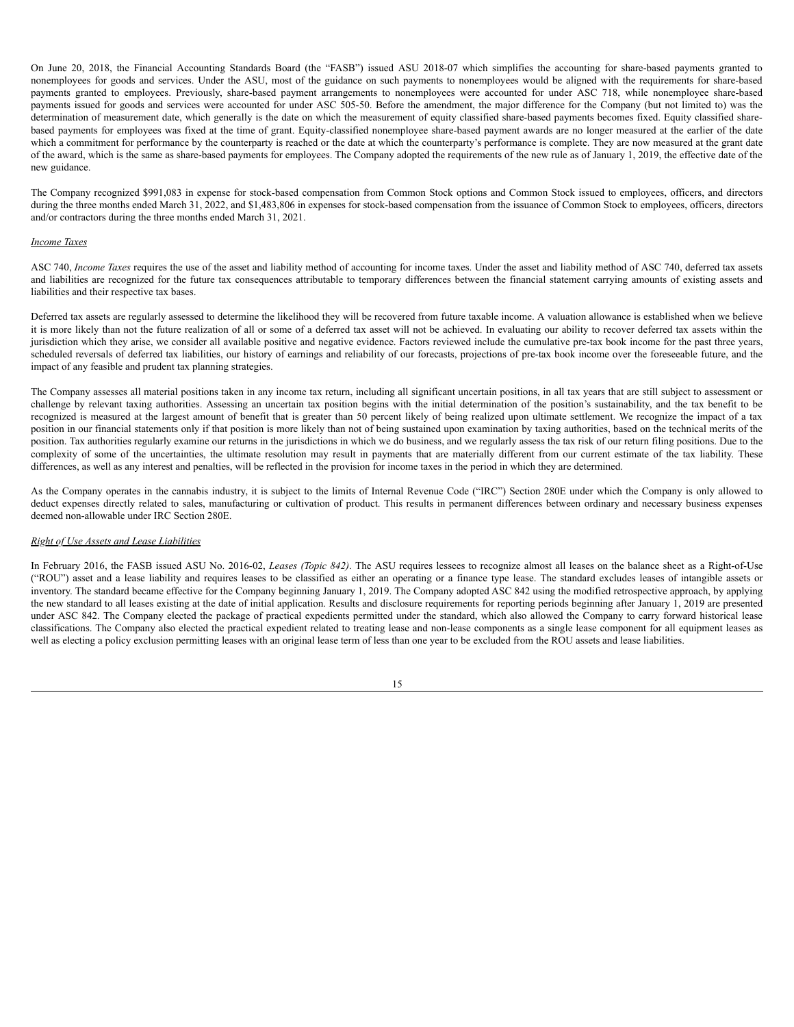On June 20, 2018, the Financial Accounting Standards Board (the "FASB") issued ASU 2018-07 which simplifies the accounting for share-based payments granted to nonemployees for goods and services. Under the ASU, most of the guidance on such payments to nonemployees would be aligned with the requirements for share-based payments granted to employees. Previously, share-based payment arrangements to nonemployees were accounted for under ASC 718, while nonemployee share-based payments issued for goods and services were accounted for under ASC 505-50. Before the amendment, the major difference for the Company (but not limited to) was the determination of measurement date, which generally is the date on which the measurement of equity classified share-based payments becomes fixed. Equity classified share-based payments for employees was fixed at the time of grant. Equity-classified nonemployee share-based payment awards are no longer measured at the earlier of the date which a commitment for performance by the counterparty is reached or the date at which the counterparty's performance is complete. They are now measured at the grant date of the award, which is the same as share-based payments for employees. The Company adopted the requirements of the new rule as of January 1, 2019, the effective date of the new guidance.

The Company recognized $991,083 in expense for stock-based compensation from Common Stock options and Common Stock issued to employees, officers, and directors during the three months ended March 31, 2022, and $1,483,806 in expenses for stock-based compensation from the issuance of Common Stock to employees, officers, directors and/or contractors during the three months ended March 31, 2021.

*Income Taxes*

ASC 740, *Income Taxes* requires the use of the asset and liability method of accounting for income taxes. Under the asset and liability method of ASC 740, deferred tax assets and liabilities are recognized for the future tax consequences attributable to temporary differences between the financial statement carrying amounts of existing assets and liabilities and their respective tax bases.

Deferred tax assets are regularly assessed to determine the likelihood they will be recovered from future taxable income. A valuation allowance is established when we believe it is more likely than not the future realization of all or some of a deferred tax asset will not be achieved. In evaluating our ability to recover deferred tax assets within the jurisdiction which they arise, we consider all available positive and negative evidence. Factors reviewed include the cumulative pre-tax book income for the past three years, scheduled reversals of deferred tax liabilities, our history of earnings and reliability of our forecasts, projections of pre-tax book income over the foreseeable future, and the impact of any feasible and prudent tax planning strategies.

The Company assesses all material positions taken in any income tax return, including all significant uncertain positions, in all tax years that are still subject to assessment or challenge by relevant taxing authorities. Assessing an uncertain tax position begins with the initial determination of the position's sustainability, and the tax benefit to be recognized is measured at the largest amount of benefit that is greater than 50 percent likely of being realized upon ultimate settlement. We recognize the impact of a tax position in our financial statements only if that position is more likely than not of being sustained upon examination by taxing authorities, based on the technical merits of the position. Tax authorities regularly examine our returns in the jurisdictions in which we do business, and we regularly assess the tax risk of our return filing positions. Due to the complexity of some of the uncertainties, the ultimate resolution may result in payments that are materially different from our current estimate of the tax liability. These differences, as well as any interest and penalties, will be reflected in the provision for income taxes in the period in which they are determined.

As the Company operates in the cannabis industry, it is subject to the limits of Internal Revenue Code ("IRC") Section 280E under which the Company is only allowed to deduct expenses directly related to sales, manufacturing or cultivation of product. This results in permanent differences between ordinary and necessary business expenses deemed non-allowable under IRC Section 280E.

*Right of Use Assets and Lease Liabilities*

In February 2016, the FASB issued ASU No. 2016-02, *Leases (Topic 842)*. The ASU requires lessees to recognize almost all leases on the balance sheet as a Right-of-Use ("ROU") asset and a lease liability and requires leases to be classified as either an operating or a finance type lease. The standard excludes leases of intangible assets or inventory. The standard became effective for the Company beginning January 1, 2019. The Company adopted ASC 842 using the modified retrospective approach, by applying the new standard to all leases existing at the date of initial application. Results and disclosure requirements for reporting periods beginning after January 1, 2019 are presented under ASC 842. The Company elected the package of practical expedients permitted under the standard, which also allowed the Company to carry forward historical lease classifications. The Company also elected the practical expedient related to treating lease and non-lease components as a single lease component for all equipment leases as well as electing a policy exclusion permitting leases with an original lease term of less than one year to be excluded from the ROU assets and lease liabilities.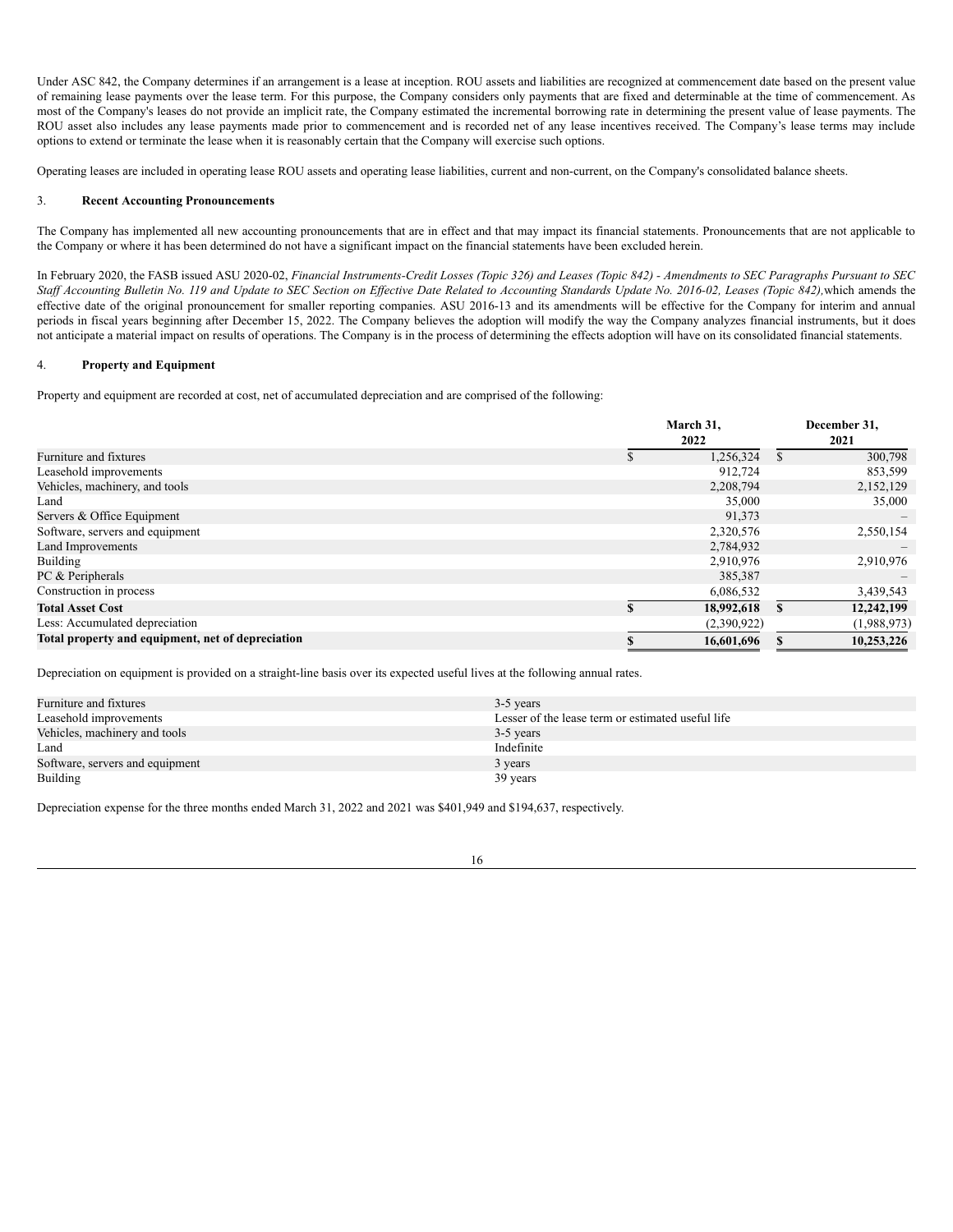Under ASC 842, the Company determines if an arrangement is a lease at inception. ROU assets and liabilities are recognized at commencement date based on the present value of remaining lease payments over the lease term. For this purpose, the Company considers only payments that are fixed and determinable at the time of commencement. As most of the Company's leases do not provide an implicit rate, the Company estimated the incremental borrowing rate in determining the present value of lease payments. The ROU asset also includes any lease payments made prior to commencement and is recorded net of any lease incentives received. The Company's lease terms may include options to extend or terminate the lease when it is reasonably certain that the Company will exercise such options.

Operating leases are included in operating lease ROU assets and operating lease liabilities, current and non-current, on the Company's consolidated balance sheets.

3. **Recent Accounting Pronouncements**

The Company has implemented all new accounting pronouncements that are in effect and that may impact its financial statements. Pronouncements that are not applicable to the Company or where it has been determined do not have a significant impact on the financial statements have been excluded herein.

In February 2020, the FASB issued ASU 2020-02, *Financial Instruments-Credit Losses (Topic 326) and Leases (Topic 842) - Amendments to SEC Paragraphs Pursuant to SEC Staff Accounting Bulletin No. 119 and Update to SEC Section on Effective Date Related to Accounting Standards Update No. 2016-02, Leases (Topic 842),* which amends the effective date of the original pronouncement for smaller reporting companies. ASU 2016-13 and its amendments will be effective for the Company for interim and annual periods in fiscal years beginning after December 15, 2022. The Company believes the adoption will modify the way the Company analyzes financial instruments, but it does not anticipate a material impact on results of operations. The Company is in the process of determining the effects adoption will have on its consolidated financial statements.

4. **Property and Equipment**

Property and equipment are recorded at cost, net of accumulated depreciation and are comprised of the following:

| | March 31, 2022 | December 31, 2021 |
|---|---|---|
| Furniture and fixtures | $ 1,256,324 | $ 300,798 |
| Leasehold improvements | 912,724 | 853,599 |
| Vehicles, machinery, and tools | 2,208,794 | 2,152,129 |
| Land | 35,000 | 35,000 |
| Servers & Office Equipment | 91,373 | – |
| Software, servers and equipment | 2,320,576 | 2,550,154 |
| Land Improvements | 2,784,932 | – |
| Building | 2,910,976 | 2,910,976 |
| PC & Peripherals | 385,387 | – |
| Construction in process | 6,086,532 | 3,439,543 |
| **Total Asset Cost** | **$ 18,992,618** | **$ 12,242,199** |
| Less: Accumulated depreciation | (2,390,922) | (1,988,973) |
| **Total property and equipment, net of depreciation** | **$ 16,601,696** | **$ 10,253,226** |

Depreciation on equipment is provided on a straight-line basis over its expected useful lives at the following annual rates.

| | |
|---|---|
| Furniture and fixtures | 3-5 years |
| Leasehold improvements | Lesser of the lease term or estimated useful life |
| Vehicles, machinery and tools | 3-5 years |
| Land | Indefinite |
| Software, servers and equipment | 3 years |
| Building | 39 years |

Depreciation expense for the three months ended March 31, 2022 and 2021 was $401,949 and $194,637, respectively.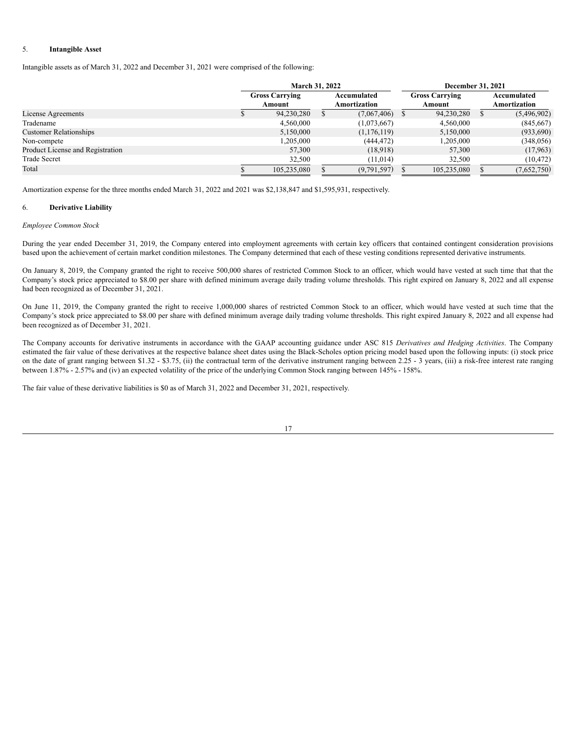## 5. **Intangible Asset**

Intangible assets as of March 31, 2022 and December 31, 2021 were comprised of the following:

| | March 31, 2022 | | December 31, 2021 | |
|---|---|---|---|---|
| | Gross Carrying Amount | Accumulated Amortization | Gross Carrying Amount | Accumulated Amortization |
| License Agreements | $ 94,230,280 | $ (7,067,406) | $ 94,230,280 | $ (5,496,902) |
| Tradename | 4,560,000 | (1,073,667) | 4,560,000 | (845,667) |
| Customer Relationships | 5,150,000 | (1,176,119) | 5,150,000 | (933,690) |
| Non-compete | 1,205,000 | (444,472) | 1,205,000 | (348,056) |
| Product License and Registration | 57,300 | (18,918) | 57,300 | (17,963) |
| Trade Secret | 32,500 | (11,014) | 32,500 | (10,472) |
| Total | $ 105,235,080 | $ (9,791,597) | $ 105,235,080 | $ (7,652,750) |

Amortization expense for the three months ended March 31, 2022 and 2021 was $2,138,847 and $1,595,931, respectively.

## 6. **Derivative Liability**

*Employee Common Stock*

During the year ended December 31, 2019, the Company entered into employment agreements with certain key officers that contained contingent consideration provisions based upon the achievement of certain market condition milestones. The Company determined that each of these vesting conditions represented derivative instruments.

On January 8, 2019, the Company granted the right to receive 500,000 shares of restricted Common Stock to an officer, which would have vested at such time that that the Company's stock price appreciated to $8.00 per share with defined minimum average daily trading volume thresholds. This right expired on January 8, 2022 and all expense had been recognized as of December 31, 2021.

On June 11, 2019, the Company granted the right to receive 1,000,000 shares of restricted Common Stock to an officer, which would have vested at such time that the Company's stock price appreciated to $8.00 per share with defined minimum average daily trading volume thresholds. This right expired January 8, 2022 and all expense had been recognized as of December 31, 2021.

The Company accounts for derivative instruments in accordance with the GAAP accounting guidance under ASC 815 *Derivatives and Hedging Activities*. The Company estimated the fair value of these derivatives at the respective balance sheet dates using the Black-Scholes option pricing model based upon the following inputs: (i) stock price on the date of grant ranging between $1.32 - $3.75, (ii) the contractual term of the derivative instrument ranging between 2.25 - 3 years, (iii) a risk-free interest rate ranging between 1.87% - 2.57% and (iv) an expected volatility of the price of the underlying Common Stock ranging between 145% - 158%.

The fair value of these derivative liabilities is $0 as of March 31, 2022 and December 31, 2021, respectively.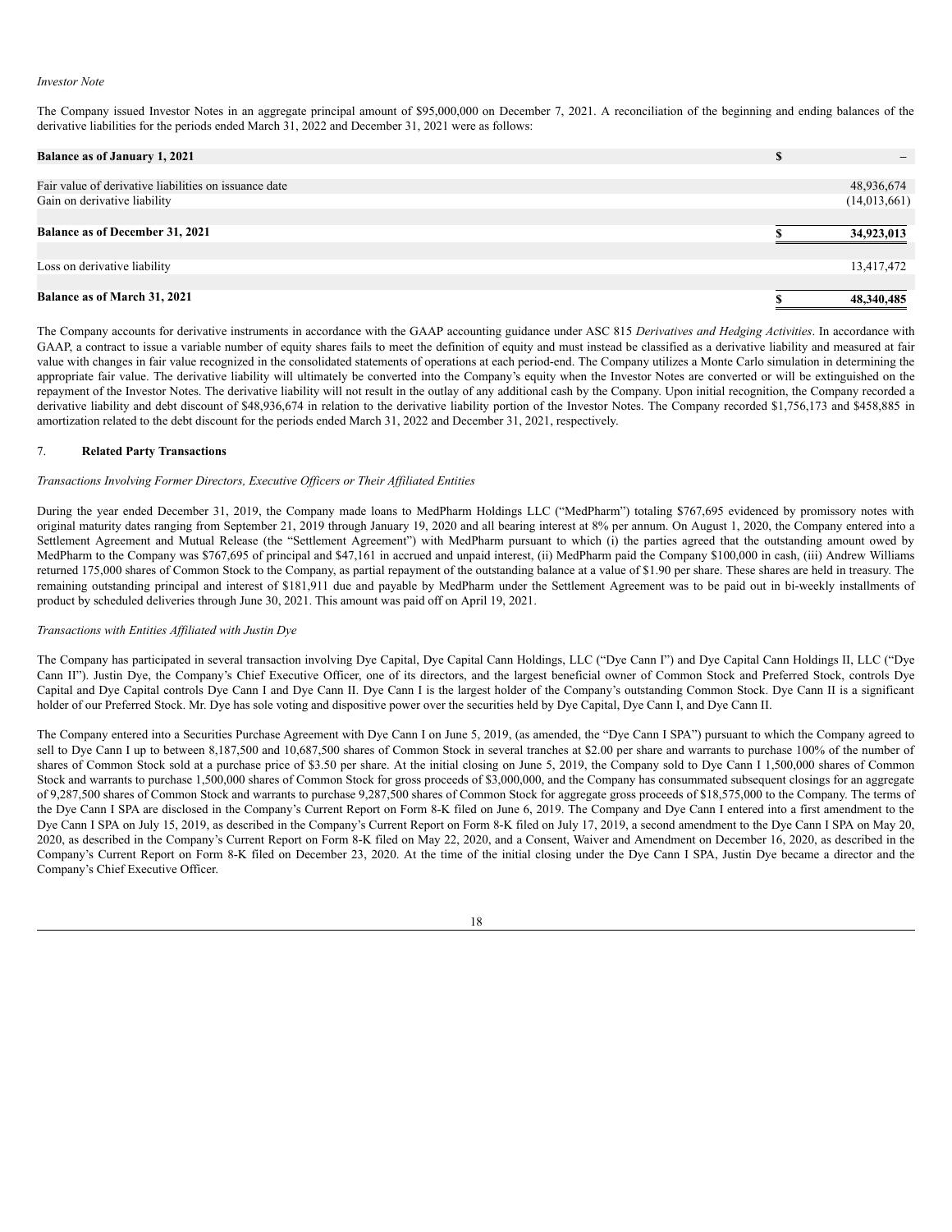*Investor Note*

The Company issued Investor Notes in an aggregate principal amount of $95,000,000 on December 7, 2021. A reconciliation of the beginning and ending balances of the derivative liabilities for the periods ended March 31, 2022 and December 31, 2021 were as follows:

| | | |
|---|---|---|
| **Balance as of January 1, 2021** | **$** | – |
| Fair value of derivative liabilities on issuance date | | 48,936,674 |
| Gain on derivative liability | | (14,013,661) |
| **Balance as of December 31, 2021** | **$** | **34,923,013** |
| Loss on derivative liability | | 13,417,472 |
| **Balance as of March 31, 2021** | **$** | **48,340,485** |

The Company accounts for derivative instruments in accordance with the GAAP accounting guidance under ASC 815 *Derivatives and Hedging Activities*. In accordance with GAAP, a contract to issue a variable number of equity shares fails to meet the definition of equity and must instead be classified as a derivative liability and measured at fair value with changes in fair value recognized in the consolidated statements of operations at each period-end. The Company utilizes a Monte Carlo simulation in determining the appropriate fair value. The derivative liability will ultimately be converted into the Company's equity when the Investor Notes are converted or will be extinguished on the repayment of the Investor Notes. The derivative liability will not result in the outlay of any additional cash by the Company. Upon initial recognition, the Company recorded a derivative liability and debt discount of $48,936,674 in relation to the derivative liability portion of the Investor Notes. The Company recorded $1,756,173 and $458,885 in amortization related to the debt discount for the periods ended March 31, 2022 and December 31, 2021, respectively.

## 7. **Related Party Transactions**

*Transactions Involving Former Directors, Executive Officers or Their Affiliated Entities*

During the year ended December 31, 2019, the Company made loans to MedPharm Holdings LLC ("MedPharm") totaling $767,695 evidenced by promissory notes with original maturity dates ranging from September 21, 2019 through January 19, 2020 and all bearing interest at 8% per annum. On August 1, 2020, the Company entered into a Settlement Agreement and Mutual Release (the "Settlement Agreement") with MedPharm pursuant to which (i) the parties agreed that the outstanding amount owed by MedPharm to the Company was $767,695 of principal and $47,161 in accrued and unpaid interest, (ii) MedPharm paid the Company $100,000 in cash, (iii) Andrew Williams returned 175,000 shares of Common Stock to the Company, as partial repayment of the outstanding balance at a value of $1.90 per share. These shares are held in treasury. The remaining outstanding principal and interest of $181,911 due and payable by MedPharm under the Settlement Agreement was to be paid out in bi-weekly installments of product by scheduled deliveries through June 30, 2021. This amount was paid off on April 19, 2021.

*Transactions with Entities Affiliated with Justin Dye*

The Company has participated in several transaction involving Dye Capital, Dye Capital Cann Holdings, LLC ("Dye Cann I") and Dye Capital Cann Holdings II, LLC ("Dye Cann II"). Justin Dye, the Company's Chief Executive Officer, one of its directors, and the largest beneficial owner of Common Stock and Preferred Stock, controls Dye Capital and Dye Capital controls Dye Cann I and Dye Cann II. Dye Cann I is the largest holder of the Company's outstanding Common Stock. Dye Cann II is a significant holder of our Preferred Stock. Mr. Dye has sole voting and dispositive power over the securities held by Dye Capital, Dye Cann I, and Dye Cann II.

The Company entered into a Securities Purchase Agreement with Dye Cann I on June 5, 2019, (as amended, the "Dye Cann I SPA") pursuant to which the Company agreed to sell to Dye Cann I up to between 8,187,500 and 10,687,500 shares of Common Stock in several tranches at $2.00 per share and warrants to purchase 100% of the number of shares of Common Stock sold at a purchase price of $3.50 per share. At the initial closing on June 5, 2019, the Company sold to Dye Cann I 1,500,000 shares of Common Stock and warrants to purchase 1,500,000 shares of Common Stock for gross proceeds of $3,000,000, and the Company has consummated subsequent closings for an aggregate of 9,287,500 shares of Common Stock and warrants to purchase 9,287,500 shares of Common Stock for aggregate gross proceeds of $18,575,000 to the Company. The terms of the Dye Cann I SPA are disclosed in the Company's Current Report on Form 8-K filed on June 6, 2019. The Company and Dye Cann I entered into a first amendment to the Dye Cann I SPA on July 15, 2019, as described in the Company's Current Report on Form 8-K filed on July 17, 2019, a second amendment to the Dye Cann I SPA on May 20, 2020, as described in the Company's Current Report on Form 8-K filed on May 22, 2020, and a Consent, Waiver and Amendment on December 16, 2020, as described in the Company's Current Report on Form 8-K filed on December 23, 2020. At the time of the initial closing under the Dye Cann I SPA, Justin Dye became a director and the Company's Chief Executive Officer.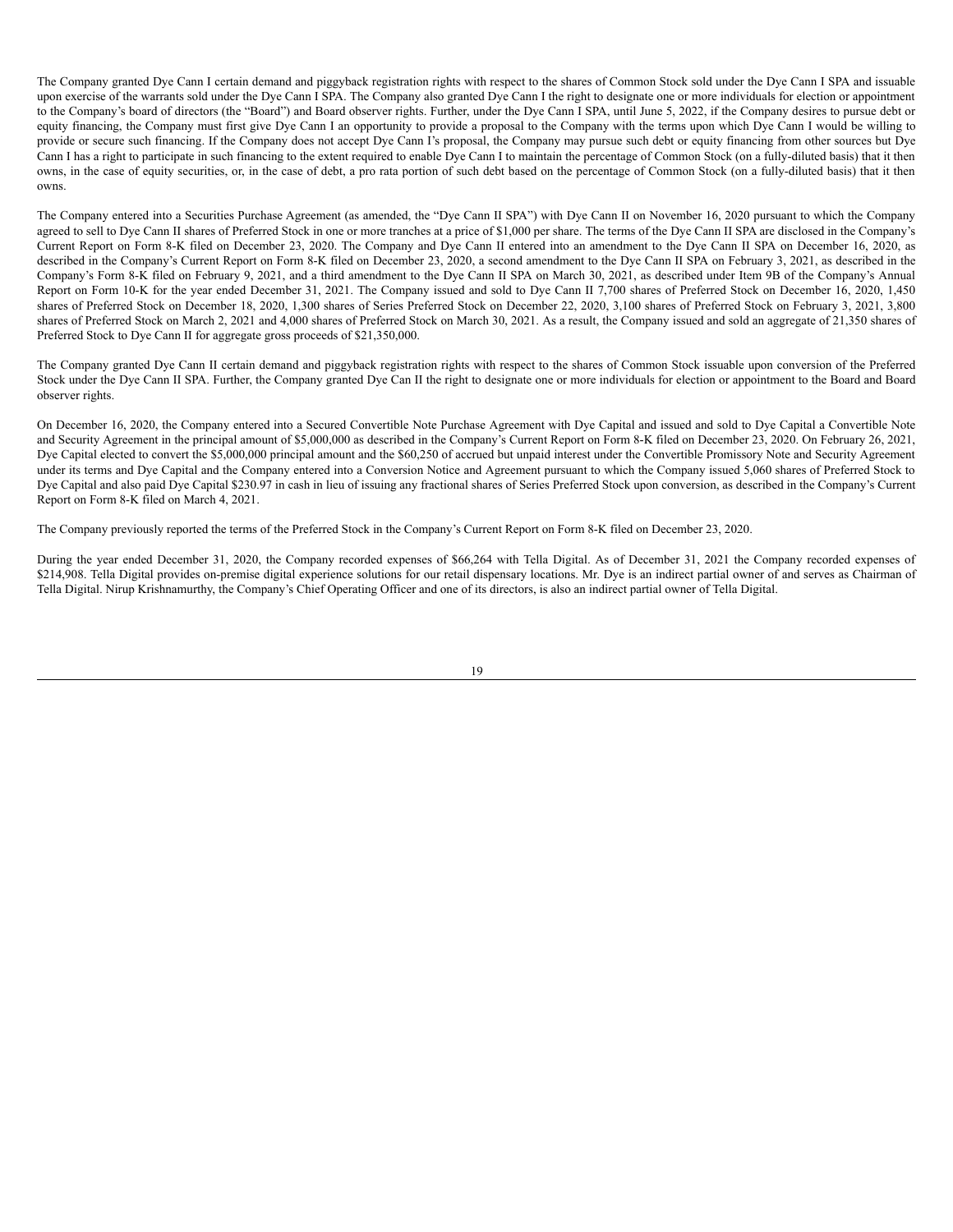The Company granted Dye Cann I certain demand and piggyback registration rights with respect to the shares of Common Stock sold under the Dye Cann I SPA and issuable upon exercise of the warrants sold under the Dye Cann I SPA. The Company also granted Dye Cann I the right to designate one or more individuals for election or appointment to the Company's board of directors (the "Board") and Board observer rights. Further, under the Dye Cann I SPA, until June 5, 2022, if the Company desires to pursue debt or equity financing, the Company must first give Dye Cann I an opportunity to provide a proposal to the Company with the terms upon which Dye Cann I would be willing to provide or secure such financing. If the Company does not accept Dye Cann I's proposal, the Company may pursue such debt or equity financing from other sources but Dye Cann I has a right to participate in such financing to the extent required to enable Dye Cann I to maintain the percentage of Common Stock (on a fully-diluted basis) that it then owns, in the case of equity securities, or, in the case of debt, a pro rata portion of such debt based on the percentage of Common Stock (on a fully-diluted basis) that it then owns.

The Company entered into a Securities Purchase Agreement (as amended, the "Dye Cann II SPA") with Dye Cann II on November 16, 2020 pursuant to which the Company agreed to sell to Dye Cann II shares of Preferred Stock in one or more tranches at a price of $1,000 per share. The terms of the Dye Cann II SPA are disclosed in the Company's Current Report on Form 8-K filed on December 23, 2020. The Company and Dye Cann II entered into an amendment to the Dye Cann II SPA on December 16, 2020, as described in the Company's Current Report on Form 8-K filed on December 23, 2020, a second amendment to the Dye Cann II SPA on February 3, 2021, as described in the Company's Form 8-K filed on February 9, 2021, and a third amendment to the Dye Cann II SPA on March 30, 2021, as described under Item 9B of the Company's Annual Report on Form 10-K for the year ended December 31, 2021. The Company issued and sold to Dye Cann II 7,700 shares of Preferred Stock on December 16, 2020, 1,450 shares of Preferred Stock on December 18, 2020, 1,300 shares of Series Preferred Stock on December 22, 2020, 3,100 shares of Preferred Stock on February 3, 2021, 3,800 shares of Preferred Stock on March 2, 2021 and 4,000 shares of Preferred Stock on March 30, 2021. As a result, the Company issued and sold an aggregate of 21,350 shares of Preferred Stock to Dye Cann II for aggregate gross proceeds of $21,350,000.

The Company granted Dye Cann II certain demand and piggyback registration rights with respect to the shares of Common Stock issuable upon conversion of the Preferred Stock under the Dye Cann II SPA. Further, the Company granted Dye Can II the right to designate one or more individuals for election or appointment to the Board and Board observer rights.

On December 16, 2020, the Company entered into a Secured Convertible Note Purchase Agreement with Dye Capital and issued and sold to Dye Capital a Convertible Note and Security Agreement in the principal amount of $5,000,000 as described in the Company's Current Report on Form 8-K filed on December 23, 2020. On February 26, 2021, Dye Capital elected to convert the $5,000,000 principal amount and the $60,250 of accrued but unpaid interest under the Convertible Promissory Note and Security Agreement under its terms and Dye Capital and the Company entered into a Conversion Notice and Agreement pursuant to which the Company issued 5,060 shares of Preferred Stock to Dye Capital and also paid Dye Capital $230.97 in cash in lieu of issuing any fractional shares of Series Preferred Stock upon conversion, as described in the Company's Current Report on Form 8-K filed on March 4, 2021.

The Company previously reported the terms of the Preferred Stock in the Company's Current Report on Form 8-K filed on December 23, 2020.

During the year ended December 31, 2020, the Company recorded expenses of $66,264 with Tella Digital. As of December 31, 2021 the Company recorded expenses of $214,908. Tella Digital provides on-premise digital experience solutions for our retail dispensary locations. Mr. Dye is an indirect partial owner of and serves as Chairman of Tella Digital. Nirup Krishnamurthy, the Company's Chief Operating Officer and one of its directors, is also an indirect partial owner of Tella Digital.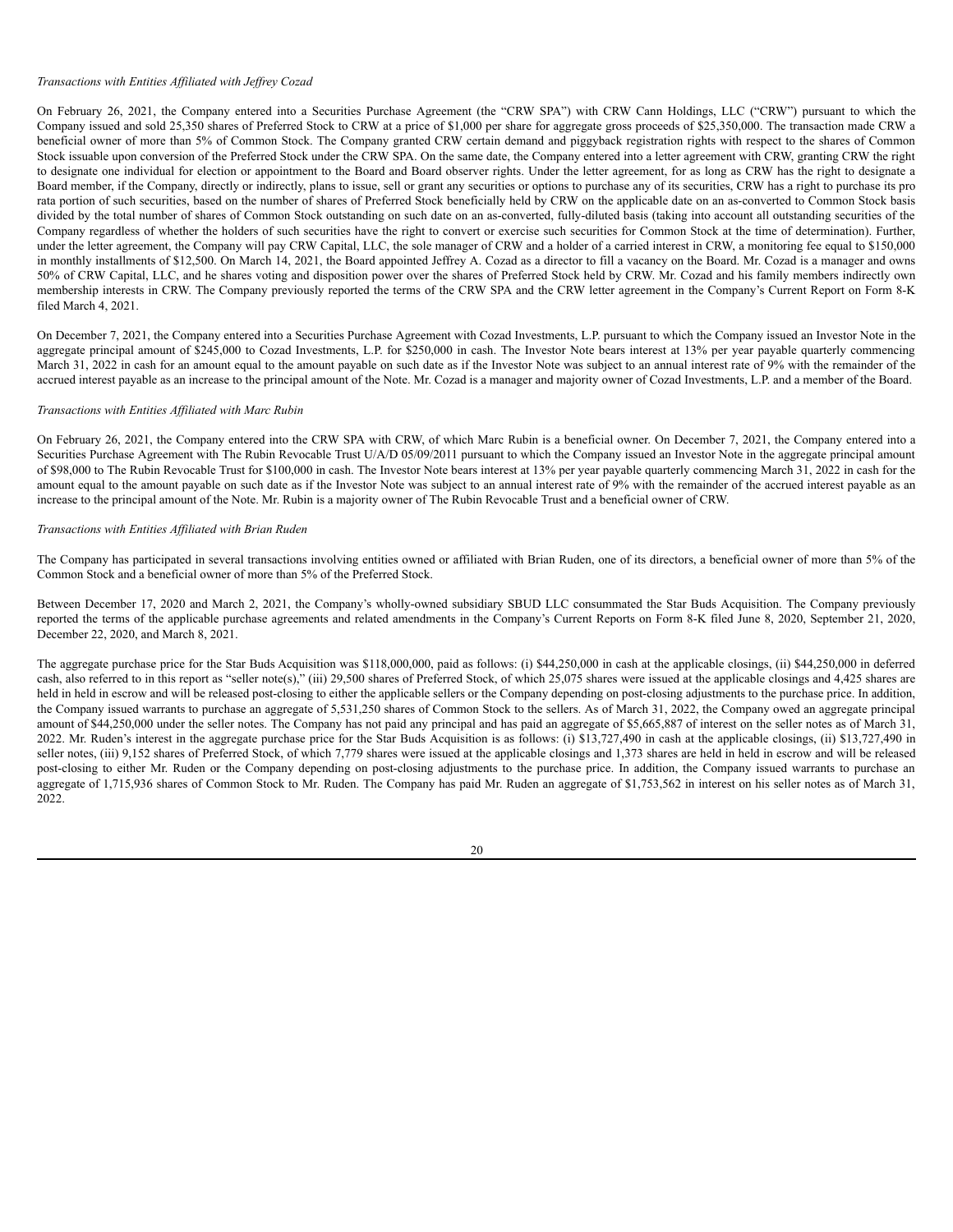*Transactions with Entities Affiliated with Jeffrey Cozad*

On February 26, 2021, the Company entered into a Securities Purchase Agreement (the "CRW SPA") with CRW Cann Holdings, LLC ("CRW") pursuant to which the Company issued and sold 25,350 shares of Preferred Stock to CRW at a price of $1,000 per share for aggregate gross proceeds of $25,350,000. The transaction made CRW a beneficial owner of more than 5% of Common Stock. The Company granted CRW certain demand and piggyback registration rights with respect to the shares of Common Stock issuable upon conversion of the Preferred Stock under the CRW SPA. On the same date, the Company entered into a letter agreement with CRW, granting CRW the right to designate one individual for election or appointment to the Board and Board observer rights. Under the letter agreement, for as long as CRW has the right to designate a Board member, if the Company, directly or indirectly, plans to issue, sell or grant any securities or options to purchase any of its securities, CRW has a right to purchase its pro rata portion of such securities, based on the number of shares of Preferred Stock beneficially held by CRW on the applicable date on an as-converted to Common Stock basis divided by the total number of shares of Common Stock outstanding on such date on an as-converted, fully-diluted basis (taking into account all outstanding securities of the Company regardless of whether the holders of such securities have the right to convert or exercise such securities for Common Stock at the time of determination). Further, under the letter agreement, the Company will pay CRW Capital, LLC, the sole manager of CRW and a holder of a carried interest in CRW, a monitoring fee equal to $150,000 in monthly installments of $12,500. On March 14, 2021, the Board appointed Jeffrey A. Cozad as a director to fill a vacancy on the Board. Mr. Cozad is a manager and owns 50% of CRW Capital, LLC, and he shares voting and disposition power over the shares of Preferred Stock held by CRW. Mr. Cozad and his family members indirectly own membership interests in CRW. The Company previously reported the terms of the CRW SPA and the CRW letter agreement in the Company's Current Report on Form 8-K filed March 4, 2021.

On December 7, 2021, the Company entered into a Securities Purchase Agreement with Cozad Investments, L.P. pursuant to which the Company issued an Investor Note in the aggregate principal amount of $245,000 to Cozad Investments, L.P. for $250,000 in cash. The Investor Note bears interest at 13% per year payable quarterly commencing March 31, 2022 in cash for an amount equal to the amount payable on such date as if the Investor Note was subject to an annual interest rate of 9% with the remainder of the accrued interest payable as an increase to the principal amount of the Note. Mr. Cozad is a manager and majority owner of Cozad Investments, L.P. and a member of the Board.

*Transactions with Entities Affiliated with Marc Rubin*

On February 26, 2021, the Company entered into the CRW SPA with CRW, of which Marc Rubin is a beneficial owner. On December 7, 2021, the Company entered into a Securities Purchase Agreement with The Rubin Revocable Trust U/A/D 05/09/2011 pursuant to which the Company issued an Investor Note in the aggregate principal amount of $98,000 to The Rubin Revocable Trust for $100,000 in cash. The Investor Note bears interest at 13% per year payable quarterly commencing March 31, 2022 in cash for the amount equal to the amount payable on such date as if the Investor Note was subject to an annual interest rate of 9% with the remainder of the accrued interest payable as an increase to the principal amount of the Note. Mr. Rubin is a majority owner of The Rubin Revocable Trust and a beneficial owner of CRW.

*Transactions with Entities Affiliated with Brian Ruden*

The Company has participated in several transactions involving entities owned or affiliated with Brian Ruden, one of its directors, a beneficial owner of more than 5% of the Common Stock and a beneficial owner of more than 5% of the Preferred Stock.

Between December 17, 2020 and March 2, 2021, the Company's wholly-owned subsidiary SBUD LLC consummated the Star Buds Acquisition. The Company previously reported the terms of the applicable purchase agreements and related amendments in the Company's Current Reports on Form 8-K filed June 8, 2020, September 21, 2020, December 22, 2020, and March 8, 2021.

The aggregate purchase price for the Star Buds Acquisition was $118,000,000, paid as follows: (i) $44,250,000 in cash at the applicable closings, (ii) $44,250,000 in deferred cash, also referred to in this report as "seller note(s)," (iii) 29,500 shares of Preferred Stock, of which 25,075 shares were issued at the applicable closings and 4,425 shares are held in held in escrow and will be released post-closing to either the applicable sellers or the Company depending on post-closing adjustments to the purchase price. In addition, the Company issued warrants to purchase an aggregate of 5,531,250 shares of Common Stock to the sellers. As of March 31, 2022, the Company owed an aggregate principal amount of $44,250,000 under the seller notes. The Company has not paid any principal and has paid an aggregate of $5,665,887 of interest on the seller notes as of March 31, 2022. Mr. Ruden's interest in the aggregate purchase price for the Star Buds Acquisition is as follows: (i) $13,727,490 in cash at the applicable closings, (ii) $13,727,490 in seller notes, (iii) 9,152 shares of Preferred Stock, of which 7,779 shares were issued at the applicable closings and 1,373 shares are held in held in escrow and will be released post-closing to either Mr. Ruden or the Company depending on post-closing adjustments to the purchase price. In addition, the Company issued warrants to purchase an aggregate of 1,715,936 shares of Common Stock to Mr. Ruden. The Company has paid Mr. Ruden an aggregate of $1,753,562 in interest on his seller notes as of March 31, 2022.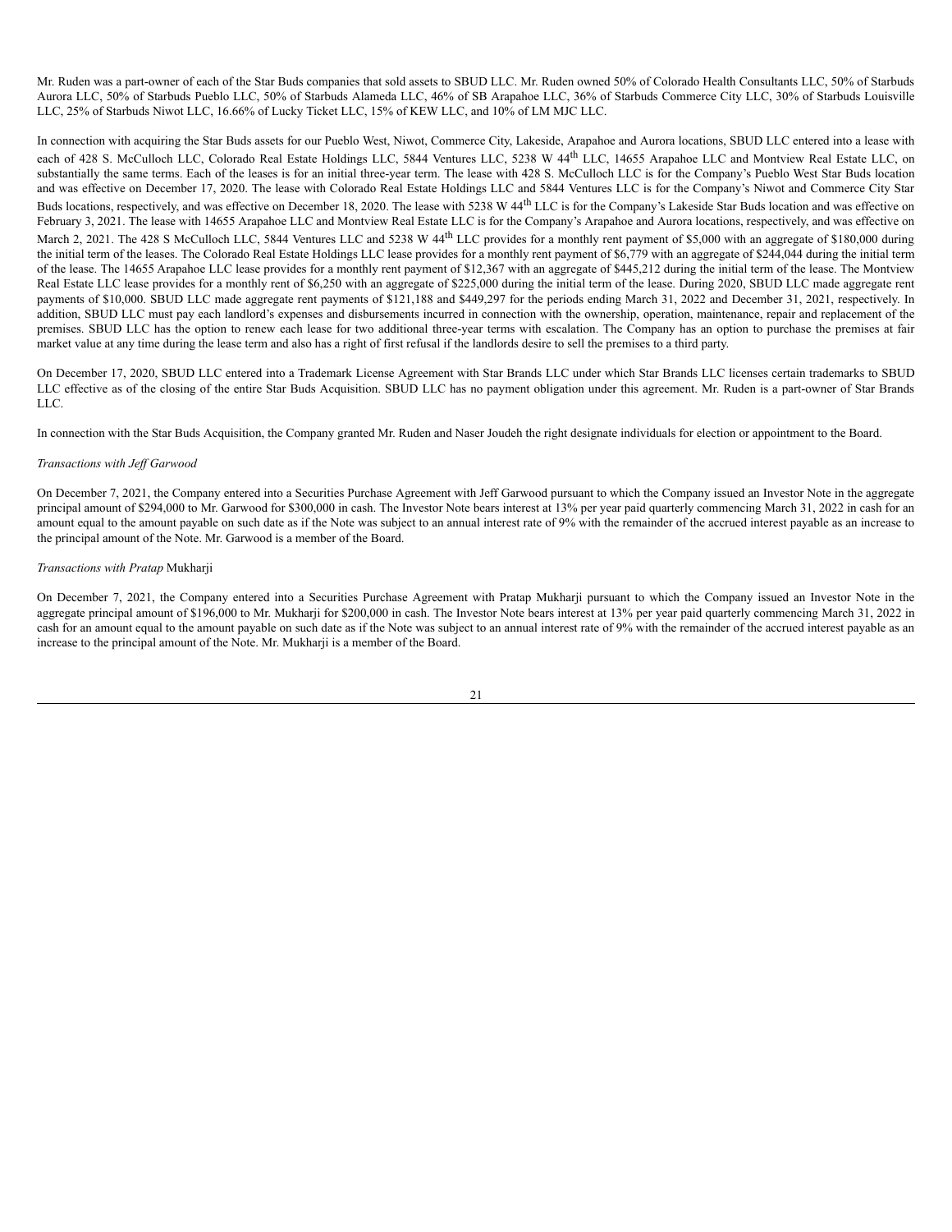Mr. Ruden was a part-owner of each of the Star Buds companies that sold assets to SBUD LLC. Mr. Ruden owned 50% of Colorado Health Consultants LLC, 50% of Starbuds Aurora LLC, 50% of Starbuds Pueblo LLC, 50% of Starbuds Alameda LLC, 46% of SB Arapahoe LLC, 36% of Starbuds Commerce City LLC, 30% of Starbuds Louisville LLC, 25% of Starbuds Niwot LLC, 16.66% of Lucky Ticket LLC, 15% of KEW LLC, and 10% of LM MJC LLC.

In connection with acquiring the Star Buds assets for our Pueblo West, Niwot, Commerce City, Lakeside, Arapahoe and Aurora locations, SBUD LLC entered into a lease with each of 428 S. McCulloch LLC, Colorado Real Estate Holdings LLC, 5844 Ventures LLC, 5238 W 44th LLC, 14655 Arapahoe LLC and Montview Real Estate LLC, on substantially the same terms. Each of the leases is for an initial three-year term. The lease with 428 S. McCulloch LLC is for the Company's Pueblo West Star Buds location and was effective on December 17, 2020. The lease with Colorado Real Estate Holdings LLC and 5844 Ventures LLC is for the Company's Niwot and Commerce City Star Buds locations, respectively, and was effective on December 18, 2020. The lease with 5238 W 44th LLC is for the Company's Lakeside Star Buds location and was effective on February 3, 2021. The lease with 14655 Arapahoe LLC and Montview Real Estate LLC is for the Company's Arapahoe and Aurora locations, respectively, and was effective on March 2, 2021. The 428 S McCulloch LLC, 5844 Ventures LLC and 5238 W 44th LLC provides for a monthly rent payment of $5,000 with an aggregate of $180,000 during the initial term of the leases. The Colorado Real Estate Holdings LLC lease provides for a monthly rent payment of $6,779 with an aggregate of $244,044 during the initial term of the lease. The 14655 Arapahoe LLC lease provides for a monthly rent payment of $12,367 with an aggregate of $445,212 during the initial term of the lease. The Montview Real Estate LLC lease provides for a monthly rent of $6,250 with an aggregate of $225,000 during the initial term of the lease. During 2020, SBUD LLC made aggregate rent payments of $10,000. SBUD LLC made aggregate rent payments of $121,188 and $449,297 for the periods ending March 31, 2022 and December 31, 2021, respectively. In addition, SBUD LLC must pay each landlord's expenses and disbursements incurred in connection with the ownership, operation, maintenance, repair and replacement of the premises. SBUD LLC has the option to renew each lease for two additional three-year terms with escalation. The Company has an option to purchase the premises at fair market value at any time during the lease term and also has a right of first refusal if the landlords desire to sell the premises to a third party.

On December 17, 2020, SBUD LLC entered into a Trademark License Agreement with Star Brands LLC under which Star Brands LLC licenses certain trademarks to SBUD LLC effective as of the closing of the entire Star Buds Acquisition. SBUD LLC has no payment obligation under this agreement. Mr. Ruden is a part-owner of Star Brands LLC.

In connection with the Star Buds Acquisition, the Company granted Mr. Ruden and Naser Joudeh the right designate individuals for election or appointment to the Board.

*Transactions with Jeff Garwood*

On December 7, 2021, the Company entered into a Securities Purchase Agreement with Jeff Garwood pursuant to which the Company issued an Investor Note in the aggregate principal amount of $294,000 to Mr. Garwood for $300,000 in cash. The Investor Note bears interest at 13% per year paid quarterly commencing March 31, 2022 in cash for an amount equal to the amount payable on such date as if the Note was subject to an annual interest rate of 9% with the remainder of the accrued interest payable as an increase to the principal amount of the Note. Mr. Garwood is a member of the Board.

*Transactions with Pratap* Mukharji

On December 7, 2021, the Company entered into a Securities Purchase Agreement with Pratap Mukharji pursuant to which the Company issued an Investor Note in the aggregate principal amount of $196,000 to Mr. Mukharji for $200,000 in cash. The Investor Note bears interest at 13% per year paid quarterly commencing March 31, 2022 in cash for an amount equal to the amount payable on such date as if the Note was subject to an annual interest rate of 9% with the remainder of the accrued interest payable as an increase to the principal amount of the Note. Mr. Mukharji is a member of the Board.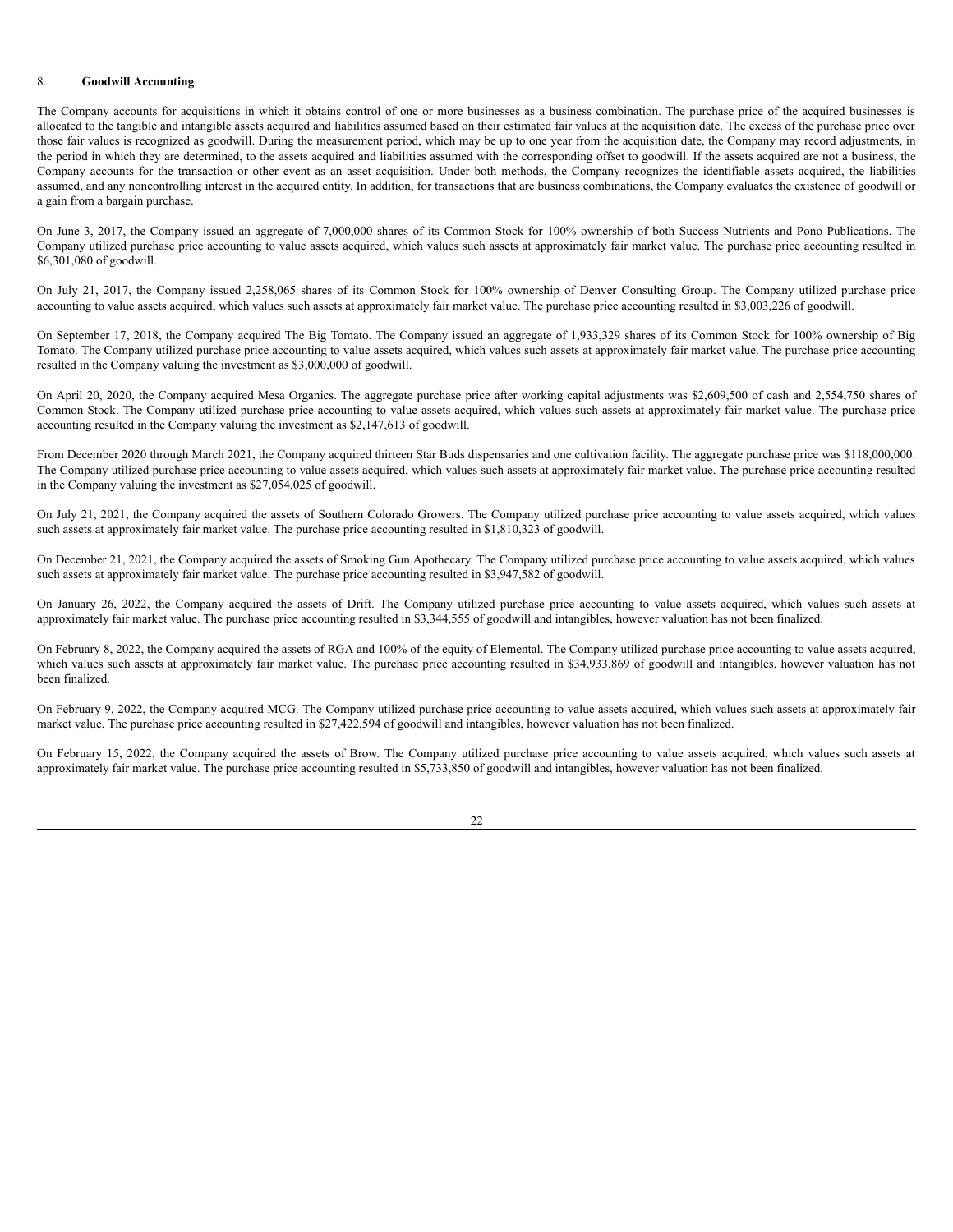## 8. **Goodwill Accounting**

The Company accounts for acquisitions in which it obtains control of one or more businesses as a business combination. The purchase price of the acquired businesses is allocated to the tangible and intangible assets acquired and liabilities assumed based on their estimated fair values at the acquisition date. The excess of the purchase price over those fair values is recognized as goodwill. During the measurement period, which may be up to one year from the acquisition date, the Company may record adjustments, in the period in which they are determined, to the assets acquired and liabilities assumed with the corresponding offset to goodwill. If the assets acquired are not a business, the Company accounts for the transaction or other event as an asset acquisition. Under both methods, the Company recognizes the identifiable assets acquired, the liabilities assumed, and any noncontrolling interest in the acquired entity. In addition, for transactions that are business combinations, the Company evaluates the existence of goodwill or a gain from a bargain purchase.

On June 3, 2017, the Company issued an aggregate of 7,000,000 shares of its Common Stock for 100% ownership of both Success Nutrients and Pono Publications. The Company utilized purchase price accounting to value assets acquired, which values such assets at approximately fair market value. The purchase price accounting resulted in $6,301,080 of goodwill.

On July 21, 2017, the Company issued 2,258,065 shares of its Common Stock for 100% ownership of Denver Consulting Group. The Company utilized purchase price accounting to value assets acquired, which values such assets at approximately fair market value. The purchase price accounting resulted in $3,003,226 of goodwill.

On September 17, 2018, the Company acquired The Big Tomato. The Company issued an aggregate of 1,933,329 shares of its Common Stock for 100% ownership of Big Tomato. The Company utilized purchase price accounting to value assets acquired, which values such assets at approximately fair market value. The purchase price accounting resulted in the Company valuing the investment as $3,000,000 of goodwill.

On April 20, 2020, the Company acquired Mesa Organics. The aggregate purchase price after working capital adjustments was $2,609,500 of cash and 2,554,750 shares of Common Stock. The Company utilized purchase price accounting to value assets acquired, which values such assets at approximately fair market value. The purchase price accounting resulted in the Company valuing the investment as $2,147,613 of goodwill.

From December 2020 through March 2021, the Company acquired thirteen Star Buds dispensaries and one cultivation facility. The aggregate purchase price was $118,000,000. The Company utilized purchase price accounting to value assets acquired, which values such assets at approximately fair market value. The purchase price accounting resulted in the Company valuing the investment as $27,054,025 of goodwill.

On July 21, 2021, the Company acquired the assets of Southern Colorado Growers. The Company utilized purchase price accounting to value assets acquired, which values such assets at approximately fair market value. The purchase price accounting resulted in $1,810,323 of goodwill.

On December 21, 2021, the Company acquired the assets of Smoking Gun Apothecary. The Company utilized purchase price accounting to value assets acquired, which values such assets at approximately fair market value. The purchase price accounting resulted in $3,947,582 of goodwill.

On January 26, 2022, the Company acquired the assets of Drift. The Company utilized purchase price accounting to value assets acquired, which values such assets at approximately fair market value. The purchase price accounting resulted in $3,344,555 of goodwill and intangibles, however valuation has not been finalized.

On February 8, 2022, the Company acquired the assets of RGA and 100% of the equity of Elemental. The Company utilized purchase price accounting to value assets acquired, which values such assets at approximately fair market value. The purchase price accounting resulted in $34,933,869 of goodwill and intangibles, however valuation has not been finalized.

On February 9, 2022, the Company acquired MCG. The Company utilized purchase price accounting to value assets acquired, which values such assets at approximately fair market value. The purchase price accounting resulted in $27,422,594 of goodwill and intangibles, however valuation has not been finalized.

On February 15, 2022, the Company acquired the assets of Brow. The Company utilized purchase price accounting to value assets acquired, which values such assets at approximately fair market value. The purchase price accounting resulted in $5,733,850 of goodwill and intangibles, however valuation has not been finalized.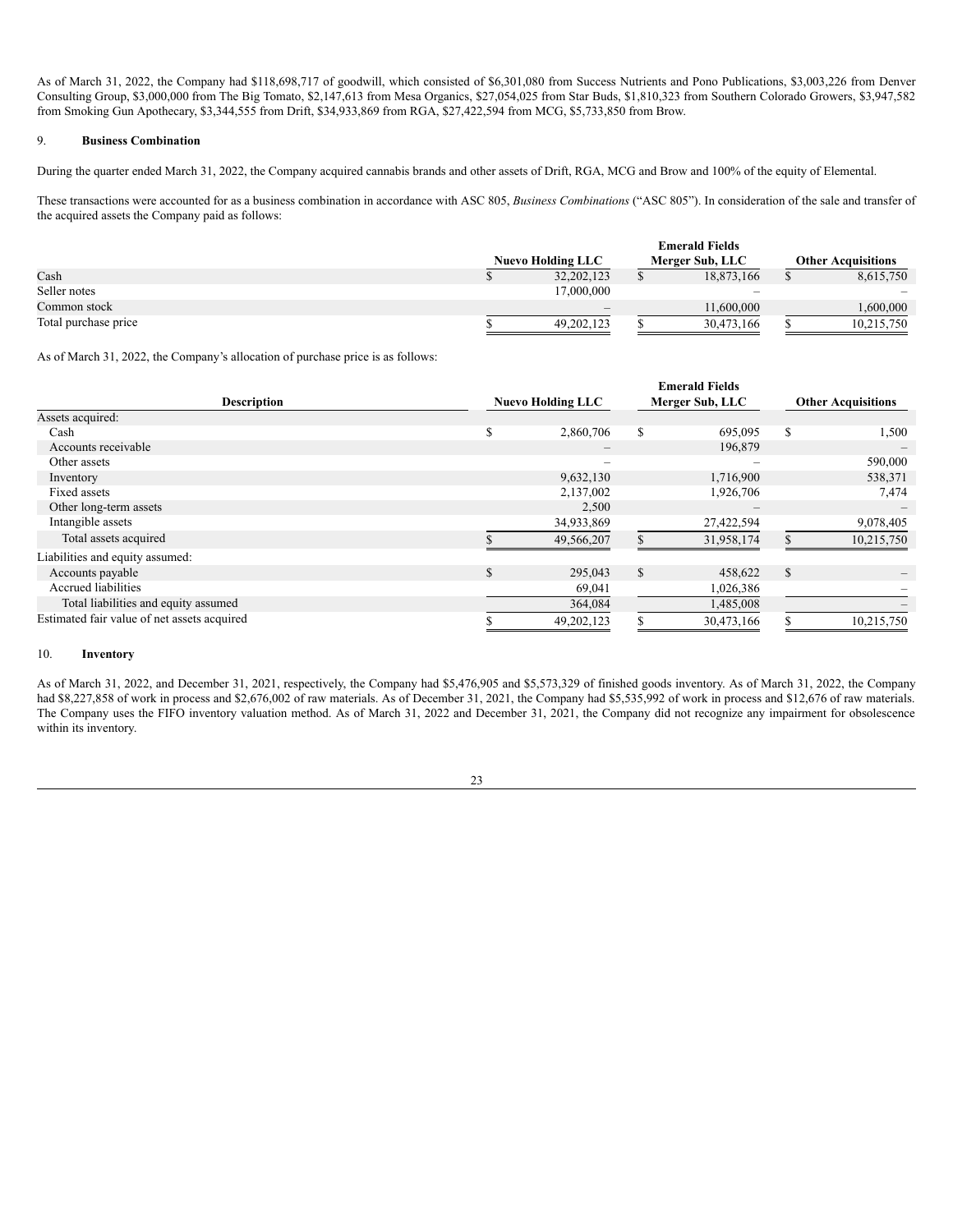As of March 31, 2022, the Company had $118,698,717 of goodwill, which consisted of $6,301,080 from Success Nutrients and Pono Publications, $3,003,226 from Denver Consulting Group, $3,000,000 from The Big Tomato, $2,147,613 from Mesa Organics, $27,054,025 from Star Buds, $1,810,323 from Southern Colorado Growers, $3,947,582 from Smoking Gun Apothecary, $3,344,555 from Drift, $34,933,869 from RGA, $27,422,594 from MCG, $5,733,850 from Brow.

## 9. Business Combination

During the quarter ended March 31, 2022, the Company acquired cannabis brands and other assets of Drift, RGA, MCG and Brow and 100% of the equity of Elemental.

These transactions were accounted for as a business combination in accordance with ASC 805, *Business Combinations* ("ASC 805"). In consideration of the sale and transfer of the acquired assets the Company paid as follows:

| | Nuevo Holding LLC | Emerald Fields Merger Sub, LLC | Other Acquisitions |
|---|---|---|---|
| Cash | $ 32,202,123 | $ 18,873,166 | $ 8,615,750 |
| Seller notes | 17,000,000 | – | – |
| Common stock | – | 11,600,000 | 1,600,000 |
| Total purchase price | $ 49,202,123 | $ 30,473,166 | $ 10,215,750 |

As of March 31, 2022, the Company's allocation of purchase price is as follows:

| Description | Nuevo Holding LLC | Emerald Fields Merger Sub, LLC | Other Acquisitions |
|---|---|---|---|
| Assets acquired: | | | |
| Cash | $ 2,860,706 | $ 695,095 | $ 1,500 |
| Accounts receivable | – | 196,879 | – |
| Other assets | – | – | 590,000 |
| Inventory | 9,632,130 | 1,716,900 | 538,371 |
| Fixed assets | 2,137,002 | 1,926,706 | 7,474 |
| Other long-term assets | 2,500 | – | – |
| Intangible assets | 34,933,869 | 27,422,594 | 9,078,405 |
| Total assets acquired | $ 49,566,207 | $ 31,958,174 | $ 10,215,750 |
| Liabilities and equity assumed: | | | |
| Accounts payable | $ 295,043 | $ 458,622 | $ – |
| Accrued liabilities | 69,041 | 1,026,386 | – |
| Total liabilities and equity assumed | 364,084 | 1,485,008 | – |
| Estimated fair value of net assets acquired | $ 49,202,123 | $ 30,473,166 | $ 10,215,750 |

## 10. Inventory

As of March 31, 2022, and December 31, 2021, respectively, the Company had $5,476,905 and $5,573,329 of finished goods inventory. As of March 31, 2022, the Company had $8,227,858 of work in process and $2,676,002 of raw materials. As of December 31, 2021, the Company had $5,535,992 of work in process and $12,676 of raw materials. The Company uses the FIFO inventory valuation method. As of March 31, 2022 and December 31, 2021, the Company did not recognize any impairment for obsolescence within its inventory.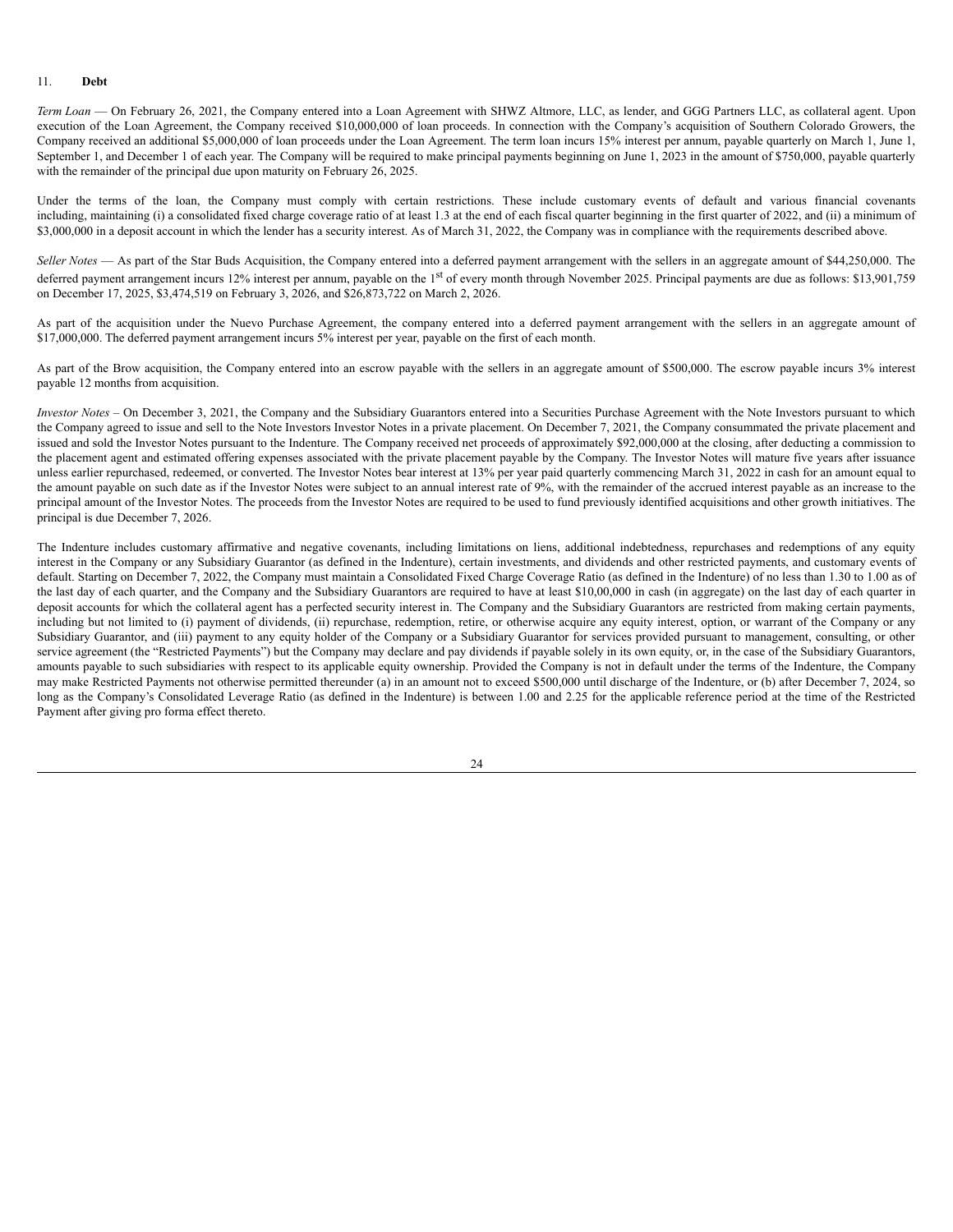11. **Debt**

*Term Loan* — On February 26, 2021, the Company entered into a Loan Agreement with SHWZ Altmore, LLC, as lender, and GGG Partners LLC, as collateral agent. Upon execution of the Loan Agreement, the Company received $10,000,000 of loan proceeds. In connection with the Company's acquisition of Southern Colorado Growers, the Company received an additional $5,000,000 of loan proceeds under the Loan Agreement. The term loan incurs 15% interest per annum, payable quarterly on March 1, June 1, September 1, and December 1 of each year. The Company will be required to make principal payments beginning on June 1, 2023 in the amount of $750,000, payable quarterly with the remainder of the principal due upon maturity on February 26, 2025.

Under the terms of the loan, the Company must comply with certain restrictions. These include customary events of default and various financial covenants including, maintaining (i) a consolidated fixed charge coverage ratio of at least 1.3 at the end of each fiscal quarter beginning in the first quarter of 2022, and (ii) a minimum of $3,000,000 in a deposit account in which the lender has a security interest. As of March 31, 2022, the Company was in compliance with the requirements described above.

*Seller Notes* — As part of the Star Buds Acquisition, the Company entered into a deferred payment arrangement with the sellers in an aggregate amount of $44,250,000. The deferred payment arrangement incurs 12% interest per annum, payable on the 1st of every month through November 2025. Principal payments are due as follows: $13,901,759 on December 17, 2025, $3,474,519 on February 3, 2026, and $26,873,722 on March 2, 2026.

As part of the acquisition under the Nuevo Purchase Agreement, the company entered into a deferred payment arrangement with the sellers in an aggregate amount of $17,000,000. The deferred payment arrangement incurs 5% interest per year, payable on the first of each month.

As part of the Brow acquisition, the Company entered into an escrow payable with the sellers in an aggregate amount of $500,000. The escrow payable incurs 3% interest payable 12 months from acquisition.

*Investor Notes* – On December 3, 2021, the Company and the Subsidiary Guarantors entered into a Securities Purchase Agreement with the Note Investors pursuant to which the Company agreed to issue and sell to the Note Investors Investor Notes in a private placement. On December 7, 2021, the Company consummated the private placement and issued and sold the Investor Notes pursuant to the Indenture. The Company received net proceeds of approximately $92,000,000 at the closing, after deducting a commission to the placement agent and estimated offering expenses associated with the private placement payable by the Company. The Investor Notes will mature five years after issuance unless earlier repurchased, redeemed, or converted. The Investor Notes bear interest at 13% per year paid quarterly commencing March 31, 2022 in cash for an amount equal to the amount payable on such date as if the Investor Notes were subject to an annual interest rate of 9%, with the remainder of the accrued interest payable as an increase to the principal amount of the Investor Notes. The proceeds from the Investor Notes are required to be used to fund previously identified acquisitions and other growth initiatives. The principal is due December 7, 2026.

The Indenture includes customary affirmative and negative covenants, including limitations on liens, additional indebtedness, repurchases and redemptions of any equity interest in the Company or any Subsidiary Guarantor (as defined in the Indenture), certain investments, and dividends and other restricted payments, and customary events of default. Starting on December 7, 2022, the Company must maintain a Consolidated Fixed Charge Coverage Ratio (as defined in the Indenture) of no less than 1.30 to 1.00 as of the last day of each quarter, and the Company and the Subsidiary Guarantors are required to have at least $10,00,000 in cash (in aggregate) on the last day of each quarter in deposit accounts for which the collateral agent has a perfected security interest in. The Company and the Subsidiary Guarantors are restricted from making certain payments, including but not limited to (i) payment of dividends, (ii) repurchase, redemption, retire, or otherwise acquire any equity interest, option, or warrant of the Company or any Subsidiary Guarantor, and (iii) payment to any equity holder of the Company or a Subsidiary Guarantor for services provided pursuant to management, consulting, or other service agreement (the "Restricted Payments") but the Company may declare and pay dividends if payable solely in its own equity, or, in the case of the Subsidiary Guarantors, amounts payable to such subsidiaries with respect to its applicable equity ownership. Provided the Company is not in default under the terms of the Indenture, the Company may make Restricted Payments not otherwise permitted thereunder (a) in an amount not to exceed $500,000 until discharge of the Indenture, or (b) after December 7, 2024, so long as the Company's Consolidated Leverage Ratio (as defined in the Indenture) is between 1.00 and 2.25 for the applicable reference period at the time of the Restricted Payment after giving pro forma effect thereto.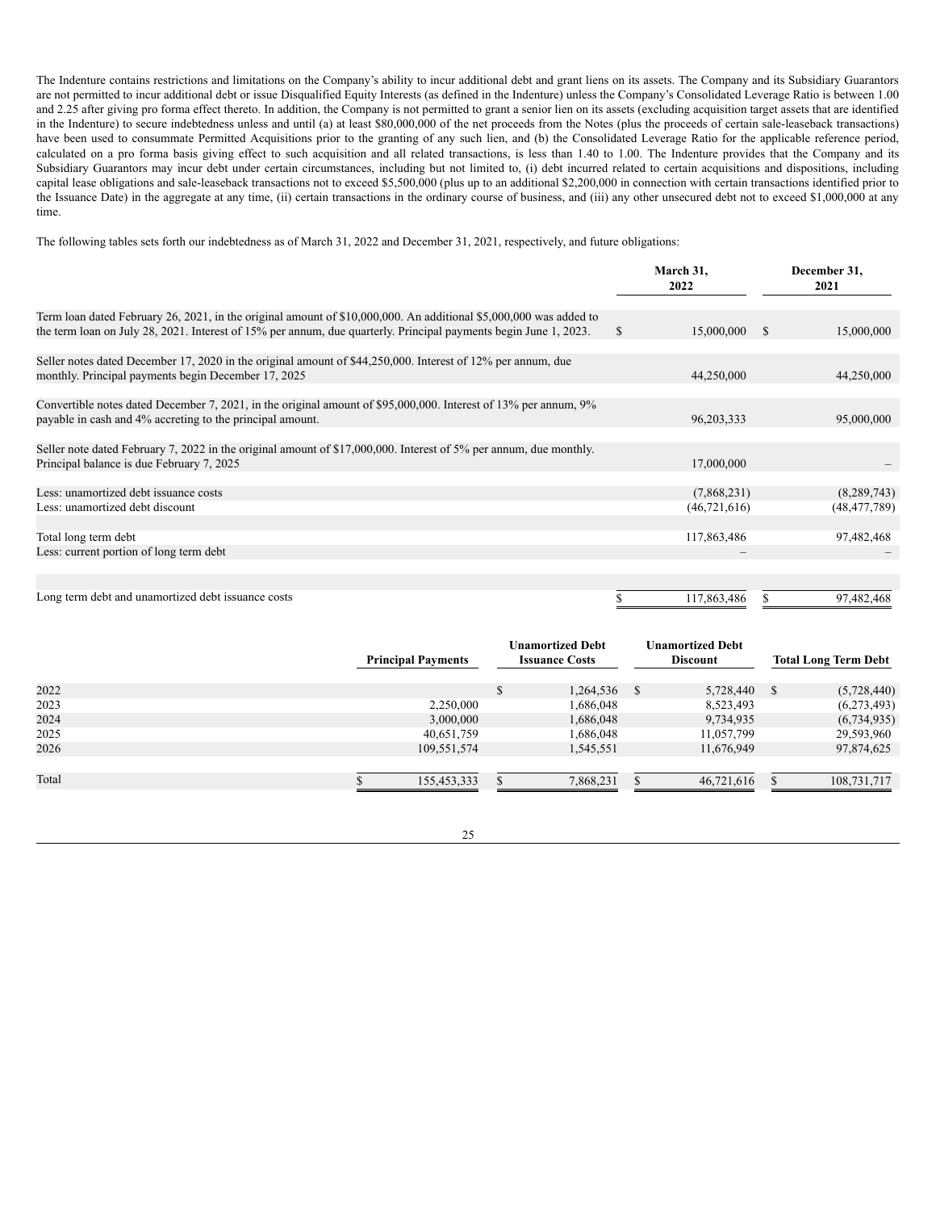The Indenture contains restrictions and limitations on the Company's ability to incur additional debt and grant liens on its assets. The Company and its Subsidiary Guarantors are not permitted to incur additional debt or issue Disqualified Equity Interests (as defined in the Indenture) unless the Company's Consolidated Leverage Ratio is between 1.00 and 2.25 after giving pro forma effect thereto. In addition, the Company is not permitted to grant a senior lien on its assets (excluding acquisition target assets that are identified in the Indenture) to secure indebtedness unless and until (a) at least $80,000,000 of the net proceeds from the Notes (plus the proceeds of certain sale-leaseback transactions) have been used to consummate Permitted Acquisitions prior to the granting of any such lien, and (b) the Consolidated Leverage Ratio for the applicable reference period, calculated on a pro forma basis giving effect to such acquisition and all related transactions, is less than 1.40 to 1.00. The Indenture provides that the Company and its Subsidiary Guarantors may incur debt under certain circumstances, including but not limited to, (i) debt incurred related to certain acquisitions and dispositions, including capital lease obligations and sale-leaseback transactions not to exceed $5,500,000 (plus up to an additional $2,200,000 in connection with certain transactions identified prior to the Issuance Date) in the aggregate at any time, (ii) certain transactions in the ordinary course of business, and (iii) any other unsecured debt not to exceed $1,000,000 at any time.

The following tables sets forth our indebtedness as of March 31, 2022 and December 31, 2021, respectively, and future obligations:

| | March 31, 2022 | December 31, 2021 |
|---|---|---|
| Term loan dated February 26, 2021, in the original amount of $10,000,000. An additional $5,000,000 was added to the term loan on July 28, 2021. Interest of 15% per annum, due quarterly. Principal payments begin June 1, 2023. | $ 15,000,000 | $ 15,000,000 |
| Seller notes dated December 17, 2020 in the original amount of $44,250,000. Interest of 12% per annum, due monthly. Principal payments begin December 17, 2025 | 44,250,000 | 44,250,000 |
| Convertible notes dated December 7, 2021, in the original amount of $95,000,000. Interest of 13% per annum, 9% payable in cash and 4% accreting to the principal amount. | 96,203,333 | 95,000,000 |
| Seller note dated February 7, 2022 in the original amount of $17,000,000. Interest of 5% per annum, due monthly. Principal balance is due February 7, 2025 | 17,000,000 | – |
| Less: unamortized debt issuance costs | (7,868,231) | (8,289,743) |
| Less: unamortized debt discount | (46,721,616) | (48,477,789) |
| Total long term debt | 117,863,486 | 97,482,468 |
| Less: current portion of long term debt | – | – |
| Long term debt and unamortized debt issuance costs | $ 117,863,486 | $ 97,482,468 |

| | Principal Payments | Unamortized Debt Issuance Costs | Unamortized Debt Discount | Total Long Term Debt |
|---|---|---|---|---|
| 2022 | | $ 1,264,536 | $ 5,728,440 | $ (5,728,440) |
| 2023 | 2,250,000 | 1,686,048 | 8,523,493 | (6,273,493) |
| 2024 | 3,000,000 | 1,686,048 | 9,734,935 | (6,734,935) |
| 2025 | 40,651,759 | 1,686,048 | 11,057,799 | 29,593,960 |
| 2026 | 109,551,574 | 1,545,551 | 11,676,949 | 97,874,625 |
| Total | $ 155,453,333 | $ 7,868,231 | $ 46,721,616 | $ 108,731,717 |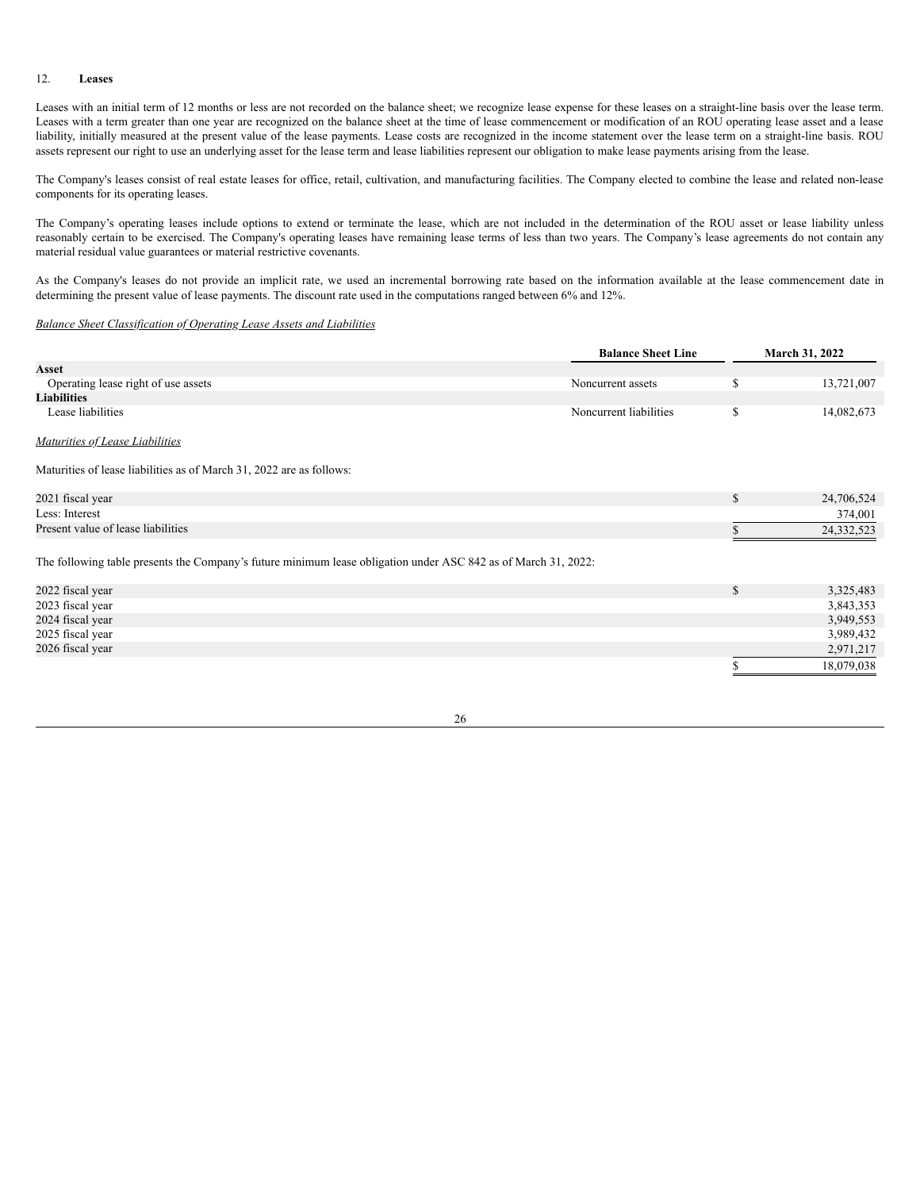## 12. **Leases**

Leases with an initial term of 12 months or less are not recorded on the balance sheet; we recognize lease expense for these leases on a straight-line basis over the lease term. Leases with a term greater than one year are recognized on the balance sheet at the time of lease commencement or modification of an ROU operating lease asset and a lease liability, initially measured at the present value of the lease payments. Lease costs are recognized in the income statement over the lease term on a straight-line basis. ROU assets represent our right to use an underlying asset for the lease term and lease liabilities represent our obligation to make lease payments arising from the lease.

The Company's leases consist of real estate leases for office, retail, cultivation, and manufacturing facilities. The Company elected to combine the lease and related non-lease components for its operating leases.

The Company's operating leases include options to extend or terminate the lease, which are not included in the determination of the ROU asset or lease liability unless reasonably certain to be exercised. The Company's operating leases have remaining lease terms of less than two years. The Company's lease agreements do not contain any material residual value guarantees or material restrictive covenants.

As the Company's leases do not provide an implicit rate, we used an incremental borrowing rate based on the information available at the lease commencement date in determining the present value of lease payments. The discount rate used in the computations ranged between 6% and 12%.

*Balance Sheet Classification of Operating Lease Assets and Liabilities*

| | Balance Sheet Line | March 31, 2022 |
|---|---|---|
| **Asset** | | |
| Operating lease right of use assets | Noncurrent assets | $ 13,721,007 |
| **Liabilities** | | |
| Lease liabilities | Noncurrent liabilities | $ 14,082,673 |

*Maturities of Lease Liabilities*

Maturities of lease liabilities as of March 31, 2022 are as follows:

| | |
|---|---|
| 2021 fiscal year | $ 24,706,524 |
| Less: Interest | 374,001 |
| Present value of lease liabilities | $ 24,332,523 |

The following table presents the Company's future minimum lease obligation under ASC 842 as of March 31, 2022:

| | |
|---|---|
| 2022 fiscal year | $ 3,325,483 |
| 2023 fiscal year | 3,843,353 |
| 2024 fiscal year | 3,949,553 |
| 2025 fiscal year | 3,989,432 |
| 2026 fiscal year | 2,971,217 |
| | $ 18,079,038 |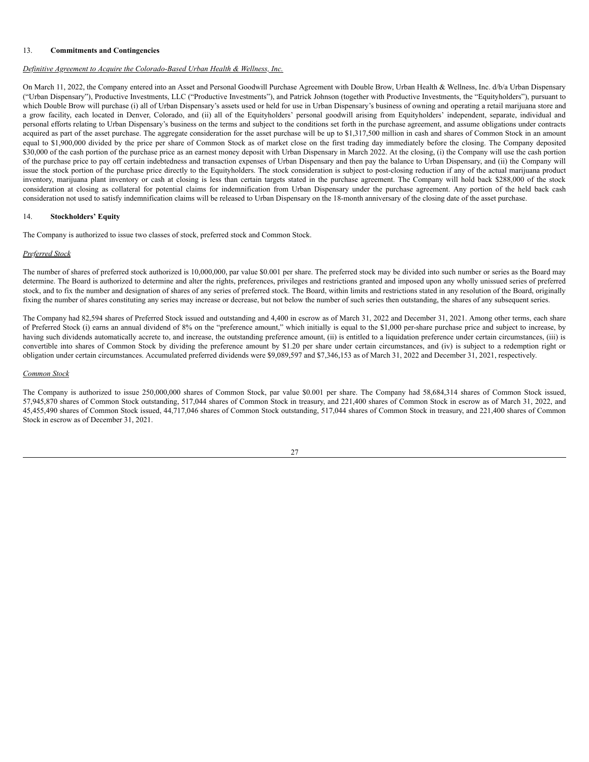13. **Commitments and Contingencies**

*Definitive Agreement to Acquire the Colorado-Based Urban Health & Wellness, Inc.*

On March 11, 2022, the Company entered into an Asset and Personal Goodwill Purchase Agreement with Double Brow, Urban Health & Wellness, Inc. d/b/a Urban Dispensary ("Urban Dispensary"), Productive Investments, LLC ("Productive Investments"), and Patrick Johnson (together with Productive Investments, the "Equityholders"), pursuant to which Double Brow will purchase (i) all of Urban Dispensary's assets used or held for use in Urban Dispensary's business of owning and operating a retail marijuana store and a grow facility, each located in Denver, Colorado, and (ii) all of the Equityholders' personal goodwill arising from Equityholders' independent, separate, individual and personal efforts relating to Urban Dispensary's business on the terms and subject to the conditions set forth in the purchase agreement, and assume obligations under contracts acquired as part of the asset purchase. The aggregate consideration for the asset purchase will be up to $1,317,500 million in cash and shares of Common Stock in an amount equal to $1,900,000 divided by the price per share of Common Stock as of market close on the first trading day immediately before the closing. The Company deposited $30,000 of the cash portion of the purchase price as an earnest money deposit with Urban Dispensary in March 2022. At the closing, (i) the Company will use the cash portion of the purchase price to pay off certain indebtedness and transaction expenses of Urban Dispensary and then pay the balance to Urban Dispensary, and (ii) the Company will issue the stock portion of the purchase price directly to the Equityholders. The stock consideration is subject to post-closing reduction if any of the actual marijuana product inventory, marijuana plant inventory or cash at closing is less than certain targets stated in the purchase agreement. The Company will hold back $288,000 of the stock consideration at closing as collateral for potential claims for indemnification from Urban Dispensary under the purchase agreement. Any portion of the held back cash consideration not used to satisfy indemnification claims will be released to Urban Dispensary on the 18-month anniversary of the closing date of the asset purchase.

14. **Stockholders' Equity**

The Company is authorized to issue two classes of stock, preferred stock and Common Stock.

*Preferred Stock*

The number of shares of preferred stock authorized is 10,000,000, par value $0.001 per share. The preferred stock may be divided into such number or series as the Board may determine. The Board is authorized to determine and alter the rights, preferences, privileges and restrictions granted and imposed upon any wholly unissued series of preferred stock, and to fix the number and designation of shares of any series of preferred stock. The Board, within limits and restrictions stated in any resolution of the Board, originally fixing the number of shares constituting any series may increase or decrease, but not below the number of such series then outstanding, the shares of any subsequent series.

The Company had 82,594 shares of Preferred Stock issued and outstanding and 4,400 in escrow as of March 31, 2022 and December 31, 2021. Among other terms, each share of Preferred Stock (i) earns an annual dividend of 8% on the "preference amount," which initially is equal to the $1,000 per-share purchase price and subject to increase, by having such dividends automatically accrete to, and increase, the outstanding preference amount, (ii) is entitled to a liquidation preference under certain circumstances, (iii) is convertible into shares of Common Stock by dividing the preference amount by $1.20 per share under certain circumstances, and (iv) is subject to a redemption right or obligation under certain circumstances. Accumulated preferred dividends were $9,089,597 and $7,346,153 as of March 31, 2022 and December 31, 2021, respectively.

*Common Stock*

The Company is authorized to issue 250,000,000 shares of Common Stock, par value $0.001 per share. The Company had 58,684,314 shares of Common Stock issued, 57,945,870 shares of Common Stock outstanding, 517,044 shares of Common Stock in treasury, and 221,400 shares of Common Stock in escrow as of March 31, 2022, and 45,455,490 shares of Common Stock issued, 44,717,046 shares of Common Stock outstanding, 517,044 shares of Common Stock in treasury, and 221,400 shares of Common Stock in escrow as of December 31, 2021.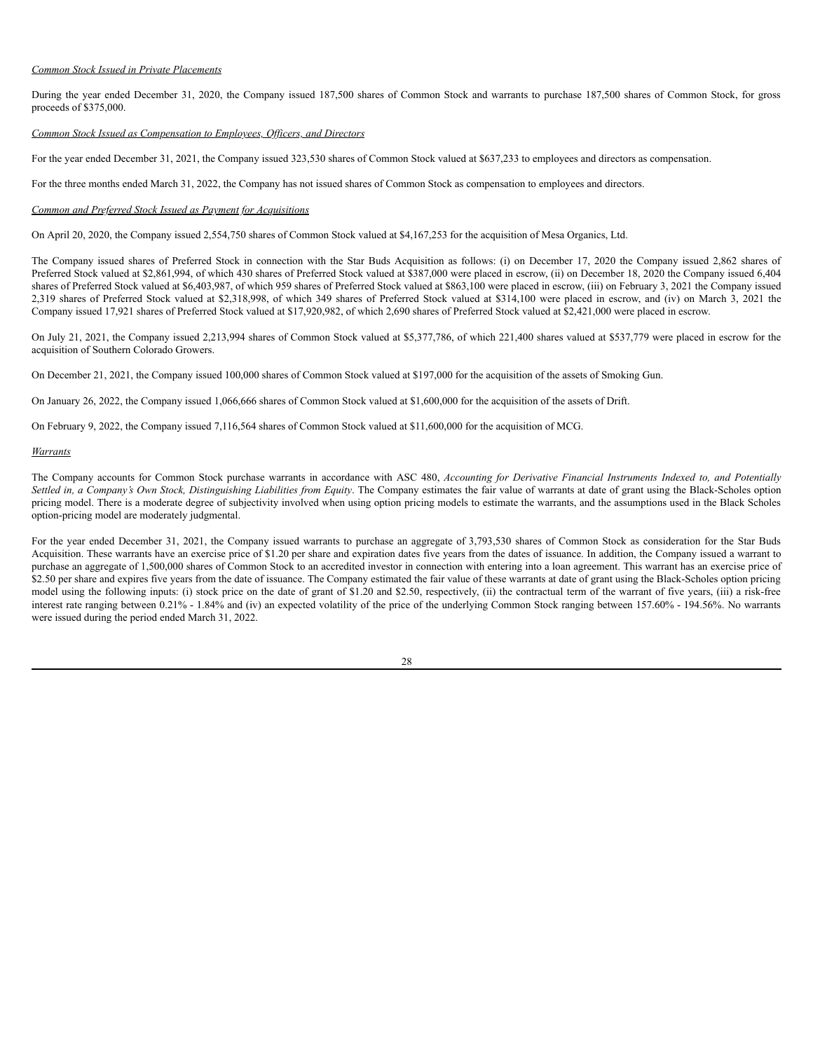*Common Stock Issued in Private Placements*

During the year ended December 31, 2020, the Company issued 187,500 shares of Common Stock and warrants to purchase 187,500 shares of Common Stock, for gross proceeds of $375,000.

*Common Stock Issued as Compensation to Employees, Officers, and Directors*

For the year ended December 31, 2021, the Company issued 323,530 shares of Common Stock valued at $637,233 to employees and directors as compensation.

For the three months ended March 31, 2022, the Company has not issued shares of Common Stock as compensation to employees and directors.

*Common and Preferred Stock Issued as Payment for Acquisitions*

On April 20, 2020, the Company issued 2,554,750 shares of Common Stock valued at $4,167,253 for the acquisition of Mesa Organics, Ltd.

The Company issued shares of Preferred Stock in connection with the Star Buds Acquisition as follows: (i) on December 17, 2020 the Company issued 2,862 shares of Preferred Stock valued at $2,861,994, of which 430 shares of Preferred Stock valued at $387,000 were placed in escrow, (ii) on December 18, 2020 the Company issued 6,404 shares of Preferred Stock valued at $6,403,987, of which 959 shares of Preferred Stock valued at $863,100 were placed in escrow, (iii) on February 3, 2021 the Company issued 2,319 shares of Preferred Stock valued at $2,318,998, of which 349 shares of Preferred Stock valued at $314,100 were placed in escrow, and (iv) on March 3, 2021 the Company issued 17,921 shares of Preferred Stock valued at $17,920,982, of which 2,690 shares of Preferred Stock valued at $2,421,000 were placed in escrow.

On July 21, 2021, the Company issued 2,213,994 shares of Common Stock valued at $5,377,786, of which 221,400 shares valued at $537,779 were placed in escrow for the acquisition of Southern Colorado Growers.

On December 21, 2021, the Company issued 100,000 shares of Common Stock valued at $197,000 for the acquisition of the assets of Smoking Gun.

On January 26, 2022, the Company issued 1,066,666 shares of Common Stock valued at $1,600,000 for the acquisition of the assets of Drift.

On February 9, 2022, the Company issued 7,116,564 shares of Common Stock valued at $11,600,000 for the acquisition of MCG.

*Warrants*

The Company accounts for Common Stock purchase warrants in accordance with ASC 480, *Accounting for Derivative Financial Instruments Indexed to, and Potentially Settled in, a Company's Own Stock, Distinguishing Liabilities from Equity*. The Company estimates the fair value of warrants at date of grant using the Black-Scholes option pricing model. There is a moderate degree of subjectivity involved when using option pricing models to estimate the warrants, and the assumptions used in the Black Scholes option-pricing model are moderately judgmental.

For the year ended December 31, 2021, the Company issued warrants to purchase an aggregate of 3,793,530 shares of Common Stock as consideration for the Star Buds Acquisition. These warrants have an exercise price of $1.20 per share and expiration dates five years from the dates of issuance. In addition, the Company issued a warrant to purchase an aggregate of 1,500,000 shares of Common Stock to an accredited investor in connection with entering into a loan agreement. This warrant has an exercise price of $2.50 per share and expires five years from the date of issuance. The Company estimated the fair value of these warrants at date of grant using the Black-Scholes option pricing model using the following inputs: (i) stock price on the date of grant of $1.20 and $2.50, respectively, (ii) the contractual term of the warrant of five years, (iii) a risk-free interest rate ranging between 0.21% - 1.84% and (iv) an expected volatility of the price of the underlying Common Stock ranging between 157.60% - 194.56%. No warrants were issued during the period ended March 31, 2022.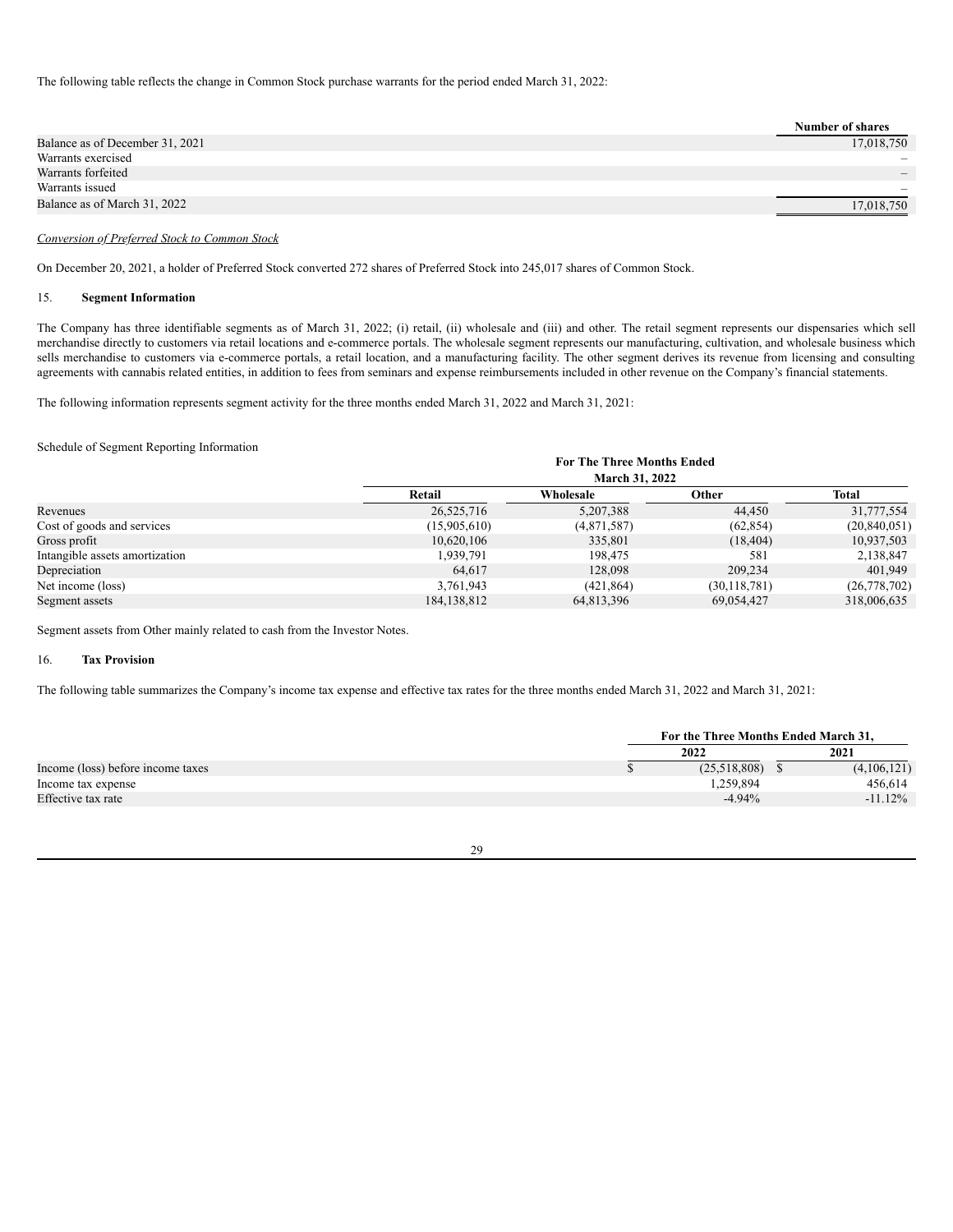The following table reflects the change in Common Stock purchase warrants for the period ended March 31, 2022:

| | Number of shares |
|---|---|
| Balance as of December 31, 2021 | 17,018,750 |
| Warrants exercised | – |
| Warrants forfeited | – |
| Warrants issued | – |
| Balance as of March 31, 2022 | 17,018,750 |

*Conversion of Preferred Stock to Common Stock*

On December 20, 2021, a holder of Preferred Stock converted 272 shares of Preferred Stock into 245,017 shares of Common Stock.

15. **Segment Information**

The Company has three identifiable segments as of March 31, 2022; (i) retail, (ii) wholesale and (iii) and other. The retail segment represents our dispensaries which sell merchandise directly to customers via retail locations and e-commerce portals. The wholesale segment represents our manufacturing, cultivation, and wholesale business which sells merchandise to customers via e-commerce portals, a retail location, and a manufacturing facility. The other segment derives its revenue from licensing and consulting agreements with cannabis related entities, in addition to fees from seminars and expense reimbursements included in other revenue on the Company's financial statements.

The following information represents segment activity for the three months ended March 31, 2022 and March 31, 2021:

Schedule of Segment Reporting Information

| | For The Three Months Ended March 31, 2022 | | | |
|---|---|---|---|---|
| | Retail | Wholesale | Other | Total |
| Revenues | 26,525,716 | 5,207,388 | 44,450 | 31,777,554 |
| Cost of goods and services | (15,905,610) | (4,871,587) | (62,854) | (20,840,051) |
| Gross profit | 10,620,106 | 335,801 | (18,404) | 10,937,503 |
| Intangible assets amortization | 1,939,791 | 198,475 | 581 | 2,138,847 |
| Depreciation | 64,617 | 128,098 | 209,234 | 401,949 |
| Net income (loss) | 3,761,943 | (421,864) | (30,118,781) | (26,778,702) |
| Segment assets | 184,138,812 | 64,813,396 | 69,054,427 | 318,006,635 |

Segment assets from Other mainly related to cash from the Investor Notes.

16. **Tax Provision**

The following table summarizes the Company's income tax expense and effective tax rates for the three months ended March 31, 2022 and March 31, 2021:

| | For the Three Months Ended March 31, | |
|---|---|---|
| | 2022 | 2021 |
| Income (loss) before income taxes | $ (25,518,808) | $ (4,106,121) |
| Income tax expense | 1,259,894 | 456,614 |
| Effective tax rate | -4.94% | -11.12% |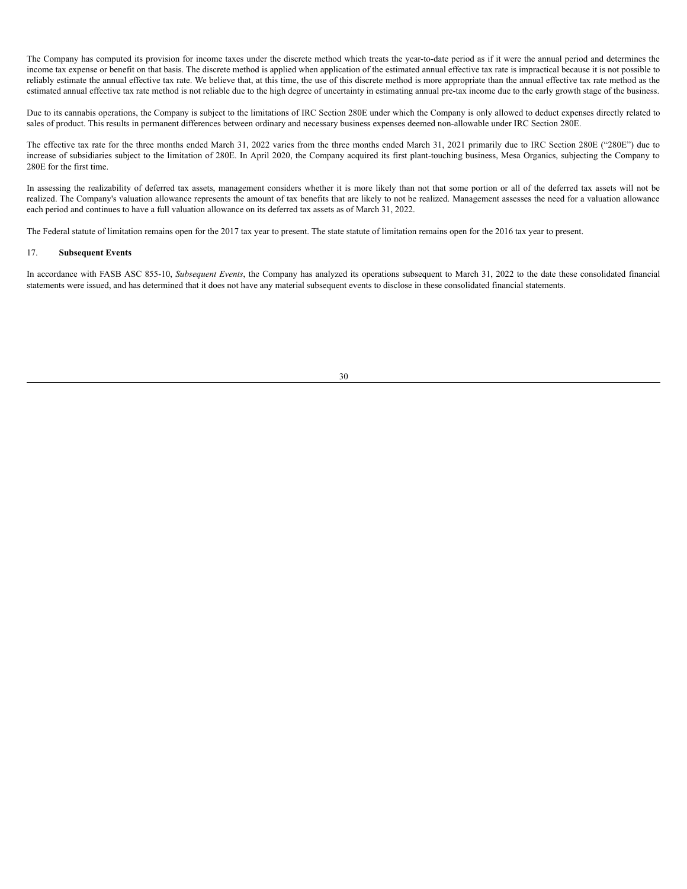The Company has computed its provision for income taxes under the discrete method which treats the year-to-date period as if it were the annual period and determines the income tax expense or benefit on that basis. The discrete method is applied when application of the estimated annual effective tax rate is impractical because it is not possible to reliably estimate the annual effective tax rate. We believe that, at this time, the use of this discrete method is more appropriate than the annual effective tax rate method as the estimated annual effective tax rate method is not reliable due to the high degree of uncertainty in estimating annual pre-tax income due to the early growth stage of the business.

Due to its cannabis operations, the Company is subject to the limitations of IRC Section 280E under which the Company is only allowed to deduct expenses directly related to sales of product. This results in permanent differences between ordinary and necessary business expenses deemed non-allowable under IRC Section 280E.

The effective tax rate for the three months ended March 31, 2022 varies from the three months ended March 31, 2021 primarily due to IRC Section 280E ("280E") due to increase of subsidiaries subject to the limitation of 280E. In April 2020, the Company acquired its first plant-touching business, Mesa Organics, subjecting the Company to 280E for the first time.

In assessing the realizability of deferred tax assets, management considers whether it is more likely than not that some portion or all of the deferred tax assets will not be realized. The Company's valuation allowance represents the amount of tax benefits that are likely to not be realized. Management assesses the need for a valuation allowance each period and continues to have a full valuation allowance on its deferred tax assets as of March 31, 2022.

The Federal statute of limitation remains open for the 2017 tax year to present. The state statute of limitation remains open for the 2016 tax year to present.

## 17. **Subsequent Events**

In accordance with FASB ASC 855-10, *Subsequent Events*, the Company has analyzed its operations subsequent to March 31, 2022 to the date these consolidated financial statements were issued, and has determined that it does not have any material subsequent events to disclose in these consolidated financial statements.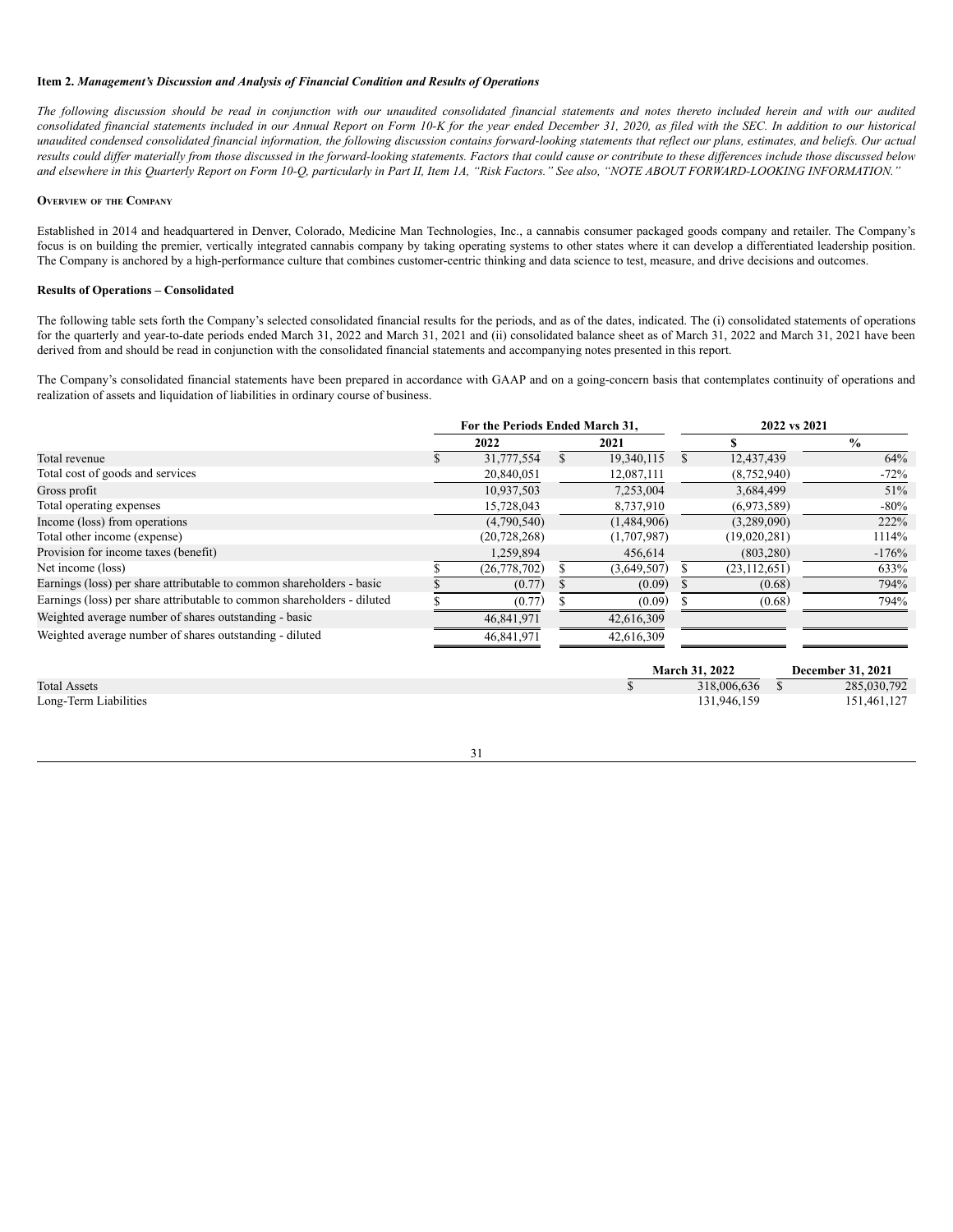**Item 2.** ***Management's Discussion and Analysis of Financial Condition and Results of Operations***

*The following discussion should be read in conjunction with our unaudited consolidated financial statements and notes thereto included herein and with our audited consolidated financial statements included in our Annual Report on Form 10-K for the year ended December 31, 2020, as filed with the SEC. In addition to our historical unaudited condensed consolidated financial information, the following discussion contains forward-looking statements that reflect our plans, estimates, and beliefs. Our actual results could differ materially from those discussed in the forward-looking statements. Factors that could cause or contribute to these differences include those discussed below and elsewhere in this Quarterly Report on Form 10-Q, particularly in Part II, Item 1A, "Risk Factors." See also, "NOTE ABOUT FORWARD-LOOKING INFORMATION."*

**Overview of the Company**

Established in 2014 and headquartered in Denver, Colorado, Medicine Man Technologies, Inc., a cannabis consumer packaged goods company and retailer. The Company's focus is on building the premier, vertically integrated cannabis company by taking operating systems to other states where it can develop a differentiated leadership position. The Company is anchored by a high-performance culture that combines customer-centric thinking and data science to test, measure, and drive decisions and outcomes.

**Results of Operations – Consolidated**

The following table sets forth the Company's selected consolidated financial results for the periods, and as of the dates, indicated. The (i) consolidated statements of operations for the quarterly and year-to-date periods ended March 31, 2022 and March 31, 2021 and (ii) consolidated balance sheet as of March 31, 2022 and March 31, 2021 have been derived from and should be read in conjunction with the consolidated financial statements and accompanying notes presented in this report.

The Company's consolidated financial statements have been prepared in accordance with GAAP and on a going-concern basis that contemplates continuity of operations and realization of assets and liquidation of liabilities in ordinary course of business.

| | For the Periods Ended March 31, | | 2022 vs 2021 | |
|---|---|---|---|---|
| | 2022 | 2021 | $ | % |
| Total revenue | $ 31,777,554 | $ 19,340,115 | $ 12,437,439 | 64% |
| Total cost of goods and services | 20,840,051 | 12,087,111 | (8,752,940) | -72% |
| Gross profit | 10,937,503 | 7,253,004 | 3,684,499 | 51% |
| Total operating expenses | 15,728,043 | 8,737,910 | (6,973,589) | -80% |
| Income (loss) from operations | (4,790,540) | (1,484,906) | (3,289,090) | 222% |
| Total other income (expense) | (20,728,268) | (1,707,987) | (19,020,281) | 1114% |
| Provision for income taxes (benefit) | 1,259,894 | 456,614 | (803,280) | -176% |
| Net income (loss) | $ (26,778,702) | $ (3,649,507) | $ (23,112,651) | 633% |
| Earnings (loss) per share attributable to common shareholders - basic | $ (0.77) | $ (0.09) | $ (0.68) | 794% |
| Earnings (loss) per share attributable to common shareholders - diluted | $ (0.77) | $ (0.09) | $ (0.68) | 794% |
| Weighted average number of shares outstanding - basic | 46,841,971 | 42,616,309 | | |
| Weighted average number of shares outstanding - diluted | 46,841,971 | 42,616,309 | | |

| | March 31, 2022 | December 31, 2021 |
|---|---|---|
| Total Assets | $ 318,006,636 | $ 285,030,792 |
| Long-Term Liabilities | 131,946,159 | 151,461,127 |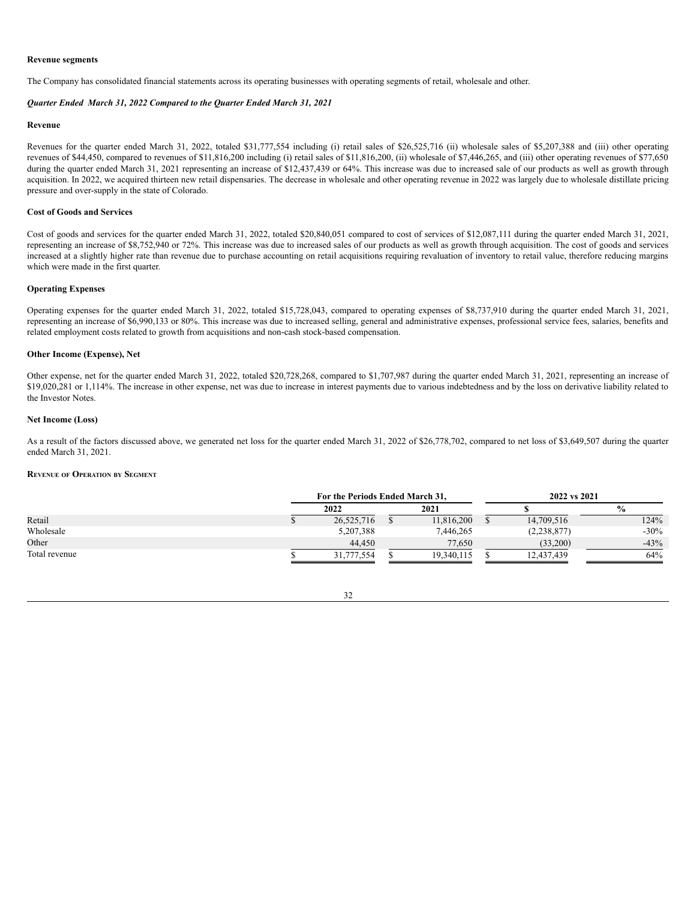**Revenue segments**

The Company has consolidated financial statements across its operating businesses with operating segments of retail, wholesale and other.

***Quarter Ended March 31, 2022 Compared to the Quarter Ended March 31, 2021***

**Revenue**

Revenues for the quarter ended March 31, 2022, totaled $31,777,554 including (i) retail sales of $26,525,716 (ii) wholesale sales of $5,207,388 and (iii) other operating revenues of $44,450, compared to revenues of $11,816,200 including (i) retail sales of $11,816,200, (ii) wholesale of $7,446,265, and (iii) other operating revenues of $77,650 during the quarter ended March 31, 2021 representing an increase of $12,437,439 or 64%. This increase was due to increased sale of our products as well as growth through acquisition. In 2022, we acquired thirteen new retail dispensaries. The decrease in wholesale and other operating revenue in 2022 was largely due to wholesale distillate pricing pressure and over-supply in the state of Colorado.

**Cost of Goods and Services**

Cost of goods and services for the quarter ended March 31, 2022, totaled $20,840,051 compared to cost of services of $12,087,111 during the quarter ended March 31, 2021, representing an increase of $8,752,940 or 72%. This increase was due to increased sales of our products as well as growth through acquisition. The cost of goods and services increased at a slightly higher rate than revenue due to purchase accounting on retail acquisitions requiring revaluation of inventory to retail value, therefore reducing margins which were made in the first quarter.

**Operating Expenses**

Operating expenses for the quarter ended March 31, 2022, totaled $15,728,043, compared to operating expenses of $8,737,910 during the quarter ended March 31, 2021, representing an increase of $6,990,133 or 80%. This increase was due to increased selling, general and administrative expenses, professional service fees, salaries, benefits and related employment costs related to growth from acquisitions and non-cash stock-based compensation.

**Other Income (Expense), Net**

Other expense, net for the quarter ended March 31, 2022, totaled $20,728,268, compared to $1,707,987 during the quarter ended March 31, 2021, representing an increase of $19,020,281 or 1,114%. The increase in other expense, net was due to increase in interest payments due to various indebtedness and by the loss on derivative liability related to the Investor Notes.

**Net Income (Loss)**

As a result of the factors discussed above, we generated net loss for the quarter ended March 31, 2022 of $26,778,702, compared to net loss of $3,649,507 during the quarter ended March 31, 2021.

**Revenue of Operation by Segment**

| | For the Periods Ended March 31, | | 2022 vs 2021 | |
|---|---|---|---|---|
| | 2022 | 2021 | $ | % |
| Retail | $ 26,525,716 | $ 11,816,200 | $ 14,709,516 | 124% |
| Wholesale | 5,207,388 | 7,446,265 | (2,238,877) | -30% |
| Other | 44,450 | 77,650 | (33,200) | -43% |
| Total revenue | $ 31,777,554 | $ 19,340,115 | $ 12,437,439 | 64% |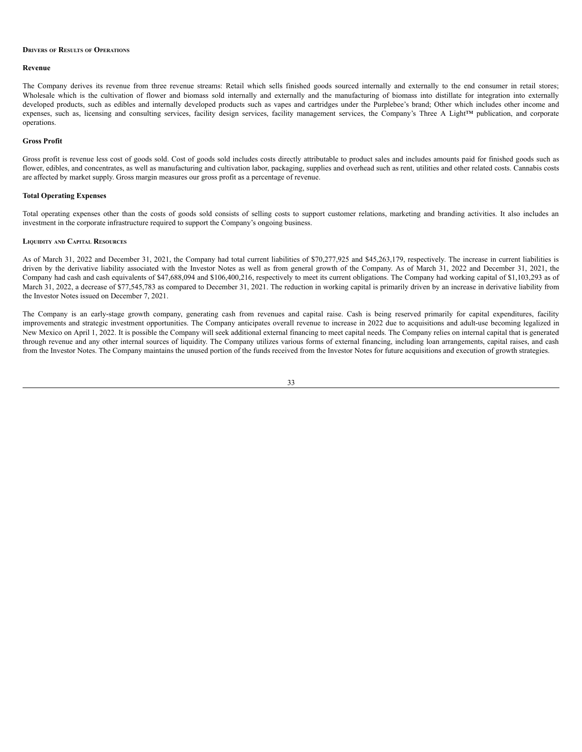## Drivers of Results of Operations

### Revenue

The Company derives its revenue from three revenue streams: Retail which sells finished goods sourced internally and externally to the end consumer in retail stores; Wholesale which is the cultivation of flower and biomass sold internally and externally and the manufacturing of biomass into distillate for integration into externally developed products, such as edibles and internally developed products such as vapes and cartridges under the Purplebee's brand; Other which includes other income and expenses, such as, licensing and consulting services, facility design services, facility management services, the Company's Three A Light™ publication, and corporate operations.

### Gross Profit

Gross profit is revenue less cost of goods sold. Cost of goods sold includes costs directly attributable to product sales and includes amounts paid for finished goods such as flower, edibles, and concentrates, as well as manufacturing and cultivation labor, packaging, supplies and overhead such as rent, utilities and other related costs. Cannabis costs are affected by market supply. Gross margin measures our gross profit as a percentage of revenue.

### Total Operating Expenses

Total operating expenses other than the costs of goods sold consists of selling costs to support customer relations, marketing and branding activities. It also includes an investment in the corporate infrastructure required to support the Company's ongoing business.

## Liquidity and Capital Resources

As of March 31, 2022 and December 31, 2021, the Company had total current liabilities of $70,277,925 and $45,263,179, respectively. The increase in current liabilities is driven by the derivative liability associated with the Investor Notes as well as from general growth of the Company. As of March 31, 2022 and December 31, 2021, the Company had cash and cash equivalents of $47,688,094 and $106,400,216, respectively to meet its current obligations. The Company had working capital of $1,103,293 as of March 31, 2022, a decrease of $77,545,783 as compared to December 31, 2021. The reduction in working capital is primarily driven by an increase in derivative liability from the Investor Notes issued on December 7, 2021.

The Company is an early-stage growth company, generating cash from revenues and capital raise. Cash is being reserved primarily for capital expenditures, facility improvements and strategic investment opportunities. The Company anticipates overall revenue to increase in 2022 due to acquisitions and adult-use becoming legalized in New Mexico on April 1, 2022. It is possible the Company will seek additional external financing to meet capital needs. The Company relies on internal capital that is generated through revenue and any other internal sources of liquidity. The Company utilizes various forms of external financing, including loan arrangements, capital raises, and cash from the Investor Notes. The Company maintains the unused portion of the funds received from the Investor Notes for future acquisitions and execution of growth strategies.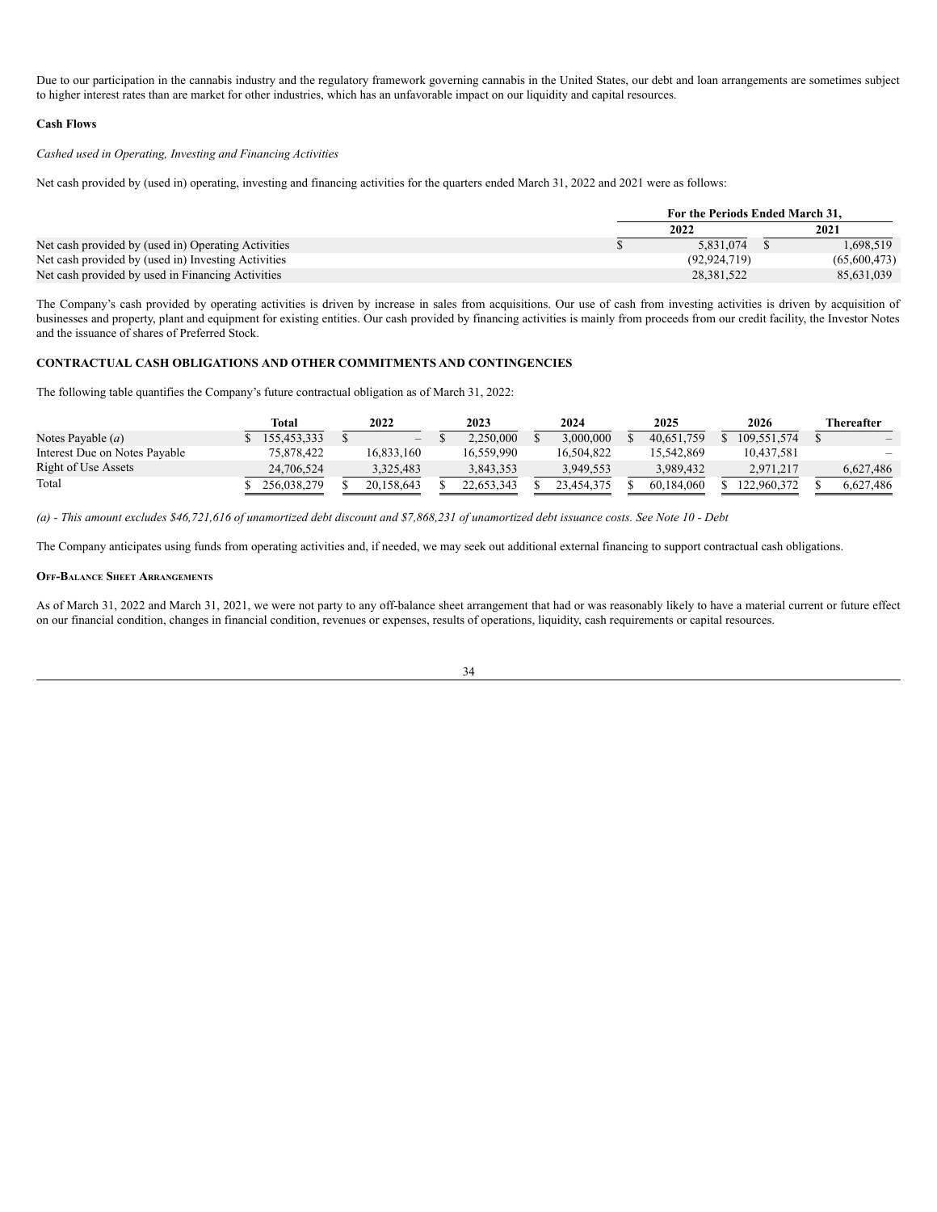Due to our participation in the cannabis industry and the regulatory framework governing cannabis in the United States, our debt and loan arrangements are sometimes subject to higher interest rates than are market for other industries, which has an unfavorable impact on our liquidity and capital resources.

**Cash Flows**

*Cashed used in Operating, Investing and Financing Activities*

Net cash provided by (used in) operating, investing and financing activities for the quarters ended March 31, 2022 and 2021 were as follows:

| | For the Periods Ended March 31, | |
|---|---|---|
| | 2022 | 2021 |
| Net cash provided by (used in) Operating Activities | $ 5,831,074 | $ 1,698,519 |
| Net cash provided by (used in) Investing Activities | (92,924,719) | (65,600,473) |
| Net cash provided by used in Financing Activities | 28,381,522 | 85,631,039 |

The Company's cash provided by operating activities is driven by increase in sales from acquisitions. Our use of cash from investing activities is driven by acquisition of businesses and property, plant and equipment for existing entities. Our cash provided by financing activities is mainly from proceeds from our credit facility, the Investor Notes and the issuance of shares of Preferred Stock.

## CONTRACTUAL CASH OBLIGATIONS AND OTHER COMMITMENTS AND CONTINGENCIES

The following table quantifies the Company's future contractual obligation as of March 31, 2022:

| | Total | 2022 | 2023 | 2024 | 2025 | 2026 | Thereafter |
|---|---|---|---|---|---|---|---|
| Notes Payable (*a*) | $ 155,453,333 | $ – | $ 2,250,000 | $ 3,000,000 | $ 40,651,759 | $ 109,551,574 | $ – |
| Interest Due on Notes Payable | 75,878,422 | 16,833,160 | 16,559,990 | 16,504,822 | 15,542,869 | 10,437,581 | – |
| Right of Use Assets | 24,706,524 | 3,325,483 | 3,843,353 | 3,949,553 | 3,989,432 | 2,971,217 | 6,627,486 |
| Total | $ 256,038,279 | $ 20,158,643 | $ 22,653,343 | $ 23,454,375 | $ 60,184,060 | $ 122,960,372 | $ 6,627,486 |

*(a) - This amount excludes $46,721,616 of unamortized debt discount and $7,868,231 of unamortized debt issuance costs. See Note 10 - Debt*

The Company anticipates using funds from operating activities and, if needed, we may seek out additional external financing to support contractual cash obligations.

**Off-Balance Sheet Arrangements**

As of March 31, 2022 and March 31, 2021, we were not party to any off-balance sheet arrangement that had or was reasonably likely to have a material current or future effect on our financial condition, changes in financial condition, revenues or expenses, results of operations, liquidity, cash requirements or capital resources.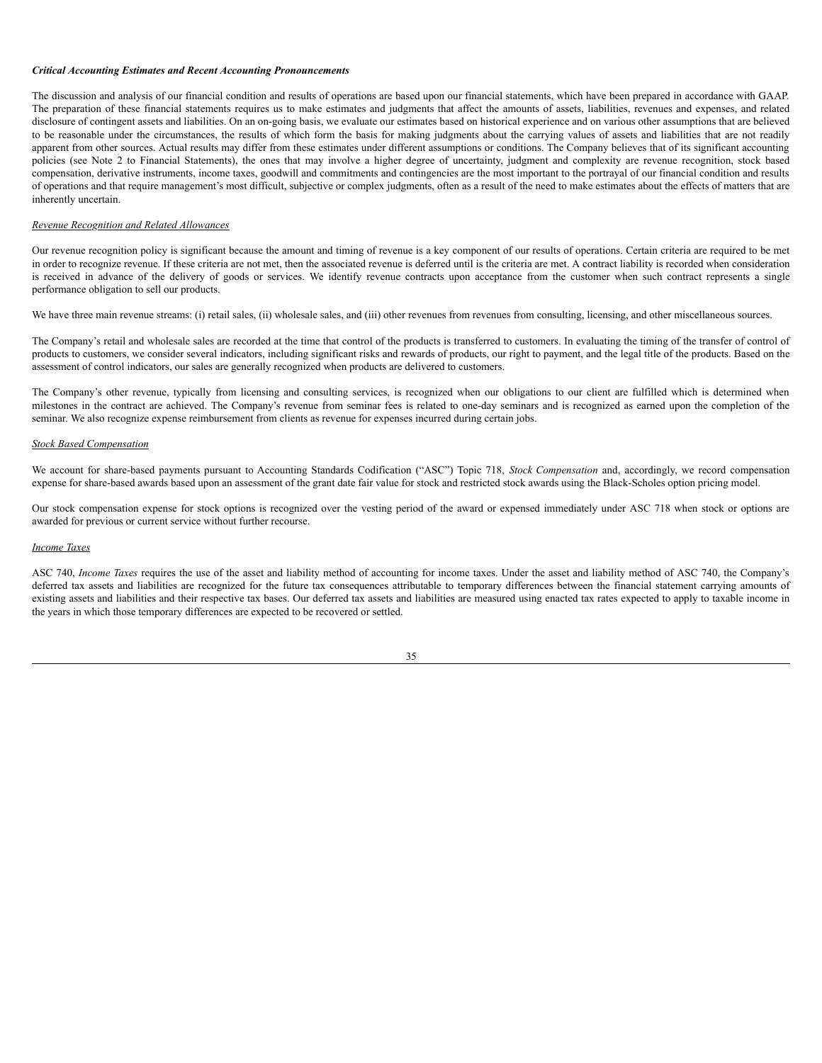***Critical Accounting Estimates and Recent Accounting Pronouncements***

The discussion and analysis of our financial condition and results of operations are based upon our financial statements, which have been prepared in accordance with GAAP. The preparation of these financial statements requires us to make estimates and judgments that affect the amounts of assets, liabilities, revenues and expenses, and related disclosure of contingent assets and liabilities. On an on-going basis, we evaluate our estimates based on historical experience and on various other assumptions that are believed to be reasonable under the circumstances, the results of which form the basis for making judgments about the carrying values of assets and liabilities that are not readily apparent from other sources. Actual results may differ from these estimates under different assumptions or conditions. The Company believes that of its significant accounting policies (see Note 2 to Financial Statements), the ones that may involve a higher degree of uncertainty, judgment and complexity are revenue recognition, stock based compensation, derivative instruments, income taxes, goodwill and commitments and contingencies are the most important to the portrayal of our financial condition and results of operations and that require management's most difficult, subjective or complex judgments, often as a result of the need to make estimates about the effects of matters that are inherently uncertain.

*Revenue Recognition and Related Allowances*

Our revenue recognition policy is significant because the amount and timing of revenue is a key component of our results of operations. Certain criteria are required to be met in order to recognize revenue. If these criteria are not met, then the associated revenue is deferred until is the criteria are met. A contract liability is recorded when consideration is received in advance of the delivery of goods or services. We identify revenue contracts upon acceptance from the customer when such contract represents a single performance obligation to sell our products.

We have three main revenue streams: (i) retail sales, (ii) wholesale sales, and (iii) other revenues from revenues from consulting, licensing, and other miscellaneous sources.

The Company's retail and wholesale sales are recorded at the time that control of the products is transferred to customers. In evaluating the timing of the transfer of control of products to customers, we consider several indicators, including significant risks and rewards of products, our right to payment, and the legal title of the products. Based on the assessment of control indicators, our sales are generally recognized when products are delivered to customers.

The Company's other revenue, typically from licensing and consulting services, is recognized when our obligations to our client are fulfilled which is determined when milestones in the contract are achieved. The Company's revenue from seminar fees is related to one-day seminars and is recognized as earned upon the completion of the seminar. We also recognize expense reimbursement from clients as revenue for expenses incurred during certain jobs.

*Stock Based Compensation*

We account for share-based payments pursuant to Accounting Standards Codification ("ASC") Topic 718, *Stock Compensation* and, accordingly, we record compensation expense for share-based awards based upon an assessment of the grant date fair value for stock and restricted stock awards using the Black-Scholes option pricing model.

Our stock compensation expense for stock options is recognized over the vesting period of the award or expensed immediately under ASC 718 when stock or options are awarded for previous or current service without further recourse.

*Income Taxes*

ASC 740, *Income Taxes* requires the use of the asset and liability method of accounting for income taxes. Under the asset and liability method of ASC 740, the Company's deferred tax assets and liabilities are recognized for the future tax consequences attributable to temporary differences between the financial statement carrying amounts of existing assets and liabilities and their respective tax bases. Our deferred tax assets and liabilities are measured using enacted tax rates expected to apply to taxable income in the years in which those temporary differences are expected to be recovered or settled.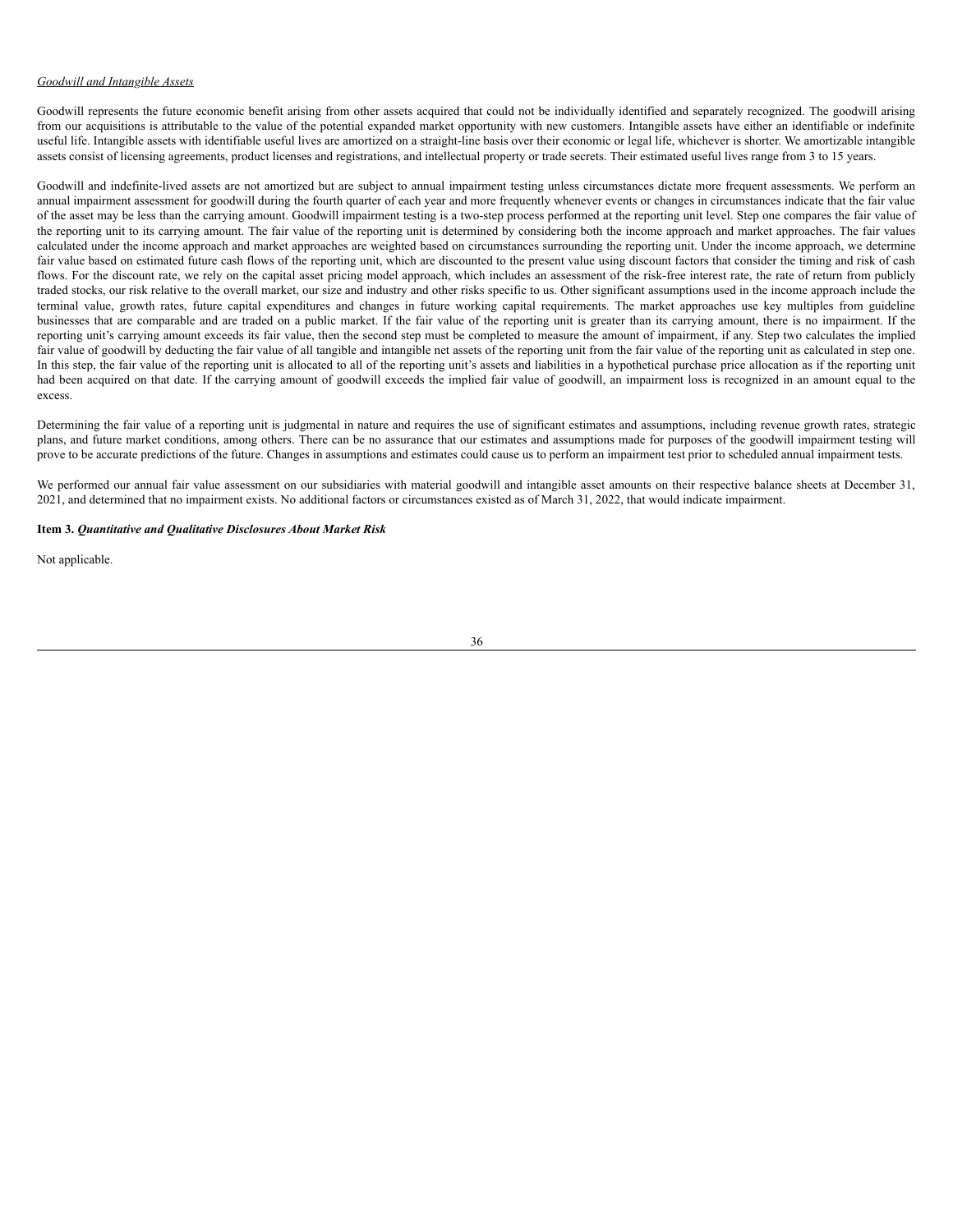*Goodwill and Intangible Assets*

Goodwill represents the future economic benefit arising from other assets acquired that could not be individually identified and separately recognized. The goodwill arising from our acquisitions is attributable to the value of the potential expanded market opportunity with new customers. Intangible assets have either an identifiable or indefinite useful life. Intangible assets with identifiable useful lives are amortized on a straight-line basis over their economic or legal life, whichever is shorter. We amortizable intangible assets consist of licensing agreements, product licenses and registrations, and intellectual property or trade secrets. Their estimated useful lives range from 3 to 15 years.

Goodwill and indefinite-lived assets are not amortized but are subject to annual impairment testing unless circumstances dictate more frequent assessments. We perform an annual impairment assessment for goodwill during the fourth quarter of each year and more frequently whenever events or changes in circumstances indicate that the fair value of the asset may be less than the carrying amount. Goodwill impairment testing is a two-step process performed at the reporting unit level. Step one compares the fair value of the reporting unit to its carrying amount. The fair value of the reporting unit is determined by considering both the income approach and market approaches. The fair values calculated under the income approach and market approaches are weighted based on circumstances surrounding the reporting unit. Under the income approach, we determine fair value based on estimated future cash flows of the reporting unit, which are discounted to the present value using discount factors that consider the timing and risk of cash flows. For the discount rate, we rely on the capital asset pricing model approach, which includes an assessment of the risk-free interest rate, the rate of return from publicly traded stocks, our risk relative to the overall market, our size and industry and other risks specific to us. Other significant assumptions used in the income approach include the terminal value, growth rates, future capital expenditures and changes in future working capital requirements. The market approaches use key multiples from guideline businesses that are comparable and are traded on a public market. If the fair value of the reporting unit is greater than its carrying amount, there is no impairment. If the reporting unit's carrying amount exceeds its fair value, then the second step must be completed to measure the amount of impairment, if any. Step two calculates the implied fair value of goodwill by deducting the fair value of all tangible and intangible net assets of the reporting unit from the fair value of the reporting unit as calculated in step one. In this step, the fair value of the reporting unit is allocated to all of the reporting unit's assets and liabilities in a hypothetical purchase price allocation as if the reporting unit had been acquired on that date. If the carrying amount of goodwill exceeds the implied fair value of goodwill, an impairment loss is recognized in an amount equal to the excess.

Determining the fair value of a reporting unit is judgmental in nature and requires the use of significant estimates and assumptions, including revenue growth rates, strategic plans, and future market conditions, among others. There can be no assurance that our estimates and assumptions made for purposes of the goodwill impairment testing will prove to be accurate predictions of the future. Changes in assumptions and estimates could cause us to perform an impairment test prior to scheduled annual impairment tests.

We performed our annual fair value assessment on our subsidiaries with material goodwill and intangible asset amounts on their respective balance sheets at December 31, 2021, and determined that no impairment exists. No additional factors or circumstances existed as of March 31, 2022, that would indicate impairment.

**Item 3.** ***Quantitative and Qualitative Disclosures About Market Risk***

Not applicable.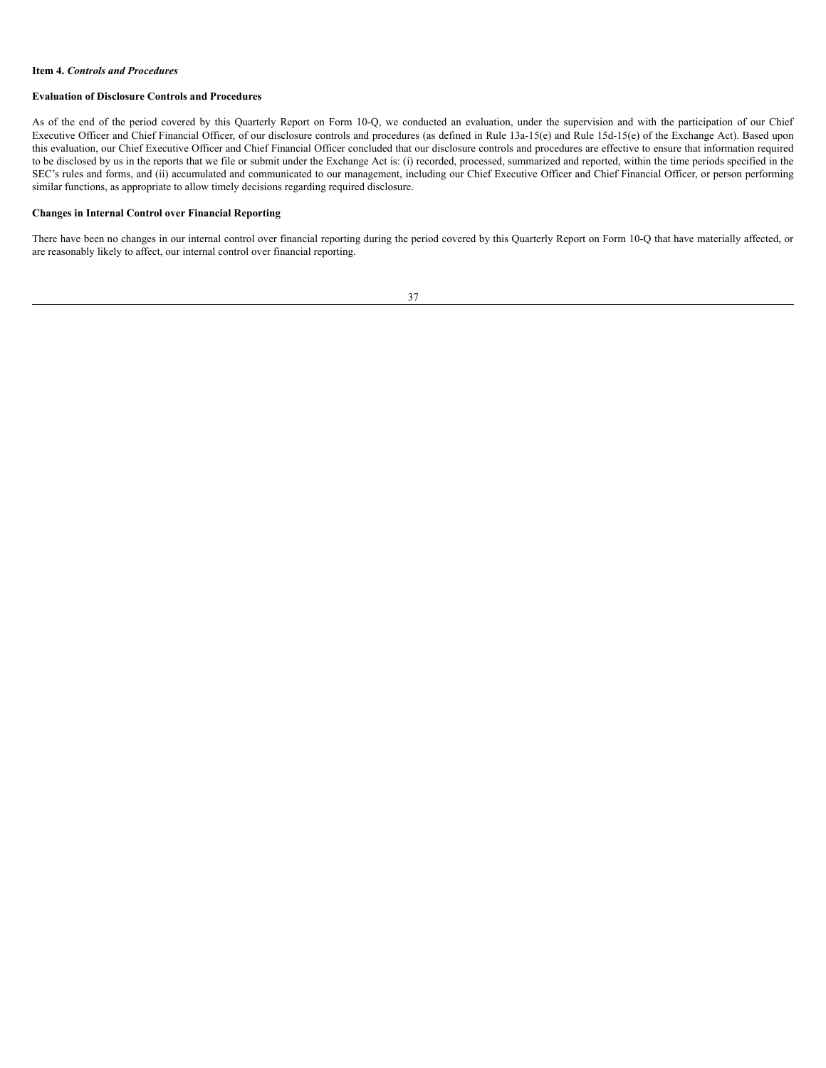**Item 4.** ***Controls and Procedures***

**Evaluation of Disclosure Controls and Procedures**

As of the end of the period covered by this Quarterly Report on Form 10-Q, we conducted an evaluation, under the supervision and with the participation of our Chief Executive Officer and Chief Financial Officer, of our disclosure controls and procedures (as defined in Rule 13a-15(e) and Rule 15d-15(e) of the Exchange Act). Based upon this evaluation, our Chief Executive Officer and Chief Financial Officer concluded that our disclosure controls and procedures are effective to ensure that information required to be disclosed by us in the reports that we file or submit under the Exchange Act is: (i) recorded, processed, summarized and reported, within the time periods specified in the SEC's rules and forms, and (ii) accumulated and communicated to our management, including our Chief Executive Officer and Chief Financial Officer, or person performing similar functions, as appropriate to allow timely decisions regarding required disclosure.

**Changes in Internal Control over Financial Reporting**

There have been no changes in our internal control over financial reporting during the period covered by this Quarterly Report on Form 10-Q that have materially affected, or are reasonably likely to affect, our internal control over financial reporting.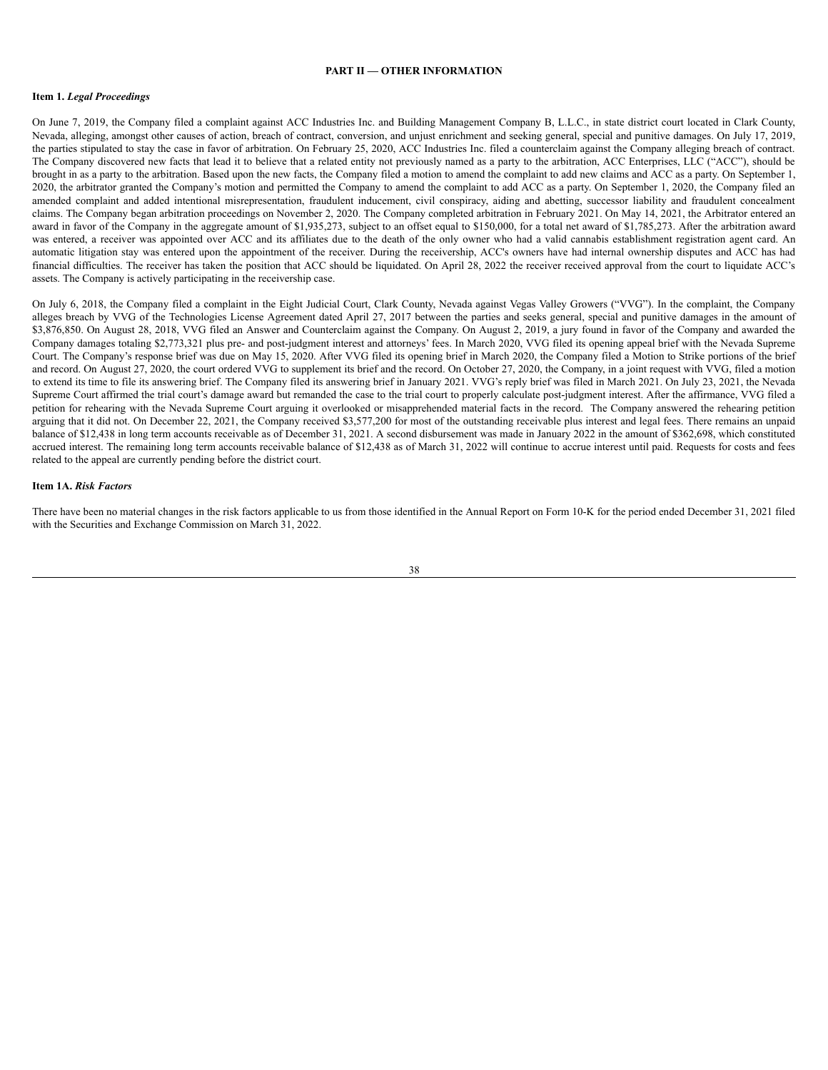## PART II — OTHER INFORMATION

### Item 1. *Legal Proceedings*

On June 7, 2019, the Company filed a complaint against ACC Industries Inc. and Building Management Company B, L.L.C., in state district court located in Clark County, Nevada, alleging, amongst other causes of action, breach of contract, conversion, and unjust enrichment and seeking general, special and punitive damages. On July 17, 2019, the parties stipulated to stay the case in favor of arbitration. On February 25, 2020, ACC Industries Inc. filed a counterclaim against the Company alleging breach of contract. The Company discovered new facts that lead it to believe that a related entity not previously named as a party to the arbitration, ACC Enterprises, LLC ("ACC"), should be brought in as a party to the arbitration. Based upon the new facts, the Company filed a motion to amend the complaint to add new claims and ACC as a party. On September 1, 2020, the arbitrator granted the Company's motion and permitted the Company to amend the complaint to add ACC as a party. On September 1, 2020, the Company filed an amended complaint and added intentional misrepresentation, fraudulent inducement, civil conspiracy, aiding and abetting, successor liability and fraudulent concealment claims. The Company began arbitration proceedings on November 2, 2020. The Company completed arbitration in February 2021. On May 14, 2021, the Arbitrator entered an award in favor of the Company in the aggregate amount of $1,935,273, subject to an offset equal to $150,000, for a total net award of $1,785,273. After the arbitration award was entered, a receiver was appointed over ACC and its affiliates due to the death of the only owner who had a valid cannabis establishment registration agent card. An automatic litigation stay was entered upon the appointment of the receiver. During the receivership, ACC's owners have had internal ownership disputes and ACC has had financial difficulties. The receiver has taken the position that ACC should be liquidated. On April 28, 2022 the receiver received approval from the court to liquidate ACC's assets. The Company is actively participating in the receivership case.

On July 6, 2018, the Company filed a complaint in the Eight Judicial Court, Clark County, Nevada against Vegas Valley Growers ("VVG"). In the complaint, the Company alleges breach by VVG of the Technologies License Agreement dated April 27, 2017 between the parties and seeks general, special and punitive damages in the amount of $3,876,850. On August 28, 2018, VVG filed an Answer and Counterclaim against the Company. On August 2, 2019, a jury found in favor of the Company and awarded the Company damages totaling $2,773,321 plus pre- and post-judgment interest and attorneys' fees. In March 2020, VVG filed its opening appeal brief with the Nevada Supreme Court. The Company's response brief was due on May 15, 2020. After VVG filed its opening brief in March 2020, the Company filed a Motion to Strike portions of the brief and record. On August 27, 2020, the court ordered VVG to supplement its brief and the record. On October 27, 2020, the Company, in a joint request with VVG, filed a motion to extend its time to file its answering brief. The Company filed its answering brief in January 2021. VVG's reply brief was filed in March 2021. On July 23, 2021, the Nevada Supreme Court affirmed the trial court's damage award but remanded the case to the trial court to properly calculate post-judgment interest. After the affirmance, VVG filed a petition for rehearing with the Nevada Supreme Court arguing it overlooked or misapprehended material facts in the record. The Company answered the rehearing petition arguing that it did not. On December 22, 2021, the Company received $3,577,200 for most of the outstanding receivable plus interest and legal fees. There remains an unpaid balance of $12,438 in long term accounts receivable as of December 31, 2021. A second disbursement was made in January 2022 in the amount of $362,698, which constituted accrued interest. The remaining long term accounts receivable balance of $12,438 as of March 31, 2022 will continue to accrue interest until paid. Requests for costs and fees related to the appeal are currently pending before the district court.

### Item 1A. *Risk Factors*

There have been no material changes in the risk factors applicable to us from those identified in the Annual Report on Form 10-K for the period ended December 31, 2021 filed with the Securities and Exchange Commission on March 31, 2022.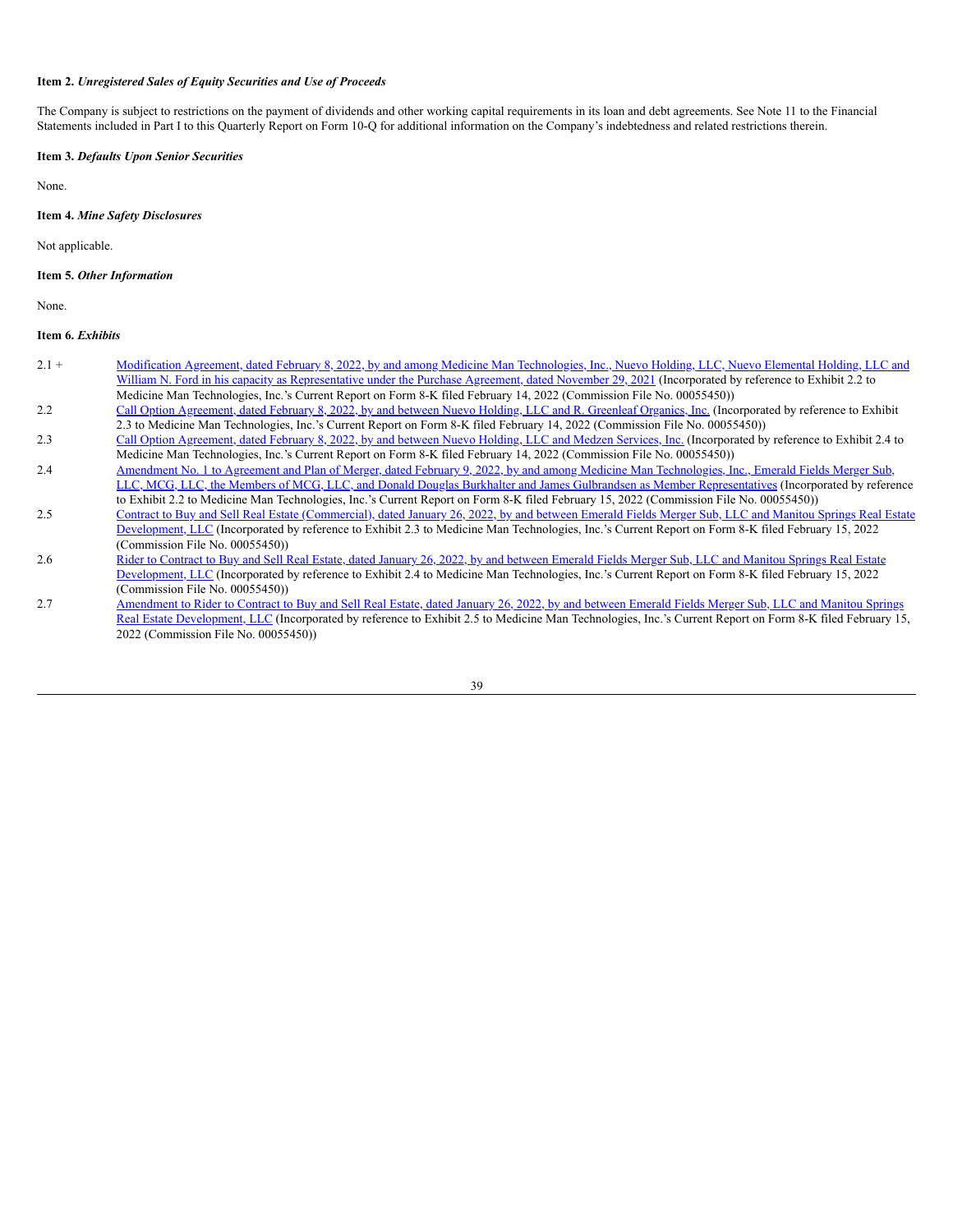**Item 2.** ***Unregistered Sales of Equity Securities and Use of Proceeds***

The Company is subject to restrictions on the payment of dividends and other working capital requirements in its loan and debt agreements. See Note 11 to the Financial Statements included in Part I to this Quarterly Report on Form 10-Q for additional information on the Company's indebtedness and related restrictions therein.

**Item 3.** ***Defaults Upon Senior Securities***

None.

**Item 4.** ***Mine Safety Disclosures***

Not applicable.

**Item 5.** ***Other Information***

None.

**Item 6.** ***Exhibits***

| | |
|---|---|
| 2.1 + | Modification Agreement, dated February 8, 2022, by and among Medicine Man Technologies, Inc., Nuevo Holding, LLC, Nuevo Elemental Holding, LLC and William N. Ford in his capacity as Representative under the Purchase Agreement, dated November 29, 2021 (Incorporated by reference to Exhibit 2.2 to Medicine Man Technologies, Inc.'s Current Report on Form 8-K filed February 14, 2022 (Commission File No. 00055450)) |
| 2.2 | Call Option Agreement, dated February 8, 2022, by and between Nuevo Holding, LLC and R. Greenleaf Organics, Inc. (Incorporated by reference to Exhibit 2.3 to Medicine Man Technologies, Inc.'s Current Report on Form 8-K filed February 14, 2022 (Commission File No. 00055450)) |
| 2.3 | Call Option Agreement, dated February 8, 2022, by and between Nuevo Holding, LLC and Medzen Services, Inc. (Incorporated by reference to Exhibit 2.4 to Medicine Man Technologies, Inc.'s Current Report on Form 8-K filed February 14, 2022 (Commission File No. 00055450)) |
| 2.4 | Amendment No. 1 to Agreement and Plan of Merger, dated February 9, 2022, by and among Medicine Man Technologies, Inc., Emerald Fields Merger Sub, LLC, MCG, LLC, the Members of MCG, LLC, and Donald Douglas Burkhalter and James Gulbrandsen as Member Representatives (Incorporated by reference to Exhibit 2.2 to Medicine Man Technologies, Inc.'s Current Report on Form 8-K filed February 15, 2022 (Commission File No. 00055450)) |
| 2.5 | Contract to Buy and Sell Real Estate (Commercial), dated January 26, 2022, by and between Emerald Fields Merger Sub, LLC and Manitou Springs Real Estate Development, LLC (Incorporated by reference to Exhibit 2.3 to Medicine Man Technologies, Inc.'s Current Report on Form 8-K filed February 15, 2022 (Commission File No. 00055450)) |
| 2.6 | Rider to Contract to Buy and Sell Real Estate, dated January 26, 2022, by and between Emerald Fields Merger Sub, LLC and Manitou Springs Real Estate Development, LLC (Incorporated by reference to Exhibit 2.4 to Medicine Man Technologies, Inc.'s Current Report on Form 8-K filed February 15, 2022 (Commission File No. 00055450)) |
| 2.7 | Amendment to Rider to Contract to Buy and Sell Real Estate, dated January 26, 2022, by and between Emerald Fields Merger Sub, LLC and Manitou Springs Real Estate Development, LLC (Incorporated by reference to Exhibit 2.5 to Medicine Man Technologies, Inc.'s Current Report on Form 8-K filed February 15, 2022 (Commission File No. 00055450)) |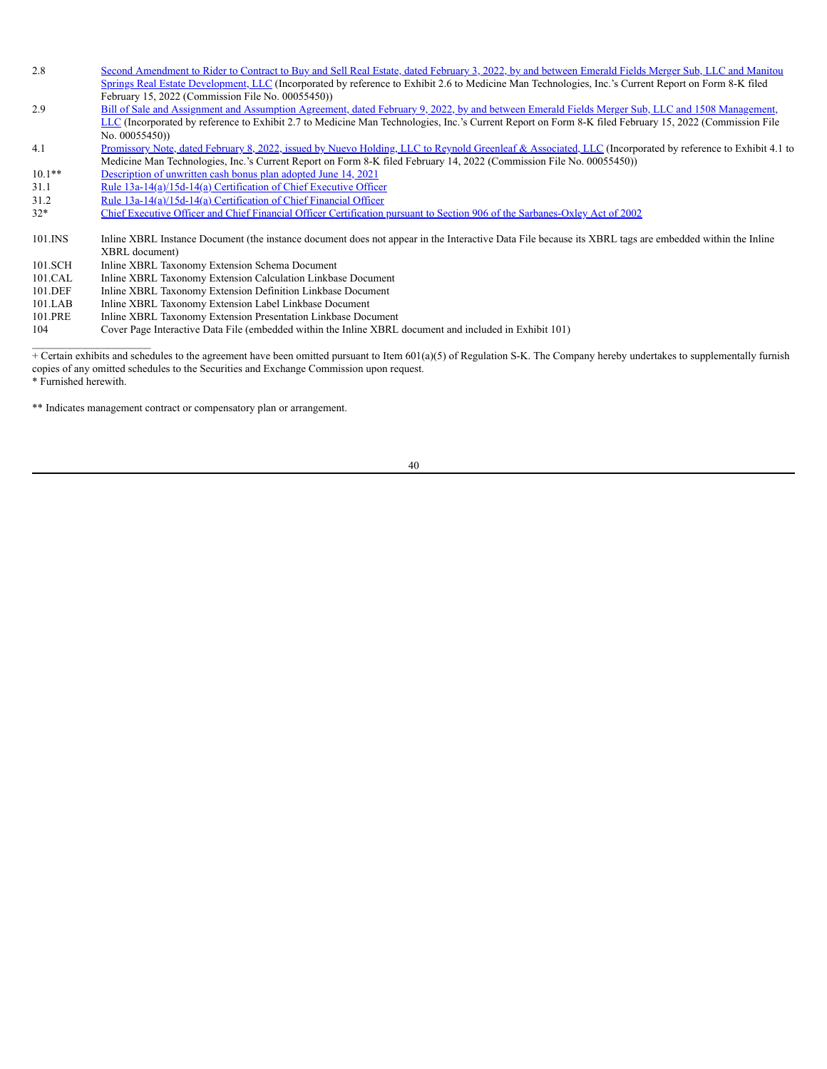| | |
|---|---|
| 2.8 | Second Amendment to Rider to Contract to Buy and Sell Real Estate, dated February 3, 2022, by and between Emerald Fields Merger Sub, LLC and Manitou Springs Real Estate Development, LLC (Incorporated by reference to Exhibit 2.6 to Medicine Man Technologies, Inc.'s Current Report on Form 8-K filed February 15, 2022 (Commission File No. 00055450)) |
| 2.9 | Bill of Sale and Assignment and Assumption Agreement, dated February 9, 2022, by and between Emerald Fields Merger Sub, LLC and 1508 Management, LLC (Incorporated by reference to Exhibit 2.7 to Medicine Man Technologies, Inc.'s Current Report on Form 8-K filed February 15, 2022 (Commission File No. 00055450)) |
| 4.1 | Promissory Note, dated February 8, 2022, issued by Nuevo Holding, LLC to Reynold Greenleaf & Associated, LLC (Incorporated by reference to Exhibit 4.1 to Medicine Man Technologies, Inc.'s Current Report on Form 8-K filed February 14, 2022 (Commission File No. 00055450)) |
| 10.1** | Description of unwritten cash bonus plan adopted June 14, 2021 |
| 31.1 | Rule 13a-14(a)/15d-14(a) Certification of Chief Executive Officer |
| 31.2 | Rule 13a-14(a)/15d-14(a) Certification of Chief Financial Officer |
| 32* | Chief Executive Officer and Chief Financial Officer Certification pursuant to Section 906 of the Sarbanes-Oxley Act of 2002 |
| 101.INS | Inline XBRL Instance Document (the instance document does not appear in the Interactive Data File because its XBRL tags are embedded within the Inline XBRL document) |
| 101.SCH | Inline XBRL Taxonomy Extension Schema Document |
| 101.CAL | Inline XBRL Taxonomy Extension Calculation Linkbase Document |
| 101.DEF | Inline XBRL Taxonomy Extension Definition Linkbase Document |
| 101.LAB | Inline XBRL Taxonomy Extension Label Linkbase Document |
| 101.PRE | Inline XBRL Taxonomy Extension Presentation Linkbase Document |
| 104 | Cover Page Interactive Data File (embedded within the Inline XBRL document and included in Exhibit 101) |

---

+ Certain exhibits and schedules to the agreement have been omitted pursuant to Item 601(a)(5) of Regulation S-K. The Company hereby undertakes to supplementally furnish copies of any omitted schedules to the Securities and Exchange Commission upon request.

* Furnished herewith.

** Indicates management contract or compensatory plan or arrangement.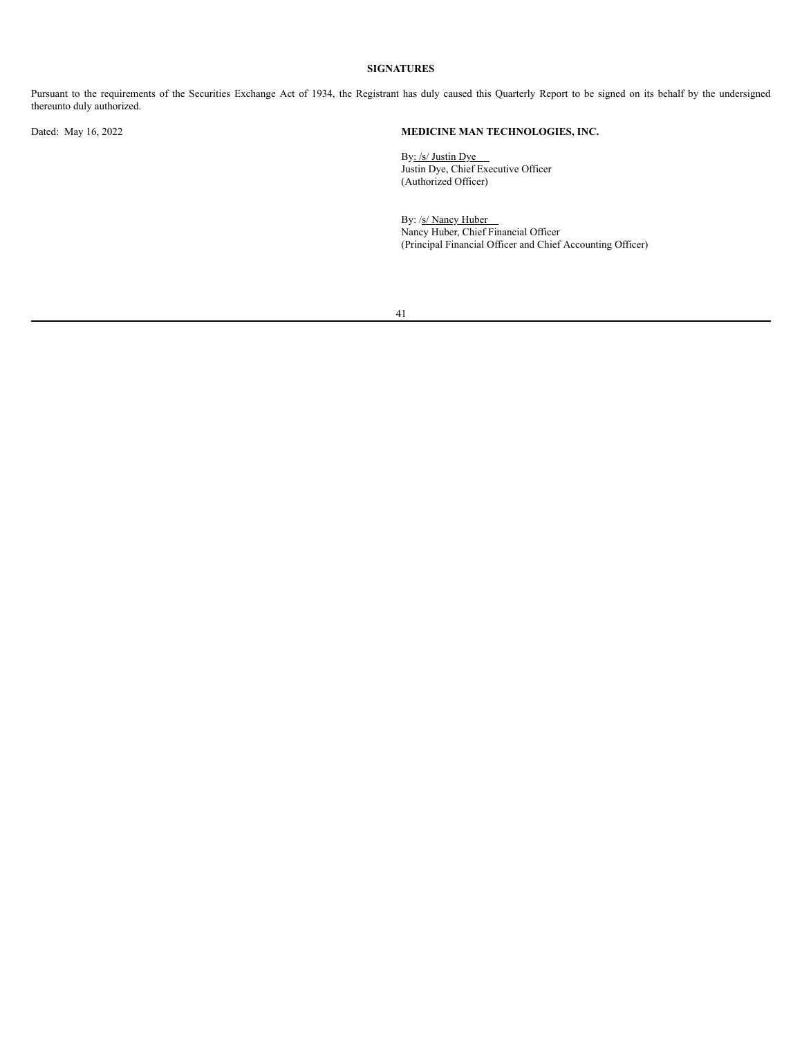**SIGNATURES**

Pursuant to the requirements of the Securities Exchange Act of 1934, the Registrant has duly caused this Quarterly Report to be signed on its behalf by the undersigned thereunto duly authorized.

Dated: May 16, 2022

**MEDICINE MAN TECHNOLOGIES, INC.**

By: /s/ Justin Dye
Justin Dye, Chief Executive Officer
(Authorized Officer)

By: /s/ Nancy Huber
Nancy Huber, Chief Financial Officer
(Principal Financial Officer and Chief Accounting Officer)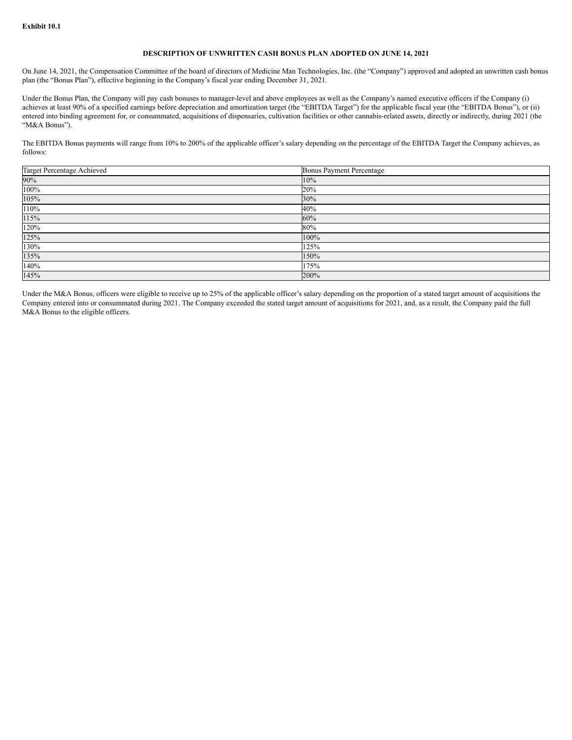**Exhibit 10.1**

**DESCRIPTION OF UNWRITTEN CASH BONUS PLAN ADOPTED ON JUNE 14, 2021**

On June 14, 2021, the Compensation Committee of the board of directors of Medicine Man Technologies, Inc. (the "Company") approved and adopted an unwritten cash bonus plan (the "Bonus Plan"), effective beginning in the Company's fiscal year ending December 31, 2021.

Under the Bonus Plan, the Company will pay cash bonuses to manager-level and above employees as well as the Company's named executive officers if the Company (i) achieves at least 90% of a specified earnings before depreciation and amortization target (the "EBITDA Target") for the applicable fiscal year (the "EBITDA Bonus"), or (ii) entered into binding agreement for, or consummated, acquisitions of dispensaries, cultivation facilities or other cannabis-related assets, directly or indirectly, during 2021 (the "M&A Bonus").

The EBITDA Bonus payments will range from 10% to 200% of the applicable officer's salary depending on the percentage of the EBITDA Target the Company achieves, as follows:

| Target Percentage Achieved | Bonus Payment Percentage |
|---|---|
| 90% | 10% |
| 100% | 20% |
| 105% | 30% |
| 110% | 40% |
| 115% | 60% |
| 120% | 80% |
| 125% | 100% |
| 130% | 125% |
| 135% | 150% |
| 140% | 175% |
| 145% | 200% |

Under the M&A Bonus, officers were eligible to receive up to 25% of the applicable officer's salary depending on the proportion of a stated target amount of acquisitions the Company entered into or consummated during 2021. The Company exceeded the stated target amount of acquisitions for 2021, and, as a result, the Company paid the full M&A Bonus to the eligible officers.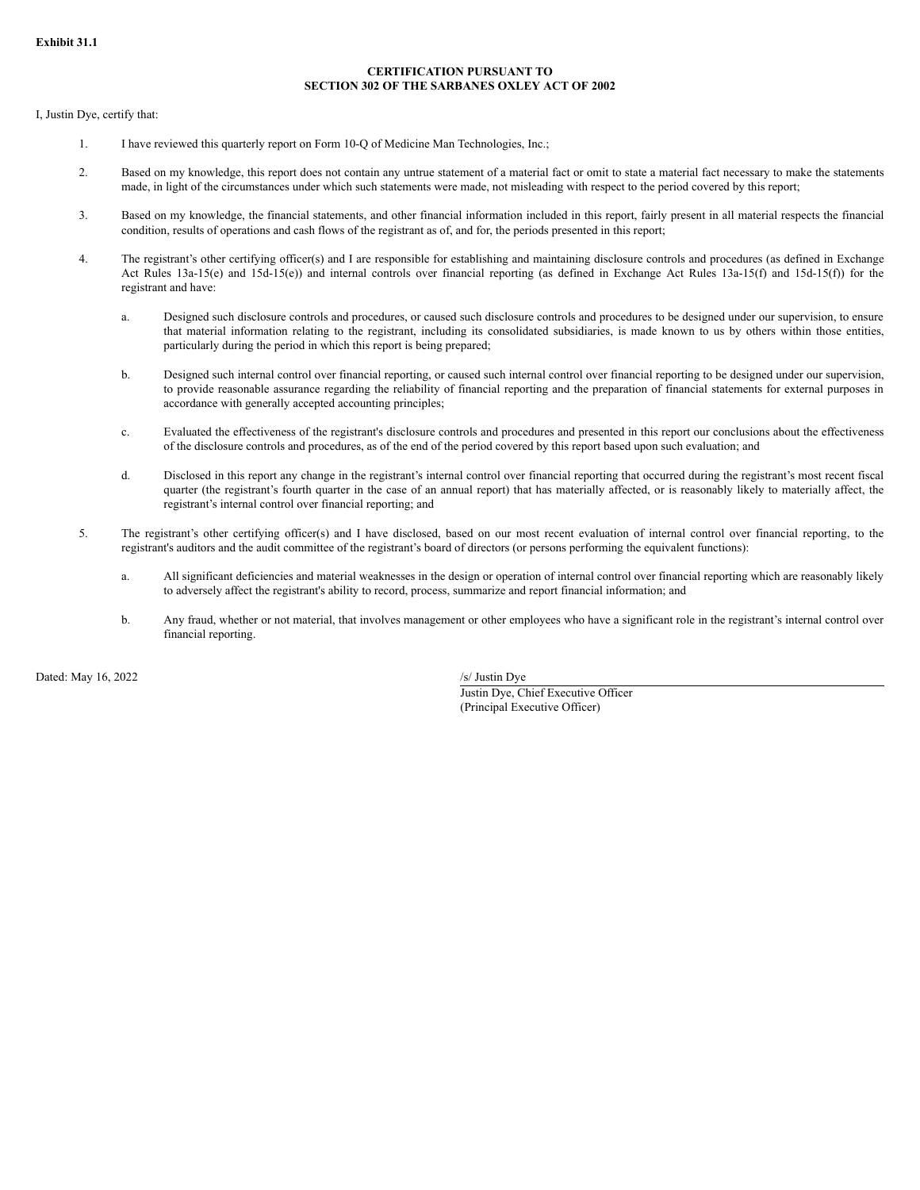**Exhibit 31.1**

**CERTIFICATION PURSUANT TO**
**SECTION 302 OF THE SARBANES OXLEY ACT OF 2002**

I, Justin Dye, certify that:

1. I have reviewed this quarterly report on Form 10-Q of Medicine Man Technologies, Inc.;

2. Based on my knowledge, this report does not contain any untrue statement of a material fact or omit to state a material fact necessary to make the statements made, in light of the circumstances under which such statements were made, not misleading with respect to the period covered by this report;

3. Based on my knowledge, the financial statements, and other financial information included in this report, fairly present in all material respects the financial condition, results of operations and cash flows of the registrant as of, and for, the periods presented in this report;

4. The registrant's other certifying officer(s) and I are responsible for establishing and maintaining disclosure controls and procedures (as defined in Exchange Act Rules 13a-15(e) and 15d-15(e)) and internal controls over financial reporting (as defined in Exchange Act Rules 13a-15(f) and 15d-15(f)) for the registrant and have:

   a. Designed such disclosure controls and procedures, or caused such disclosure controls and procedures to be designed under our supervision, to ensure that material information relating to the registrant, including its consolidated subsidiaries, is made known to us by others within those entities, particularly during the period in which this report is being prepared;

   b. Designed such internal control over financial reporting, or caused such internal control over financial reporting to be designed under our supervision, to provide reasonable assurance regarding the reliability of financial reporting and the preparation of financial statements for external purposes in accordance with generally accepted accounting principles;

   c. Evaluated the effectiveness of the registrant's disclosure controls and procedures and presented in this report our conclusions about the effectiveness of the disclosure controls and procedures, as of the end of the period covered by this report based upon such evaluation; and

   d. Disclosed in this report any change in the registrant's internal control over financial reporting that occurred during the registrant's most recent fiscal quarter (the registrant's fourth quarter in the case of an annual report) that has materially affected, or is reasonably likely to materially affect, the registrant's internal control over financial reporting; and

5. The registrant's other certifying officer(s) and I have disclosed, based on our most recent evaluation of internal control over financial reporting, to the registrant's auditors and the audit committee of the registrant's board of directors (or persons performing the equivalent functions):

   a. All significant deficiencies and material weaknesses in the design or operation of internal control over financial reporting which are reasonably likely to adversely affect the registrant's ability to record, process, summarize and report financial information; and

   b. Any fraud, whether or not material, that involves management or other employees who have a significant role in the registrant's internal control over financial reporting.

Dated: May 16, 2022

/s/ Justin Dye
Justin Dye, Chief Executive Officer
(Principal Executive Officer)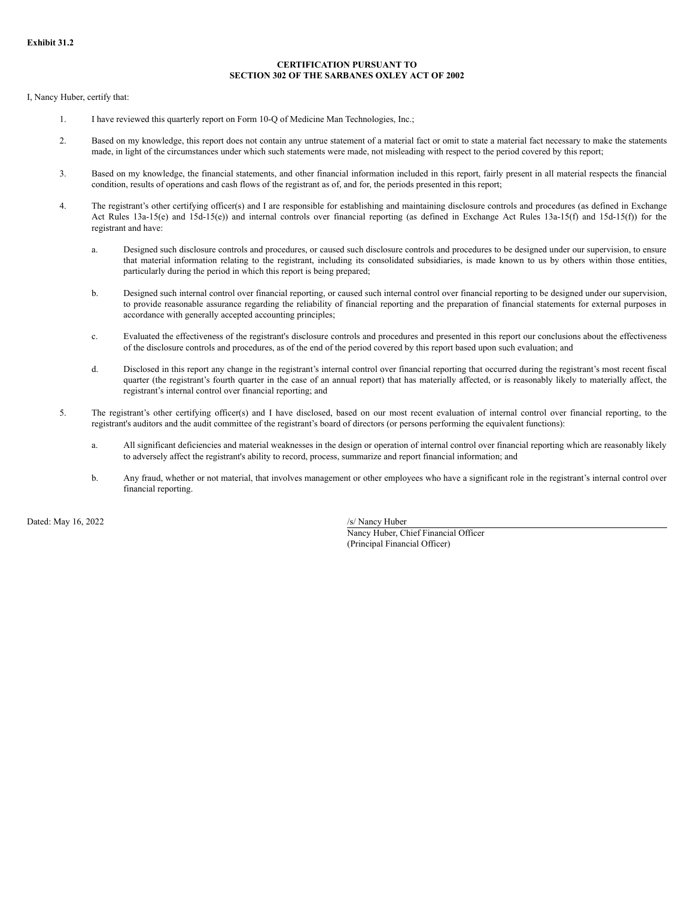**Exhibit 31.2**

**CERTIFICATION PURSUANT TO**
**SECTION 302 OF THE SARBANES OXLEY ACT OF 2002**

I, Nancy Huber, certify that:

1. I have reviewed this quarterly report on Form 10-Q of Medicine Man Technologies, Inc.;

2. Based on my knowledge, this report does not contain any untrue statement of a material fact or omit to state a material fact necessary to make the statements made, in light of the circumstances under which such statements were made, not misleading with respect to the period covered by this report;

3. Based on my knowledge, the financial statements, and other financial information included in this report, fairly present in all material respects the financial condition, results of operations and cash flows of the registrant as of, and for, the periods presented in this report;

4. The registrant's other certifying officer(s) and I are responsible for establishing and maintaining disclosure controls and procedures (as defined in Exchange Act Rules 13a-15(e) and 15d-15(e)) and internal controls over financial reporting (as defined in Exchange Act Rules 13a-15(f) and 15d-15(f)) for the registrant and have:

   a. Designed such disclosure controls and procedures, or caused such disclosure controls and procedures to be designed under our supervision, to ensure that material information relating to the registrant, including its consolidated subsidiaries, is made known to us by others within those entities, particularly during the period in which this report is being prepared;

   b. Designed such internal control over financial reporting, or caused such internal control over financial reporting to be designed under our supervision, to provide reasonable assurance regarding the reliability of financial reporting and the preparation of financial statements for external purposes in accordance with generally accepted accounting principles;

   c. Evaluated the effectiveness of the registrant's disclosure controls and procedures and presented in this report our conclusions about the effectiveness of the disclosure controls and procedures, as of the end of the period covered by this report based upon such evaluation; and

   d. Disclosed in this report any change in the registrant's internal control over financial reporting that occurred during the registrant's most recent fiscal quarter (the registrant's fourth quarter in the case of an annual report) that has materially affected, or is reasonably likely to materially affect, the registrant's internal control over financial reporting; and

5. The registrant's other certifying officer(s) and I have disclosed, based on our most recent evaluation of internal control over financial reporting, to the registrant's auditors and the audit committee of the registrant's board of directors (or persons performing the equivalent functions):

   a. All significant deficiencies and material weaknesses in the design or operation of internal control over financial reporting which are reasonably likely to adversely affect the registrant's ability to record, process, summarize and report financial information; and

   b. Any fraud, whether or not material, that involves management or other employees who have a significant role in the registrant's internal control over financial reporting.

Dated: May 16, 2022

/s/ Nancy Huber
Nancy Huber, Chief Financial Officer
(Principal Financial Officer)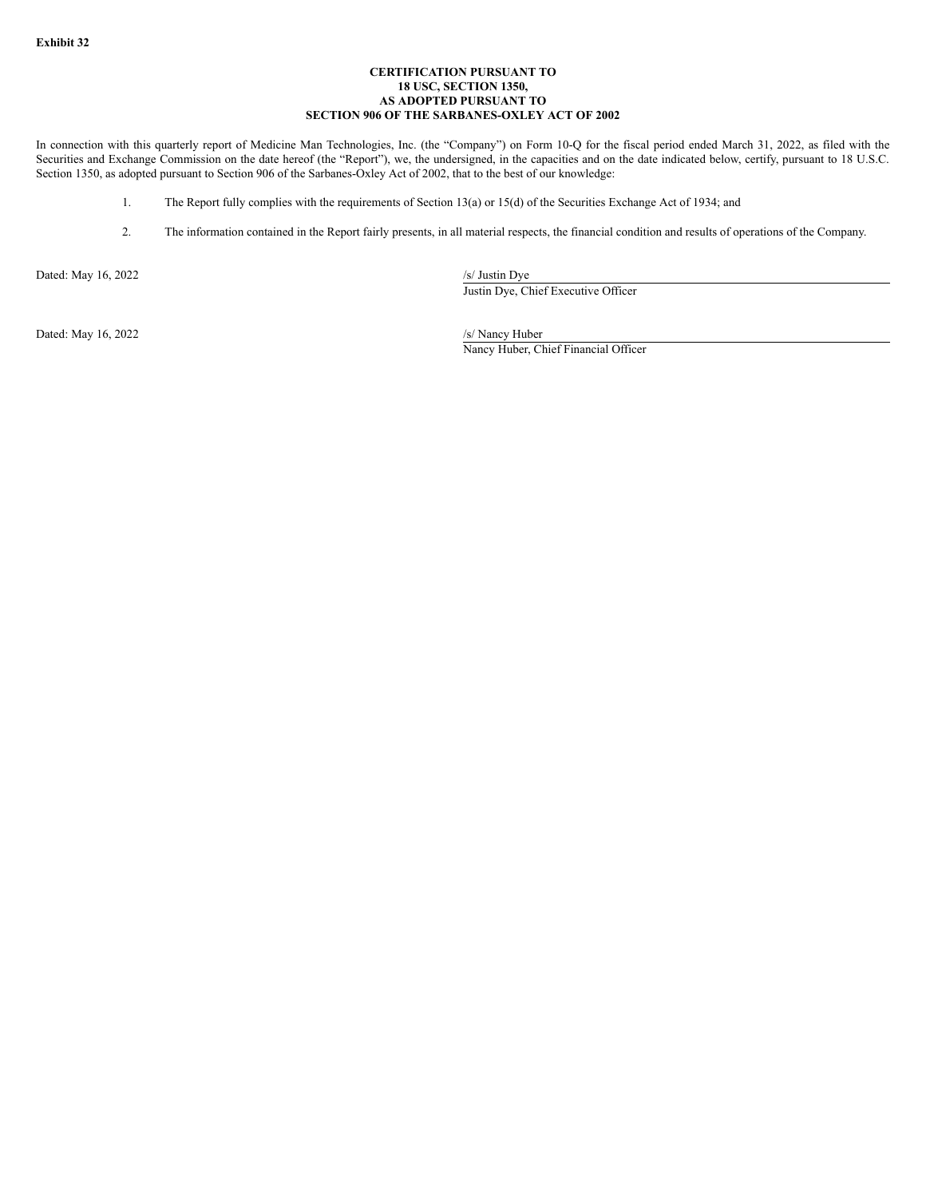**Exhibit 32**

**CERTIFICATION PURSUANT TO**
**18 USC, SECTION 1350,**
**AS ADOPTED PURSUANT TO**
**SECTION 906 OF THE SARBANES-OXLEY ACT OF 2002**

In connection with this quarterly report of Medicine Man Technologies, Inc. (the "Company") on Form 10-Q for the fiscal period ended March 31, 2022, as filed with the Securities and Exchange Commission on the date hereof (the "Report"), we, the undersigned, in the capacities and on the date indicated below, certify, pursuant to 18 U.S.C. Section 1350, as adopted pursuant to Section 906 of the Sarbanes-Oxley Act of 2002, that to the best of our knowledge:

1. The Report fully complies with the requirements of Section 13(a) or 15(d) of the Securities Exchange Act of 1934; and

2. The information contained in the Report fairly presents, in all material respects, the financial condition and results of operations of the Company.

Dated: May 16, 2022

/s/ Justin Dye
Justin Dye, Chief Executive Officer

Dated: May 16, 2022

/s/ Nancy Huber
Nancy Huber, Chief Financial Officer